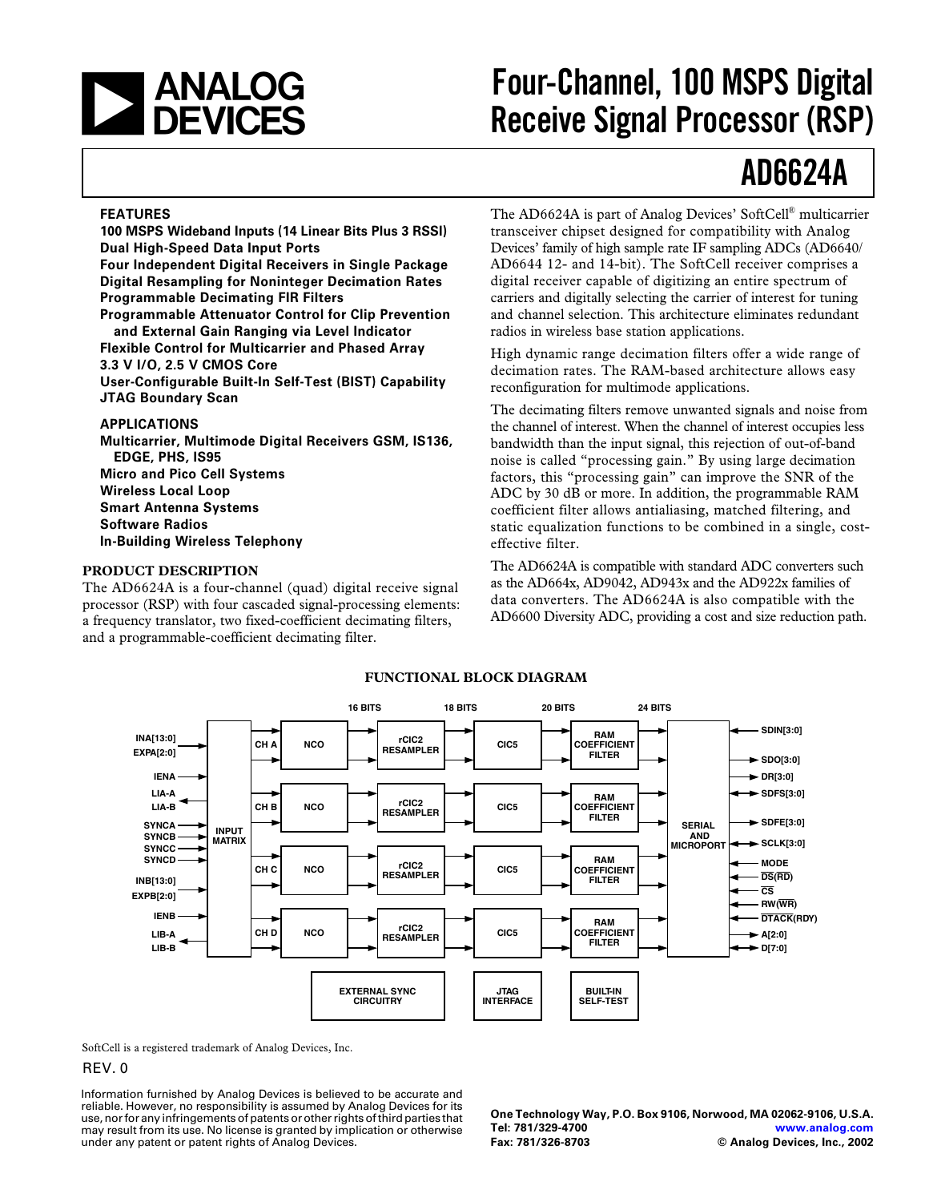# ANALOG DEVICES

# Four-Channel, 100 MSPS Digital Receive Signal Processor (RSP)

# AD6624A

## FEATURES

**100 MSPS Wideband Inputs (14 Linear Bits Plus 3 RSSI)**
**Dual High-Speed Data Input Ports**
**Four Independent Digital Receivers in Single Package**
**Digital Resampling for Noninteger Decimation Rates**
**Programmable Decimating FIR Filters**
**Programmable Attenuator Control for Clip Prevention and External Gain Ranging via Level Indicator**
**Flexible Control for Multicarrier and Phased Array**
**3.3 V I/O, 2.5 V CMOS Core**
**User-Configurable Built-In Self-Test (BIST) Capability**
**JTAG Boundary Scan**

## APPLICATIONS

**Multicarrier, Multimode Digital Receivers GSM, IS136, EDGE, PHS, IS95**
**Micro and Pico Cell Systems**
**Wireless Local Loop**
**Smart Antenna Systems**
**Software Radios**
**In-Building Wireless Telephony**

## PRODUCT DESCRIPTION

The AD6624A is a four-channel (quad) digital receive signal processor (RSP) with four cascaded signal-processing elements: a frequency translator, two fixed-coefficient decimating filters, and a programmable-coefficient decimating filter.

The AD6624A is part of Analog Devices' SoftCell® multicarrier transceiver chipset designed for compatibility with Analog Devices' family of high sample rate IF sampling ADCs (AD6640/AD6644 12- and 14-bit). The SoftCell receiver comprises a digital receiver capable of digitizing an entire spectrum of carriers and digitally selecting the carrier of interest for tuning and channel selection. This architecture eliminates redundant radios in wireless base station applications.

High dynamic range decimation filters offer a wide range of decimation rates. The RAM-based architecture allows easy reconfiguration for multimode applications.

The decimating filters remove unwanted signals and noise from the channel of interest. When the channel of interest occupies less bandwidth than the input signal, this rejection of out-of-band noise is called "processing gain." By using large decimation factors, this "processing gain" can improve the SNR of the ADC by 30 dB or more. In addition, the programmable RAM coefficient filter allows antialiasing, matched filtering, and static equalization functions to be combined in a single, cost-effective filter.

The AD6624A is compatible with standard ADC converters such as the AD664x, AD9042, AD943x and the AD922x families of data converters. The AD6624A is also compatible with the AD6600 Diversity ADC, providing a cost and size reduction path.

### FUNCTIONAL BLOCK DIAGRAM

INA[13:0], EXPA[2:0], IENA, LIA-A, LIA-B, SYNCA, SYNCB, SYNCC, SYNCD, INB[13:0], EXPB[2:0], IENB, LIB-A, LIB-B → INPUT MATRIX → CH A / CH B / CH C / CH D → NCO → (16 BITS) rCIC2 RESAMPLER → (18 BITS) CIC5 → (20 BITS) RAM COEFFICIENT FILTER → (24 BITS) SERIAL AND MICROPORT → SDIN[3:0], SDO[3:0], DR[3:0], SDFS[3:0], SDFE[3:0], SCLK[3:0], MODE, DS(RD), CS, RW(WR), DTACK(RDY), A[2:0], D[7:0]

EXTERNAL SYNC CIRCUITRY | JTAG INTERFACE | BUILT-IN SELF-TEST

SoftCell is a registered trademark of Analog Devices, Inc.

REV. 0

Information furnished by Analog Devices is believed to be accurate and reliable. However, no responsibility is assumed by Analog Devices for its use, nor for any infringements of patents or other rights of third parties that may result from its use. No license is granted by implication or otherwise under any patent or patent rights of Analog Devices.

One Technology Way, P.O. Box 9106, Norwood, MA 02062-9106, U.S.A.
Tel: 781/329-4700 www.analog.com
Fax: 781/326-8703 © Analog Devices, Inc., 2002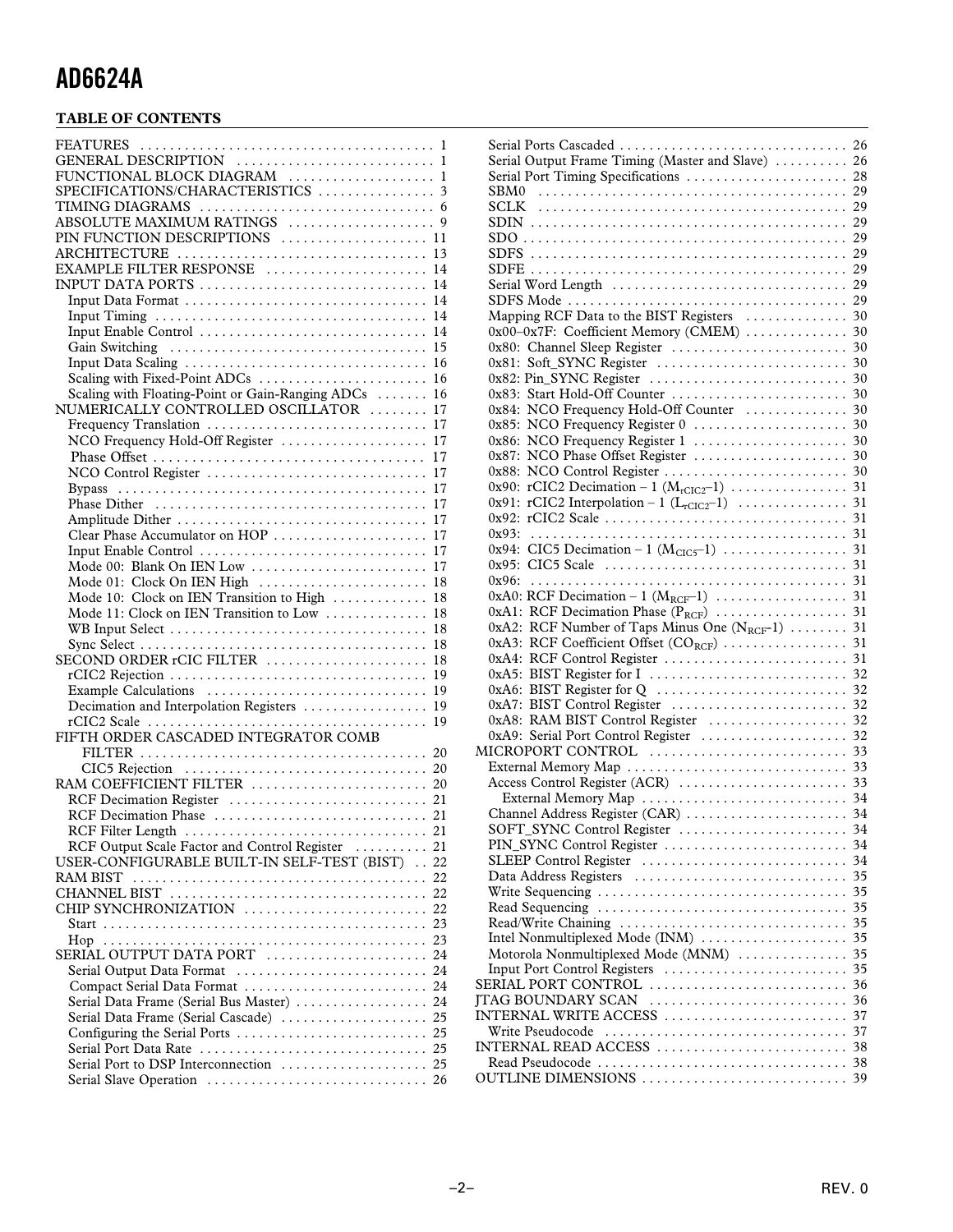## TABLE OF CONTENTS

FEATURES . . . . . . . . . . . . . . . . . . . . . . . . . . . . . . . . . . . . . . . . 1
GENERAL DESCRIPTION . . . . . . . . . . . . . . . . . . . . . . . . . . . 1
FUNCTIONAL BLOCK DIAGRAM . . . . . . . . . . . . . . . . . . . . 1
SPECIFICATIONS/CHARACTERISTICS . . . . . . . . . . . . . . . . 3
TIMING DIAGRAMS . . . . . . . . . . . . . . . . . . . . . . . . . . . . . . . . 6
ABSOLUTE MAXIMUM RATINGS . . . . . . . . . . . . . . . . . . . . 9
PIN FUNCTION DESCRIPTIONS . . . . . . . . . . . . . . . . . . . . 11
ARCHITECTURE . . . . . . . . . . . . . . . . . . . . . . . . . . . . . . . . . 13
EXAMPLE FILTER RESPONSE . . . . . . . . . . . . . . . . . . . . . . 14
INPUT DATA PORTS . . . . . . . . . . . . . . . . . . . . . . . . . . . . . . . 14
  Input Data Format . . . . . . . . . . . . . . . . . . . . . . . . . . . . . . . . . 14
  Input Timing . . . . . . . . . . . . . . . . . . . . . . . . . . . . . . . . . . . . 14
  Input Enable Control . . . . . . . . . . . . . . . . . . . . . . . . . . . . . . . 14
  Gain Switching . . . . . . . . . . . . . . . . . . . . . . . . . . . . . . . . . . . 15
  Input Data Scaling . . . . . . . . . . . . . . . . . . . . . . . . . . . . . . . . 16
  Scaling with Fixed-Point ADCs . . . . . . . . . . . . . . . . . . . . . . . 16
  Scaling with Floating-Point or Gain-Ranging ADCs . . . . . . . 16
NUMERICALLY CONTROLLED OSCILLATOR . . . . . . . . 17
  Frequency Translation . . . . . . . . . . . . . . . . . . . . . . . . . . . . . . 17
  NCO Frequency Hold-Off Register . . . . . . . . . . . . . . . . . . . . 17
  Phase Offset . . . . . . . . . . . . . . . . . . . . . . . . . . . . . . . . . . . . 17
  NCO Control Register . . . . . . . . . . . . . . . . . . . . . . . . . . . . . . 17
  Bypass . . . . . . . . . . . . . . . . . . . . . . . . . . . . . . . . . . . . . . . . . 17
  Phase Dither . . . . . . . . . . . . . . . . . . . . . . . . . . . . . . . . . . . . 17
  Amplitude Dither . . . . . . . . . . . . . . . . . . . . . . . . . . . . . . . . . . 17
  Clear Phase Accumulator on HOP . . . . . . . . . . . . . . . . . . . . . 17
  Input Enable Control . . . . . . . . . . . . . . . . . . . . . . . . . . . . . . . 17
  Mode 00: Blank On IEN Low . . . . . . . . . . . . . . . . . . . . . . . . 17
  Mode 01: Clock On IEN High . . . . . . . . . . . . . . . . . . . . . . . 18
  Mode 10: Clock on IEN Transition to High . . . . . . . . . . . . . 18
  Mode 11: Clock on IEN Transition to Low . . . . . . . . . . . . . . 18
  WB Input Select . . . . . . . . . . . . . . . . . . . . . . . . . . . . . . . . . . . 18
  Sync Select . . . . . . . . . . . . . . . . . . . . . . . . . . . . . . . . . . . . . . 18
SECOND ORDER rCIC FILTER . . . . . . . . . . . . . . . . . . . . . . 18
  rCIC2 Rejection . . . . . . . . . . . . . . . . . . . . . . . . . . . . . . . . . . . 19
  Example Calculations . . . . . . . . . . . . . . . . . . . . . . . . . . . . . . 19
  Decimation and Interpolation Registers . . . . . . . . . . . . . . . . . 19
  rCIC2 Scale . . . . . . . . . . . . . . . . . . . . . . . . . . . . . . . . . . . . . . 19
FIFTH ORDER CASCADED INTEGRATOR COMB FILTER . . . . . . . . . . . . . . . . . . . . . . . . . . . . . . . . . . . . . . . 20
  CIC5 Rejection . . . . . . . . . . . . . . . . . . . . . . . . . . . . . . . . . . 20
RAM COEFFICIENT FILTER . . . . . . . . . . . . . . . . . . . . . . . . 20
  RCF Decimation Register . . . . . . . . . . . . . . . . . . . . . . . . . . . 21
  RCF Decimation Phase . . . . . . . . . . . . . . . . . . . . . . . . . . . . . 21
  RCF Filter Length . . . . . . . . . . . . . . . . . . . . . . . . . . . . . . . . . 21
  RCF Output Scale Factor and Control Register . . . . . . . . . . 21
USER-CONFIGURABLE BUILT-IN SELF-TEST (BIST) . . 22
RAM BIST . . . . . . . . . . . . . . . . . . . . . . . . . . . . . . . . . . . . . . . . 22
CHANNEL BIST . . . . . . . . . . . . . . . . . . . . . . . . . . . . . . . . . . . 22
CHIP SYNCHRONIZATION . . . . . . . . . . . . . . . . . . . . . . . . . 22
  Start . . . . . . . . . . . . . . . . . . . . . . . . . . . . . . . . . . . . . . . . . . . . 23
  Hop . . . . . . . . . . . . . . . . . . . . . . . . . . . . . . . . . . . . . . . . . . . . 23
SERIAL OUTPUT DATA PORT . . . . . . . . . . . . . . . . . . . . . . 24
  Serial Output Data Format . . . . . . . . . . . . . . . . . . . . . . . . . . 24
  Compact Serial Data Format . . . . . . . . . . . . . . . . . . . . . . . . . 24
  Serial Data Frame (Serial Bus Master) . . . . . . . . . . . . . . . . . . 24
  Serial Data Frame (Serial Cascade) . . . . . . . . . . . . . . . . . . . . 25
  Configuring the Serial Ports . . . . . . . . . . . . . . . . . . . . . . . . . . 25
  Serial Port Data Rate . . . . . . . . . . . . . . . . . . . . . . . . . . . . . . . 25
  Serial Port to DSP Interconnection . . . . . . . . . . . . . . . . . . . . 25
  Serial Slave Operation . . . . . . . . . . . . . . . . . . . . . . . . . . . . . . 26
  Serial Ports Cascaded . . . . . . . . . . . . . . . . . . . . . . . . . . . . . . 26
  Serial Output Frame Timing (Master and Slave) . . . . . . . . . . 26
  Serial Port Timing Specifications . . . . . . . . . . . . . . . . . . . . . . 28
  SBM0 . . . . . . . . . . . . . . . . . . . . . . . . . . . . . . . . . . . . . . . . . . 29
  SCLK . . . . . . . . . . . . . . . . . . . . . . . . . . . . . . . . . . . . . . . . . . 29
  SDIN . . . . . . . . . . . . . . . . . . . . . . . . . . . . . . . . . . . . . . . . . . 29
  SDO . . . . . . . . . . . . . . . . . . . . . . . . . . . . . . . . . . . . . . . . . . . 29
  SDFS . . . . . . . . . . . . . . . . . . . . . . . . . . . . . . . . . . . . . . . . . . 29
  SDFE . . . . . . . . . . . . . . . . . . . . . . . . . . . . . . . . . . . . . . . . . . 29
  Serial Word Length . . . . . . . . . . . . . . . . . . . . . . . . . . . . . . . . 29
  SDFS Mode . . . . . . . . . . . . . . . . . . . . . . . . . . . . . . . . . . . . . 29
  Mapping RCF Data to the BIST Registers . . . . . . . . . . . . . . 30
  0x00–0x7F: Coefficient Memory (CMEM) . . . . . . . . . . . . . . 30
  0x80: Channel Sleep Register . . . . . . . . . . . . . . . . . . . . . . . . 30
  0x81: Soft_SYNC Register . . . . . . . . . . . . . . . . . . . . . . . . . . 30
  0x82: Pin_SYNC Register . . . . . . . . . . . . . . . . . . . . . . . . . . . 30
  0x83: Start Hold-Off Counter . . . . . . . . . . . . . . . . . . . . . . . . 30
  0x84: NCO Frequency Hold-Off Counter . . . . . . . . . . . . . . 30
  0x85: NCO Frequency Register 0 . . . . . . . . . . . . . . . . . . . . . 30
  0x86: NCO Frequency Register 1 . . . . . . . . . . . . . . . . . . . . . 30
  0x87: NCO Phase Offset Register . . . . . . . . . . . . . . . . . . . . . 30
  0x88: NCO Control Register . . . . . . . . . . . . . . . . . . . . . . . . . 30
  0x90: rCIC2 Decimation – 1 ($M_{rCIC2}$–1) . . . . . . . . . . . . . . . . 31
  0x91: rCIC2 Interpolation – 1 ($L_{rCIC2}$–1) . . . . . . . . . . . . . . . 31
  0x92: rCIC2 Scale . . . . . . . . . . . . . . . . . . . . . . . . . . . . . . . . . 31
  0x93: . . . . . . . . . . . . . . . . . . . . . . . . . . . . . . . . . . . . . . . . . . 31
  0x94: CIC5 Decimation – 1 ($M_{CIC5}$–1) . . . . . . . . . . . . . . . . 31
  0x95: CIC5 Scale . . . . . . . . . . . . . . . . . . . . . . . . . . . . . . . . . 31
  0x96: . . . . . . . . . . . . . . . . . . . . . . . . . . . . . . . . . . . . . . . . . . 31
  0xA0: RCF Decimation – 1 ($M_{RCF}$–1) . . . . . . . . . . . . . . . . . 31
  0xA1: RCF Decimation Phase ($P_{RCF}$) . . . . . . . . . . . . . . . . . . 31
  0xA2: RCF Number of Taps Minus One ($N_{RCF}$-1) . . . . . . . . 31
  0xA3: RCF Coefficient Offset ($CO_{RCF}$) . . . . . . . . . . . . . . . . 31
  0xA4: RCF Control Register . . . . . . . . . . . . . . . . . . . . . . . . . 31
  0xA5: BIST Register for I . . . . . . . . . . . . . . . . . . . . . . . . . . . 32
  0xA6: BIST Register for Q . . . . . . . . . . . . . . . . . . . . . . . . . . 32
  0xA7: BIST Control Register . . . . . . . . . . . . . . . . . . . . . . . . 32
  0xA8: RAM BIST Control Register . . . . . . . . . . . . . . . . . . . 32
  0xA9: Serial Port Control Register . . . . . . . . . . . . . . . . . . . . 32
MICROPORT CONTROL . . . . . . . . . . . . . . . . . . . . . . . . . . . 33
  External Memory Map . . . . . . . . . . . . . . . . . . . . . . . . . . . . . . 33
  Access Control Register (ACR) . . . . . . . . . . . . . . . . . . . . . . . 33
    External Memory Map . . . . . . . . . . . . . . . . . . . . . . . . . . . . 34
  Channel Address Register (CAR) . . . . . . . . . . . . . . . . . . . . . . 34
  SOFT_SYNC Control Register . . . . . . . . . . . . . . . . . . . . . . . 34
  PIN_SYNC Control Register . . . . . . . . . . . . . . . . . . . . . . . . . 34
  SLEEP Control Register . . . . . . . . . . . . . . . . . . . . . . . . . . . . 34
  Data Address Registers . . . . . . . . . . . . . . . . . . . . . . . . . . . . . 35
  Write Sequencing . . . . . . . . . . . . . . . . . . . . . . . . . . . . . . . . . 35
  Read Sequencing . . . . . . . . . . . . . . . . . . . . . . . . . . . . . . . . . . 35
  Read/Write Chaining . . . . . . . . . . . . . . . . . . . . . . . . . . . . . . . 35
  Intel Nonmultiplexed Mode (INM) . . . . . . . . . . . . . . . . . . . . 35
  Motorola Nonmultiplexed Mode (MNM) . . . . . . . . . . . . . . . 35
  Input Port Control Registers . . . . . . . . . . . . . . . . . . . . . . . . . 35
SERIAL PORT CONTROL . . . . . . . . . . . . . . . . . . . . . . . . . . . 36
JTAG BOUNDARY SCAN . . . . . . . . . . . . . . . . . . . . . . . . . . 36
INTERNAL WRITE ACCESS . . . . . . . . . . . . . . . . . . . . . . . . . 37
  Write Pseudocode . . . . . . . . . . . . . . . . . . . . . . . . . . . . . . . . . 37
INTERNAL READ ACCESS . . . . . . . . . . . . . . . . . . . . . . . . . . 38
  Read Pseudocode . . . . . . . . . . . . . . . . . . . . . . . . . . . . . . . . . . 38
OUTLINE DIMENSIONS . . . . . . . . . . . . . . . . . . . . . . . . . . . . 39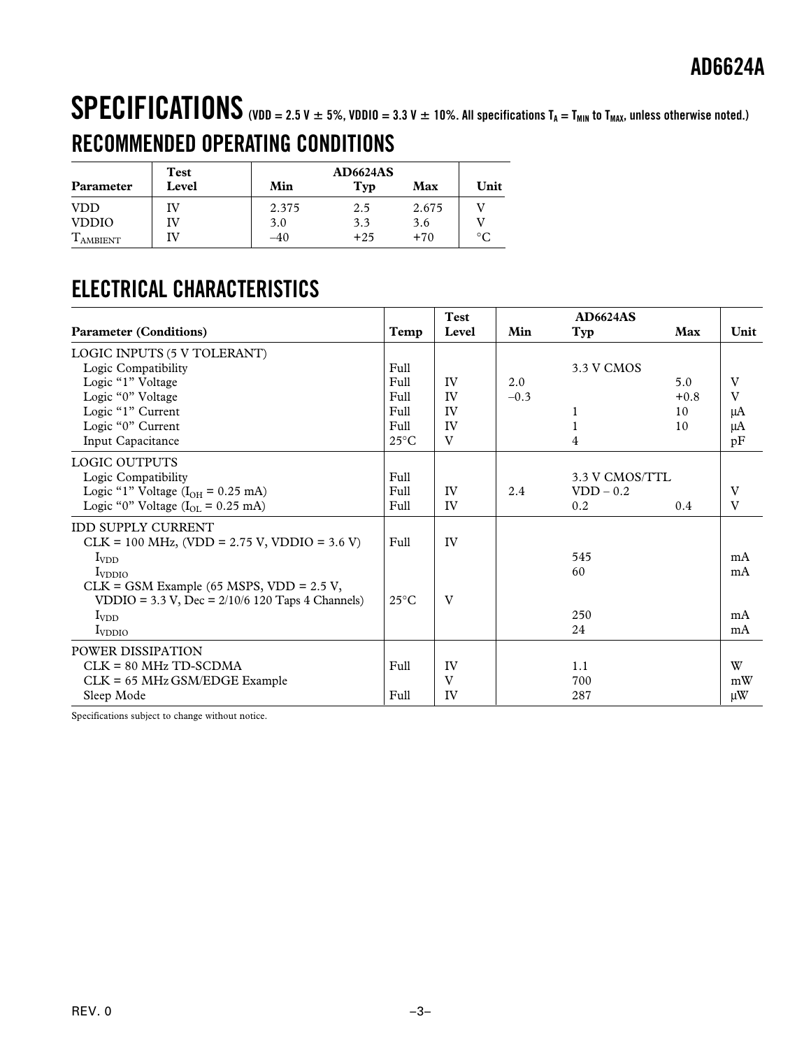# SPECIFICATIONS (VDD = 2.5 V ± 5%, VDDIO = 3.3 V ± 10%. All specifications $T_A = T_{MIN}$ to $T_{MAX}$, unless otherwise noted.)

## RECOMMENDED OPERATING CONDITIONS

| Parameter | Test Level | AD6624AS Min | Typ | Max | Unit |
|---|---|---|---|---|---|
| VDD | IV | 2.375 | 2.5 | 2.675 | V |
| VDDIO | IV | 3.0 | 3.3 | 3.6 | V |
| $T_{AMBIENT}$ | IV | –40 | +25 | +70 | °C |

## ELECTRICAL CHARACTERISTICS

| Parameter (Conditions) | Temp | Test Level | AD6624AS Min | Typ | Max | Unit |
|---|---|---|---|---|---|---|
| LOGIC INPUTS (5 V TOLERANT) | | | | | | |
| Logic Compatibility | Full | | | 3.3 V CMOS | | |
| Logic "1" Voltage | Full | IV | 2.0 | | 5.0 | V |
| Logic "0" Voltage | Full | IV | –0.3 | | +0.8 | V |
| Logic "1" Current | Full | IV | | 1 | 10 | µA |
| Logic "0" Current | Full | IV | | 1 | 10 | µA |
| Input Capacitance | 25°C | V | | 4 | | pF |
| LOGIC OUTPUTS | | | | | | |
| Logic Compatibility | Full | | | 3.3 V CMOS/TTL | | |
| Logic "1" Voltage ($I_{OH}$ = 0.25 mA) | Full | IV | 2.4 | VDD – 0.2 | | V |
| Logic "0" Voltage ($I_{OL}$ = 0.25 mA) | Full | IV | | 0.2 | 0.4 | V |
| IDD SUPPLY CURRENT | | | | | | |
| CLK = 100 MHz, (VDD = 2.75 V, VDDIO = 3.6 V) | Full | IV | | | | |
| $I_{VDD}$ | | | | 545 | | mA |
| $I_{VDDIO}$ | | | | 60 | | mA |
| CLK = GSM Example (65 MSPS, VDD = 2.5 V, VDDIO = 3.3 V, Dec = 2/10/6 120 Taps 4 Channels) | 25°C | V | | | | |
| $I_{VDD}$ | | | | 250 | | mA |
| $I_{VDDIO}$ | | | | 24 | | mA |
| POWER DISSIPATION | | | | | | |
| CLK = 80 MHz TD-SCDMA | Full | IV | | 1.1 | | W |
| CLK = 65 MHz GSM/EDGE Example | | V | | 700 | | mW |
| Sleep Mode | Full | IV | | 287 | | µW |

Specifications subject to change without notice.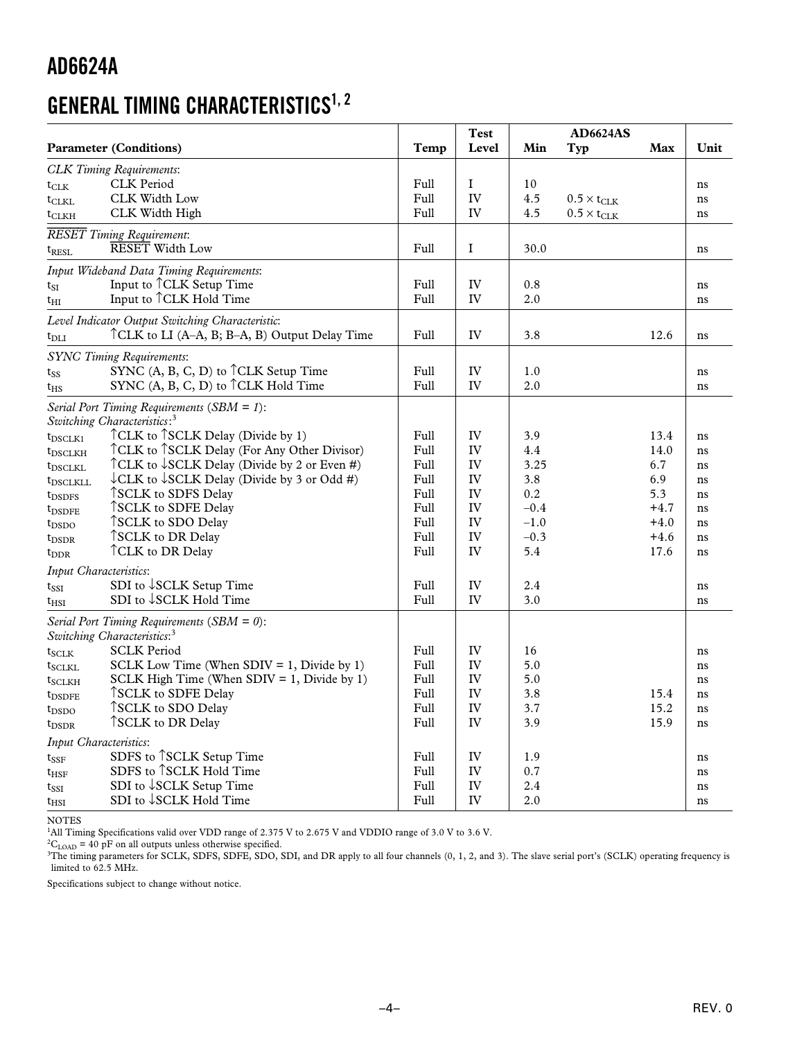## GENERAL TIMING CHARACTERISTICS[1, 2]

| Parameter (Conditions) | | Temp | Test Level | AD6624AS Min | Typ | Max | Unit |
|---|---|---|---|---|---|---|---|
| *CLK Timing Requirements*: | | | | | | | |
| $t_{CLK}$ | CLK Period | Full | I | 10 | | | ns |
| $t_{CLKL}$ | CLK Width Low | Full | IV | 4.5 | $0.5 \times t_{CLK}$ | | ns |
| $t_{CLKH}$ | CLK Width High | Full | IV | 4.5 | $0.5 \times t_{CLK}$ | | ns |
| *$\overline{RESET}$ Timing Requirement*: | | | | | | | |
| $t_{RESL}$ | $\overline{RESET}$ Width Low | Full | I | 30.0 | | | ns |
| *Input Wideband Data Timing Requirements*: | | | | | | | |
| $t_{SI}$ | Input to ↑CLK Setup Time | Full | IV | 0.8 | | | ns |
| $t_{HI}$ | Input to ↑CLK Hold Time | Full | IV | 2.0 | | | ns |
| *Level Indicator Output Switching Characteristic*: | | | | | | | |
| $t_{DLI}$ | ↑CLK to LI (A–A, B; B–A, B) Output Delay Time | Full | IV | 3.8 | | 12.6 | ns |
| *SYNC Timing Requirements*: | | | | | | | |
| $t_{SS}$ | SYNC (A, B, C, D) to ↑CLK Setup Time | Full | IV | 1.0 | | | ns |
| $t_{HS}$ | SYNC (A, B, C, D) to ↑CLK Hold Time | Full | IV | 2.0 | | | ns |
| *Serial Port Timing Requirements (SBM = 1)*: | | | | | | | |
| *Switching Characteristics*:[3] | | | | | | | |
| $t_{DSCLK1}$ | ↑CLK to ↑SCLK Delay (Divide by 1) | Full | IV | 3.9 | | 13.4 | ns |
| $t_{DSCLKH}$ | ↑CLK to ↑SCLK Delay (For Any Other Divisor) | Full | IV | 4.4 | | 14.0 | ns |
| $t_{DSCLKL}$ | ↑CLK to ↓SCLK Delay (Divide by 2 or Even #) | Full | IV | 3.25 | | 6.7 | ns |
| $t_{DSCLKLL}$ | ↓CLK to ↓SCLK Delay (Divide by 3 or Odd #) | Full | IV | 3.8 | | 6.9 | ns |
| $t_{DSDFS}$ | ↑SCLK to SDFS Delay | Full | IV | 0.2 | | 5.3 | ns |
| $t_{DSDFE}$ | ↑SCLK to SDFE Delay | Full | IV | −0.4 | | +4.7 | ns |
| $t_{DSDO}$ | ↑SCLK to SDO Delay | Full | IV | −1.0 | | +4.0 | ns |
| $t_{DSDR}$ | ↑SCLK to DR Delay | Full | IV | −0.3 | | +4.6 | ns |
| $t_{DDR}$ | ↑CLK to DR Delay | Full | IV | 5.4 | | 17.6 | ns |
| *Input Characteristics*: | | | | | | | |
| $t_{SSI}$ | SDI to ↓SCLK Setup Time | Full | IV | 2.4 | | | ns |
| $t_{HSI}$ | SDI to ↓SCLK Hold Time | Full | IV | 3.0 | | | ns |
| *Serial Port Timing Requirements (SBM = 0)*: | | | | | | | |
| *Switching Characteristics*:[3] | | | | | | | |
| $t_{SCLK}$ | SCLK Period | Full | IV | 16 | | | ns |
| $t_{SCLKL}$ | SCLK Low Time (When SDIV = 1, Divide by 1) | Full | IV | 5.0 | | | ns |
| $t_{SCLKH}$ | SCLK High Time (When SDIV = 1, Divide by 1) | Full | IV | 5.0 | | | ns |
| $t_{DSDFE}$ | ↑SCLK to SDFE Delay | Full | IV | 3.8 | | 15.4 | ns |
| $t_{DSDO}$ | ↑SCLK to SDO Delay | Full | IV | 3.7 | | 15.2 | ns |
| $t_{DSDR}$ | ↑SCLK to DR Delay | Full | IV | 3.9 | | 15.9 | ns |
| *Input Characteristics*: | | | | | | | |
| $t_{SSF}$ | SDFS to ↑SCLK Setup Time | Full | IV | 1.9 | | | ns |
| $t_{HSF}$ | SDFS to ↑SCLK Hold Time | Full | IV | 0.7 | | | ns |
| $t_{SSI}$ | SDI to ↓SCLK Setup Time | Full | IV | 2.4 | | | ns |
| $t_{HSI}$ | SDI to ↓SCLK Hold Time | Full | IV | 2.0 | | | ns |

NOTES

[1]All Timing Specifications valid over VDD range of 2.375 V to 2.675 V and VDDIO range of 3.0 V to 3.6 V.

[2]$C_{LOAD}$ = 40 pF on all outputs unless otherwise specified.

[3]The timing parameters for SCLK, SDFS, SDFE, SDO, SDI, and DR apply to all four channels (0, 1, 2, and 3). The slave serial port's (SCLK) operating frequency is limited to 62.5 MHz.

Specifications subject to change without notice.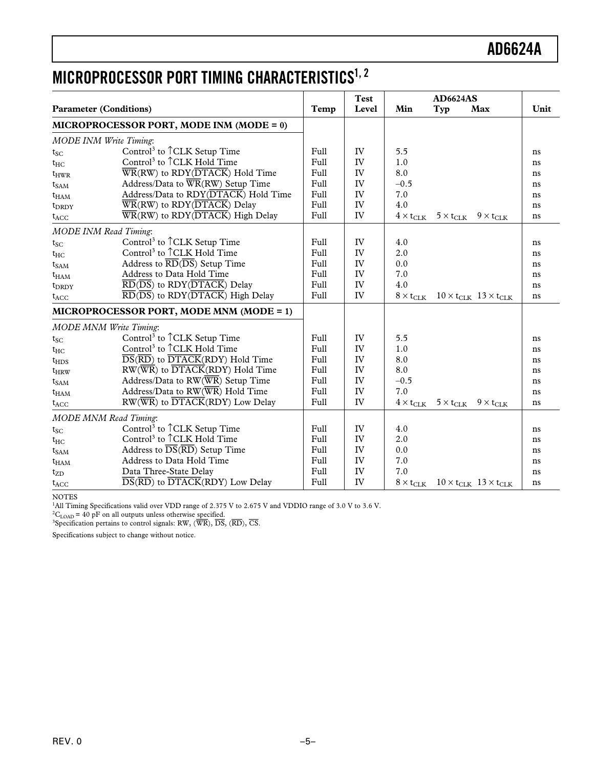# MICROPROCESSOR PORT TIMING CHARACTERISTICS[1, 2]

| Parameter (Conditions) | | Temp | Test Level | AD6624AS Min | Typ | Max | Unit |
|---|---|---|---|---|---|---|---|
| **MICROPROCESSOR PORT, MODE INM (MODE = 0)** | | | | | | | |
| *MODE INM Write Timing*: | | | | | | | |
| $t_{SC}$ | Control[3] to ↑CLK Setup Time | Full | IV | 5.5 | | | ns |
| $t_{HC}$ | Control[3] to ↑CLK Hold Time | Full | IV | 1.0 | | | ns |
| $t_{HWR}$ | $\overline{WR}$(RW) to RDY($\overline{DTACK}$) Hold Time | Full | IV | 8.0 | | | ns |
| $t_{SAM}$ | Address/Data to $\overline{WR}$(RW) Setup Time | Full | IV | –0.5 | | | ns |
| $t_{HAM}$ | Address/Data to RDY($\overline{DTACK}$) Hold Time | Full | IV | 7.0 | | | ns |
| $t_{DRDY}$ | $\overline{WR}$(RW) to RDY($\overline{DTACK}$) Delay | Full | IV | 4.0 | | | ns |
| $t_{ACC}$ | $\overline{WR}$(RW) to RDY($\overline{DTACK}$) High Delay | Full | IV | $4 \times t_{CLK}$ | $5 \times t_{CLK}$ | $9 \times t_{CLK}$ | ns |
| *MODE INM Read Timing*: | | | | | | | |
| $t_{SC}$ | Control[3] to ↑CLK Setup Time | Full | IV | 4.0 | | | ns |
| $t_{HC}$ | Control[3] to ↑CLK Hold Time | Full | IV | 2.0 | | | ns |
| $t_{SAM}$ | Address to $\overline{RD}$($\overline{DS}$) Setup Time | Full | IV | 0.0 | | | ns |
| $t_{HAM}$ | Address to Data Hold Time | Full | IV | 7.0 | | | ns |
| $t_{DRDY}$ | $\overline{RD}$($\overline{DS}$) to RDY($\overline{DTACK}$) Delay | Full | IV | 4.0 | | | ns |
| $t_{ACC}$ | $\overline{RD}$($\overline{DS}$) to RDY($\overline{DTACK}$) High Delay | Full | IV | $8 \times t_{CLK}$ | $10 \times t_{CLK}$ | $13 \times t_{CLK}$ | ns |
| **MICROPROCESSOR PORT, MODE MNM (MODE = 1)** | | | | | | | |
| *MODE MNM Write Timing*: | | | | | | | |
| $t_{SC}$ | Control[3] to ↑CLK Setup Time | Full | IV | 5.5 | | | ns |
| $t_{HC}$ | Control[3] to ↑CLK Hold Time | Full | IV | 1.0 | | | ns |
| $t_{HDS}$ | $\overline{DS}$($\overline{RD}$) to $\overline{DTACK}$(RDY) Hold Time | Full | IV | 8.0 | | | ns |
| $t_{HRW}$ | RW($\overline{WR}$) to $\overline{DTACK}$(RDY) Hold Time | Full | IV | 8.0 | | | ns |
| $t_{SAM}$ | Address/Data to RW($\overline{WR}$) Setup Time | Full | IV | –0.5 | | | ns |
| $t_{HAM}$ | Address/Data to RW($\overline{WR}$) Hold Time | Full | IV | 7.0 | | | ns |
| $t_{ACC}$ | RW($\overline{WR}$) to $\overline{DTACK}$(RDY) Low Delay | Full | IV | $4 \times t_{CLK}$ | $5 \times t_{CLK}$ | $9 \times t_{CLK}$ | ns |
| *MODE MNM Read Timing*: | | | | | | | |
| $t_{SC}$ | Control[3] to ↑CLK Setup Time | Full | IV | 4.0 | | | ns |
| $t_{HC}$ | Control[3] to ↑CLK Hold Time | Full | IV | 2.0 | | | ns |
| $t_{SAM}$ | Address to $\overline{DS}$($\overline{RD}$) Setup Time | Full | IV | 0.0 | | | ns |
| $t_{HAM}$ | Address to Data Hold Time | Full | IV | 7.0 | | | ns |
| $t_{ZD}$ | Data Three-State Delay | Full | IV | 7.0 | | | ns |
| $t_{ACC}$ | $\overline{DS}$($\overline{RD}$) to $\overline{DTACK}$(RDY) Low Delay | Full | IV | $8 \times t_{CLK}$ | $10 \times t_{CLK}$ | $13 \times t_{CLK}$ | ns |

NOTES

[1]All Timing Specifications valid over VDD range of 2.375 V to 2.675 V and VDDIO range of 3.0 V to 3.6 V.

[2]$C_{LOAD}$ = 40 pF on all outputs unless otherwise specified.

[3]Specification pertains to control signals: RW, ($\overline{WR}$), $\overline{DS}$, ($\overline{RD}$), $\overline{CS}$.

Specifications subject to change without notice.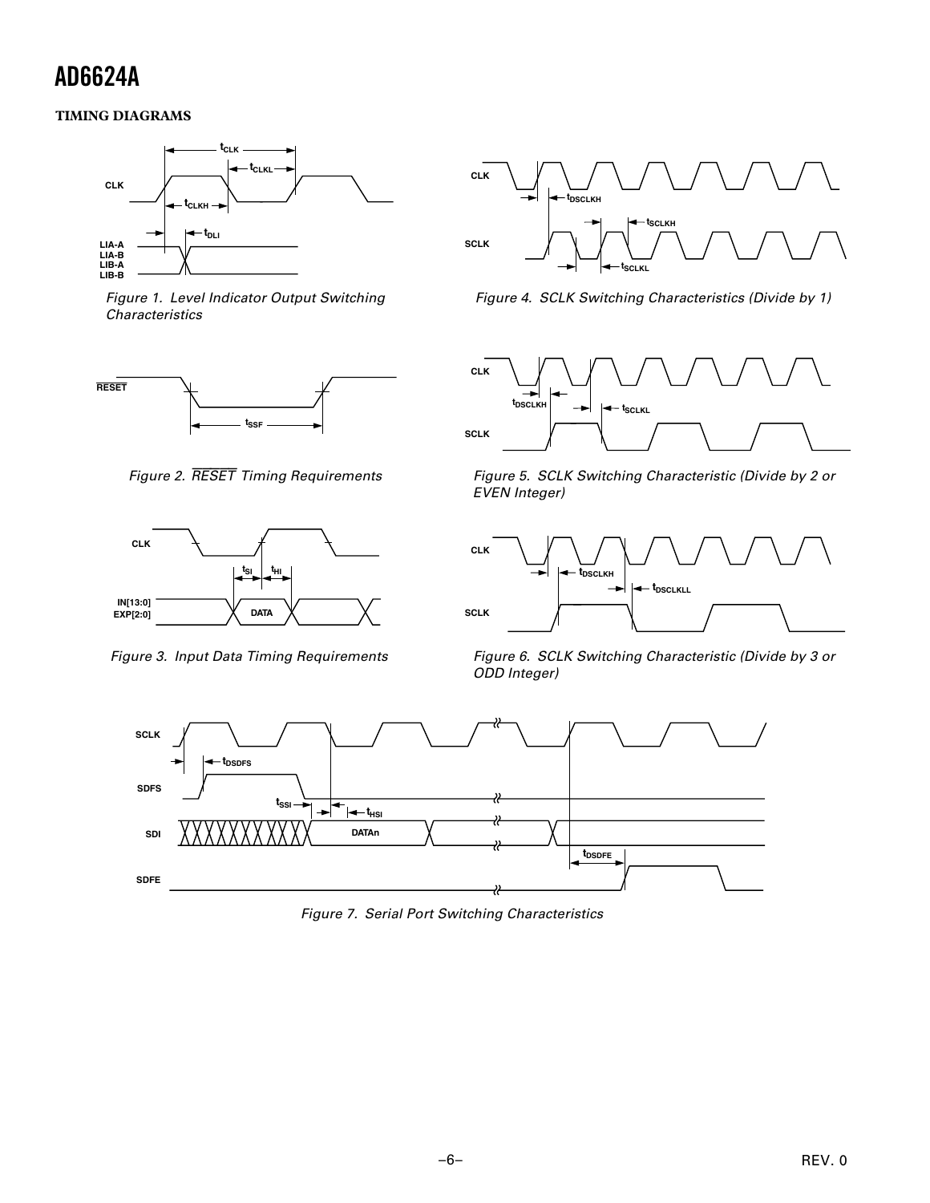## TIMING DIAGRAMS

Figure 1. Level Indicator Output Switching Characteristics

Figure 2. $\overline{RESET}$ Timing Requirements

Figure 3. Input Data Timing Requirements

Figure 4. SCLK Switching Characteristics (Divide by 1)

Figure 5. SCLK Switching Characteristic (Divide by 2 or EVEN Integer)

Figure 6. SCLK Switching Characteristic (Divide by 3 or ODD Integer)

Figure 7. Serial Port Switching Characteristics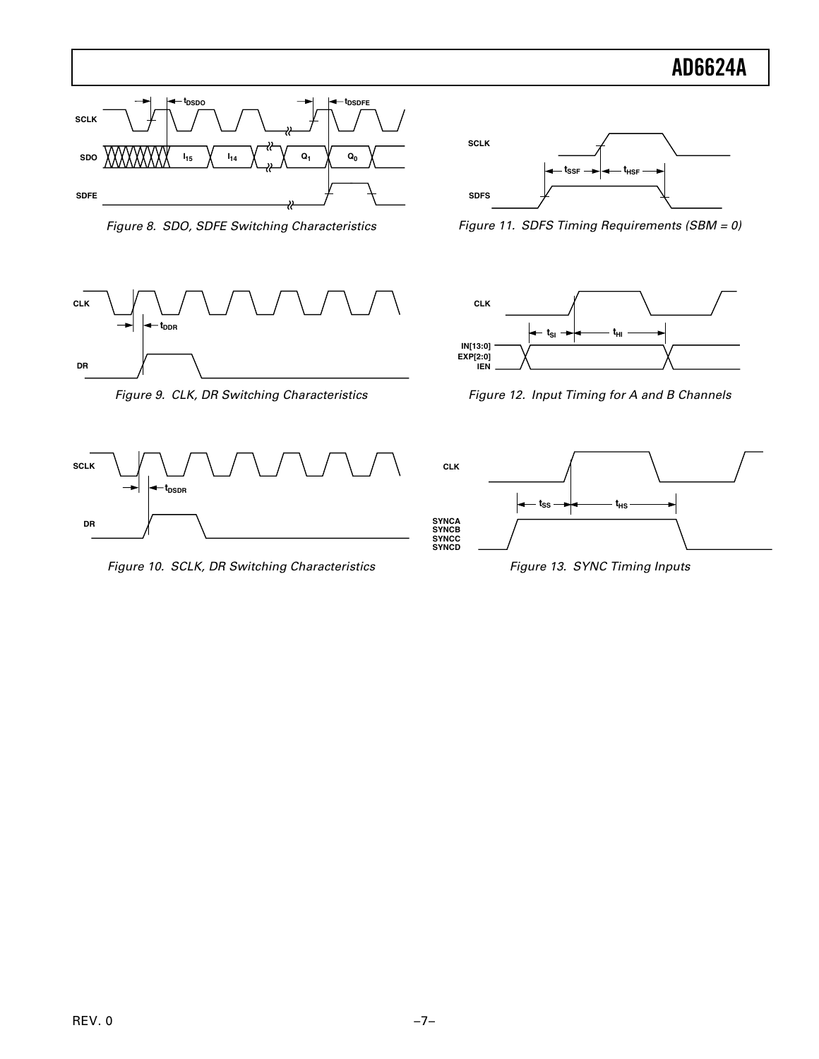Figure 8. SDO, SDFE Switching Characteristics

Figure 9. CLK, DR Switching Characteristics

Figure 10. SCLK, DR Switching Characteristics

Figure 11. SDFS Timing Requirements (SBM = 0)

Figure 12. Input Timing for A and B Channels

Figure 13. SYNC Timing Inputs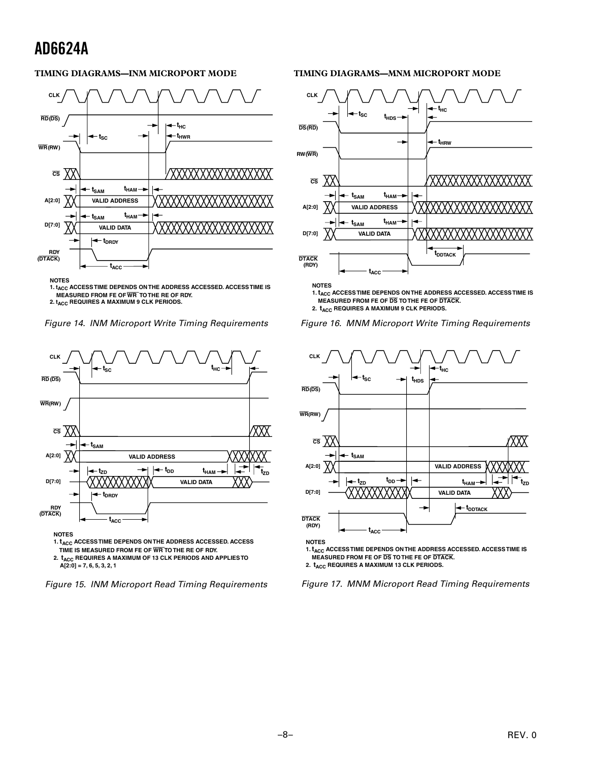## TIMING DIAGRAMS—INM MICROPORT MODE

NOTES
1. $t_{ACC}$ ACCESS TIME DEPENDS ON THE ADDRESS ACCESSED. ACCESS TIME IS MEASURED FROM FE OF $\overline{WR}$ TO THE RE OF RDY.
2. $t_{ACC}$ REQUIRES A MAXIMUM 9 CLK PERIODS.

*Figure 14. INM Microport Write Timing Requirements*

NOTES
1. $t_{ACC}$ ACCESS TIME DEPENDS ON THE ADDRESS ACCESSED. ACCESS TIME IS MEASURED FROM FE OF $\overline{WR}$ TO THE RE OF RDY.
2. $t_{ACC}$ REQUIRES A MAXIMUM OF 13 CLK PERIODS AND APPLIES TO A[2:0] = 7, 6, 5, 3, 2, 1

*Figure 15. INM Microport Read Timing Requirements*

## TIMING DIAGRAMS—MNM MICROPORT MODE

NOTES
1. $t_{ACC}$ ACCESS TIME DEPENDS ON THE ADDRESS ACCESSED. ACCESS TIME IS MEASURED FROM FE OF $\overline{DS}$ TO THE FE OF $\overline{DTACK}$.
2. $t_{ACC}$ REQUIRES A MAXIMUM 9 CLK PERIODS.

*Figure 16. MNM Microport Write Timing Requirements*

NOTES
1. $t_{ACC}$ ACCESS TIME DEPENDS ON THE ADDRESS ACCESSED. ACCESS TIME IS MEASURED FROM FE OF $\overline{DS}$ TO THE FE OF $\overline{DTACK}$.
2. $t_{ACC}$ REQUIRES A MAXIMUM 13 CLK PERIODS.

*Figure 17. MNM Microport Read Timing Requirements*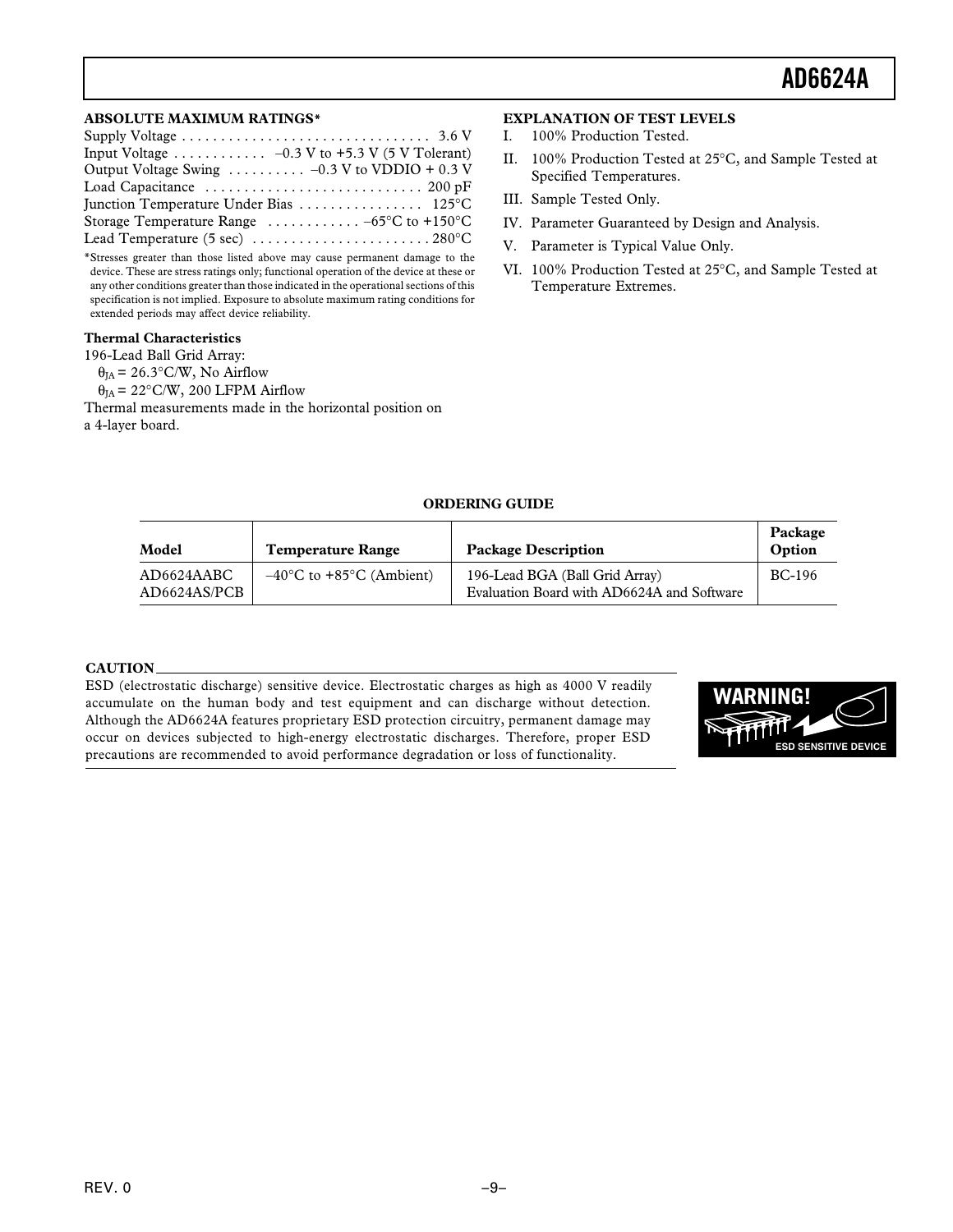### ABSOLUTE MAXIMUM RATINGS*

Supply Voltage . . . . . . . . . . . . . . . . . . . . . . . . . . . . . . . . 3.6 V
Input Voltage . . . . . . . . . . . . –0.3 V to +5.3 V (5 V Tolerant)
Output Voltage Swing . . . . . . . . . . –0.3 V to VDDIO + 0.3 V
Load Capacitance . . . . . . . . . . . . . . . . . . . . . . . . . . . . 200 pF
Junction Temperature Under Bias . . . . . . . . . . . . . . . . 125°C
Storage Temperature Range . . . . . . . . . . . . –65°C to +150°C
Lead Temperature (5 sec) . . . . . . . . . . . . . . . . . . . . . . . 280°C

*Stresses greater than those listed above may cause permanent damage to the device. These are stress ratings only; functional operation of the device at these or any other conditions greater than those indicated in the operational sections of this specification is not implied. Exposure to absolute maximum rating conditions for extended periods may affect device reliability.

### Thermal Characteristics

196-Lead Ball Grid Array:

$\theta_{JA}$ = 26.3°C/W, No Airflow

$\theta_{JA}$ = 22°C/W, 200 LFPM Airflow

Thermal measurements made in the horizontal position on a 4-layer board.

### EXPLANATION OF TEST LEVELS

I. 100% Production Tested.

II. 100% Production Tested at 25°C, and Sample Tested at Specified Temperatures.

III. Sample Tested Only.

IV. Parameter Guaranteed by Design and Analysis.

V. Parameter is Typical Value Only.

VI. 100% Production Tested at 25°C, and Sample Tested at Temperature Extremes.

### ORDERING GUIDE

| Model | Temperature Range | Package Description | Package Option |
|---|---|---|---|
| AD6624AABC | –40°C to +85°C (Ambient) | 196-Lead BGA (Ball Grid Array) | BC-196 |
| AD6624AS/PCB | | Evaluation Board with AD6624A and Software | |

### CAUTION

ESD (electrostatic discharge) sensitive device. Electrostatic charges as high as 4000 V readily accumulate on the human body and test equipment and can discharge without detection. Although the AD6624A features proprietary ESD protection circuitry, permanent damage may occur on devices subjected to high-energy electrostatic discharges. Therefore, proper ESD precautions are recommended to avoid performance degradation or loss of functionality.

WARNING! ESD SENSITIVE DEVICE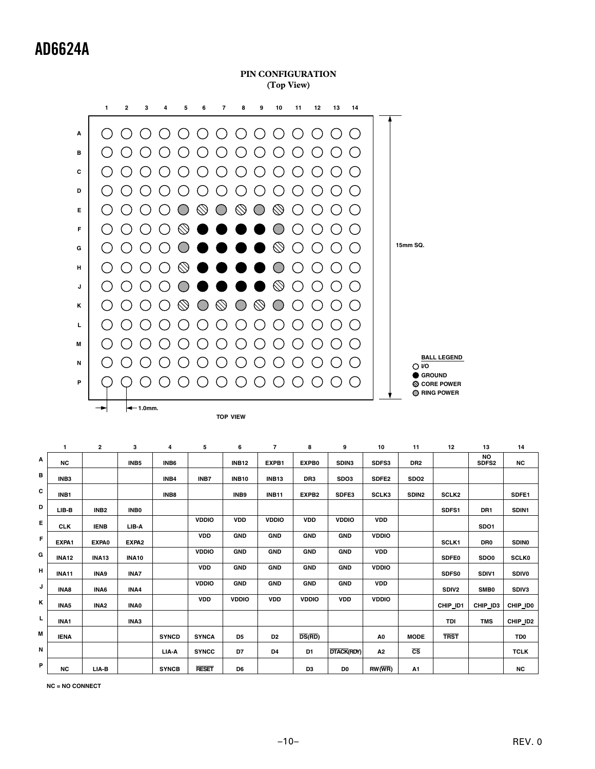## PIN CONFIGURATION
### (Top View)

15mm SQ.

BALL LEGEND
- I/O
- GROUND
- CORE POWER
- RING POWER

1.0mm.

TOP VIEW

| | 1 | 2 | 3 | 4 | 5 | 6 | 7 | 8 | 9 | 10 | 11 | 12 | 13 | 14 |
|---|---|---|---|---|---|---|---|---|---|---|---|---|---|---|
| A | NC | | INB5 | INB6 | | INB12 | EXPB1 | EXPB0 | SDIN3 | SDFS3 | DR2 | | NO SDFS2 | NC |
| B | INB3 | | | INB4 | INB7 | INB10 | INB13 | DR3 | SDO3 | SDFE2 | SDO2 | | | |
| C | INB1 | | | INB8 | | INB9 | INB11 | EXPB2 | SDFE3 | SCLK3 | SDIN2 | SCLK2 | | SDFE1 |
| D | LIB-B | INB2 | INB0 | | | | | | | | | SDFS1 | DR1 | SDIN1 |
| E | CLK | IENB | LIB-A | | VDDIO | VDD | VDDIO | VDD | VDDIO | VDD | | | SDO1 | |
| F | EXPA1 | EXPA0 | EXPA2 | | VDD | GND | GND | GND | GND | VDDIO | | SCLK1 | DR0 | SDIN0 |
| G | INA12 | INA13 | INA10 | | VDDIO | GND | GND | GND | GND | VDD | | SDFE0 | SDO0 | SCLK0 |
| H | INA11 | INA9 | INA7 | | VDD | GND | GND | GND | GND | VDDIO | | SDFS0 | SDIV1 | SDIV0 |
| J | INA8 | INA6 | INA4 | | VDDIO | GND | GND | GND | GND | VDD | | SDIV2 | SMB0 | SDIV3 |
| K | INA5 | INA2 | INA0 | | VDD | VDDIO | VDD | VDDIO | VDD | VDDIO | | CHIP_ID1 | CHIP_ID3 | CHIP_ID0 |
| L | INA1 | | INA3 | | | | | | | | | TDI | TMS | CHIP_ID2 |
| M | IENA | | | SYNCD | SYNCA | D5 | D2 | $\overline{DS}$($\overline{RD}$) | | A0 | MODE | $\overline{TRST}$ | | TD0 |
| N | | | | LIA-A | SYNCC | D7 | D4 | D1 | $\overline{DTACK}$(RDY) | A2 | $\overline{CS}$ | | | TCLK |
| P | NC | LIA-B | | SYNCB | $\overline{RESET}$ | D6 | | D3 | D0 | RW($\overline{WR}$) | A1 | | | NC |

NC = NO CONNECT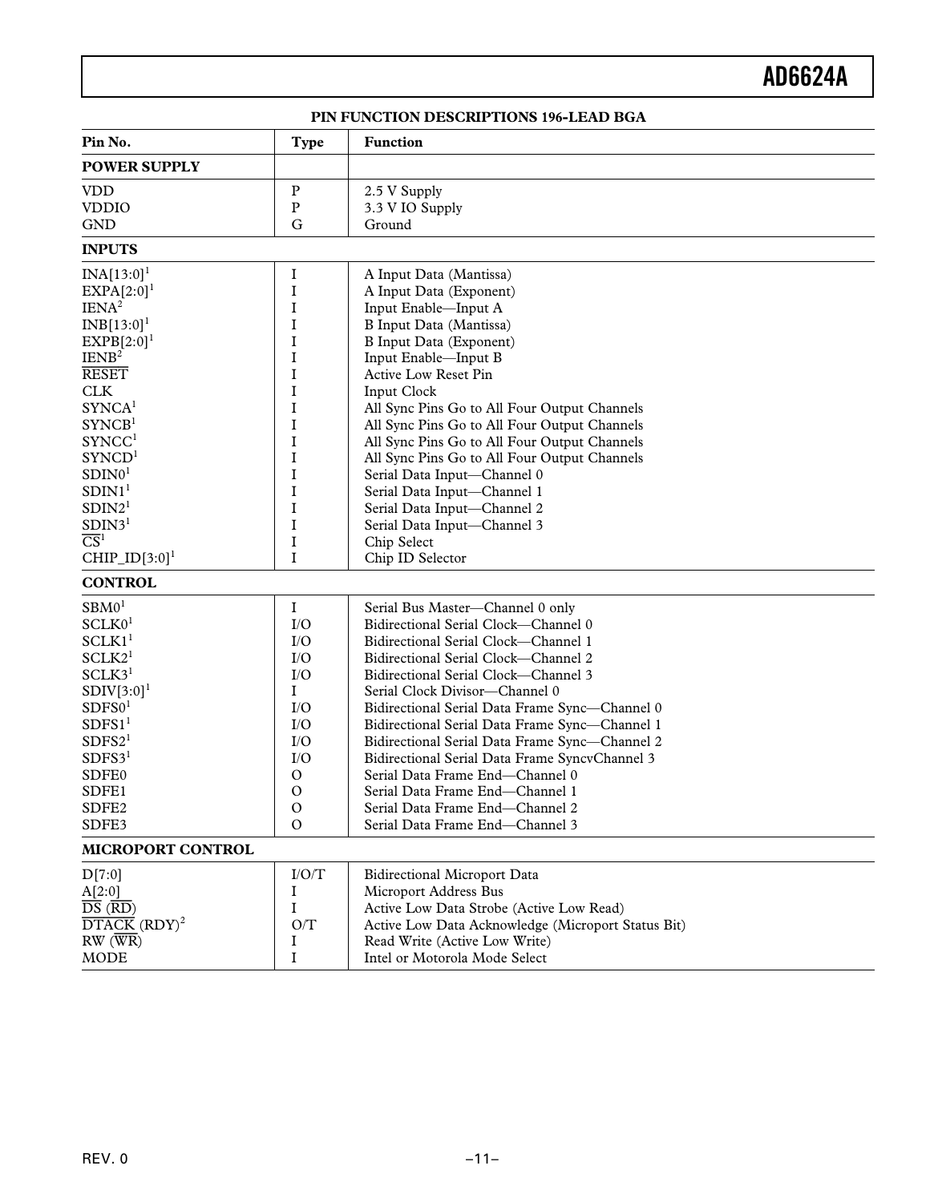## PIN FUNCTION DESCRIPTIONS 196-LEAD BGA

| Pin No. | Type | Function |
|---|---|---|
| **POWER SUPPLY** | | |
| VDD | P | 2.5 V Supply |
| VDDIO | P | 3.3 V IO Supply |
| GND | G | Ground |
| **INPUTS** | | |
| INA[13:0][1] | I | A Input Data (Mantissa) |
| EXPA[2:0][1] | I | A Input Data (Exponent) |
| IENA[2] | I | Input Enable—Input A |
| INB[13:0][1] | I | B Input Data (Mantissa) |
| EXPB[2:0][1] | I | B Input Data (Exponent) |
| IENB[2] | I | Input Enable—Input B |
| $\overline{\text{RESET}}$ | I | Active Low Reset Pin |
| CLK | I | Input Clock |
| SYNCA[1] | I | All Sync Pins Go to All Four Output Channels |
| SYNCB[1] | I | All Sync Pins Go to All Four Output Channels |
| SYNCC[1] | I | All Sync Pins Go to All Four Output Channels |
| SYNCD[1] | I | All Sync Pins Go to All Four Output Channels |
| SDIN0[1] | I | Serial Data Input—Channel 0 |
| SDIN1[1] | I | Serial Data Input—Channel 1 |
| SDIN2[1] | I | Serial Data Input—Channel 2 |
| SDIN3[1] | I | Serial Data Input—Channel 3 |
| $\overline{\text{CS}}$[1] | I | Chip Select |
| CHIP_ID[3:0][1] | I | Chip ID Selector |
| **CONTROL** | | |
| SBM0[1] | I | Serial Bus Master—Channel 0 only |
| SCLK0[1] | I/O | Bidirectional Serial Clock—Channel 0 |
| SCLK1[1] | I/O | Bidirectional Serial Clock—Channel 1 |
| SCLK2[1] | I/O | Bidirectional Serial Clock—Channel 2 |
| SCLK3[1] | I/O | Bidirectional Serial Clock—Channel 3 |
| SDIV[3:0][1] | I | Serial Clock Divisor—Channel 0 |
| SDFS0[1] | I/O | Bidirectional Serial Data Frame Sync—Channel 0 |
| SDFS1[1] | I/O | Bidirectional Serial Data Frame Sync—Channel 1 |
| SDFS2[1] | I/O | Bidirectional Serial Data Frame Sync—Channel 2 |
| SDFS3[1] | I/O | Bidirectional Serial Data Frame SyncvChannel 3 |
| SDFE0 | O | Serial Data Frame End—Channel 0 |
| SDFE1 | O | Serial Data Frame End—Channel 1 |
| SDFE2 | O | Serial Data Frame End—Channel 2 |
| SDFE3 | O | Serial Data Frame End—Channel 3 |
| **MICROPORT CONTROL** | | |
| D[7:0] | I/O/T | Bidirectional Microport Data |
| A[2:0] | I | Microport Address Bus |
| $\overline{\text{DS}}$ ($\overline{\text{RD}}$) | I | Active Low Data Strobe (Active Low Read) |
| $\overline{\text{DTACK}}$ (RDY)[2] | O/T | Active Low Data Acknowledge (Microport Status Bit) |
| RW ($\overline{\text{WR}}$) | I | Read Write (Active Low Write) |
| MODE | I | Intel or Motorola Mode Select |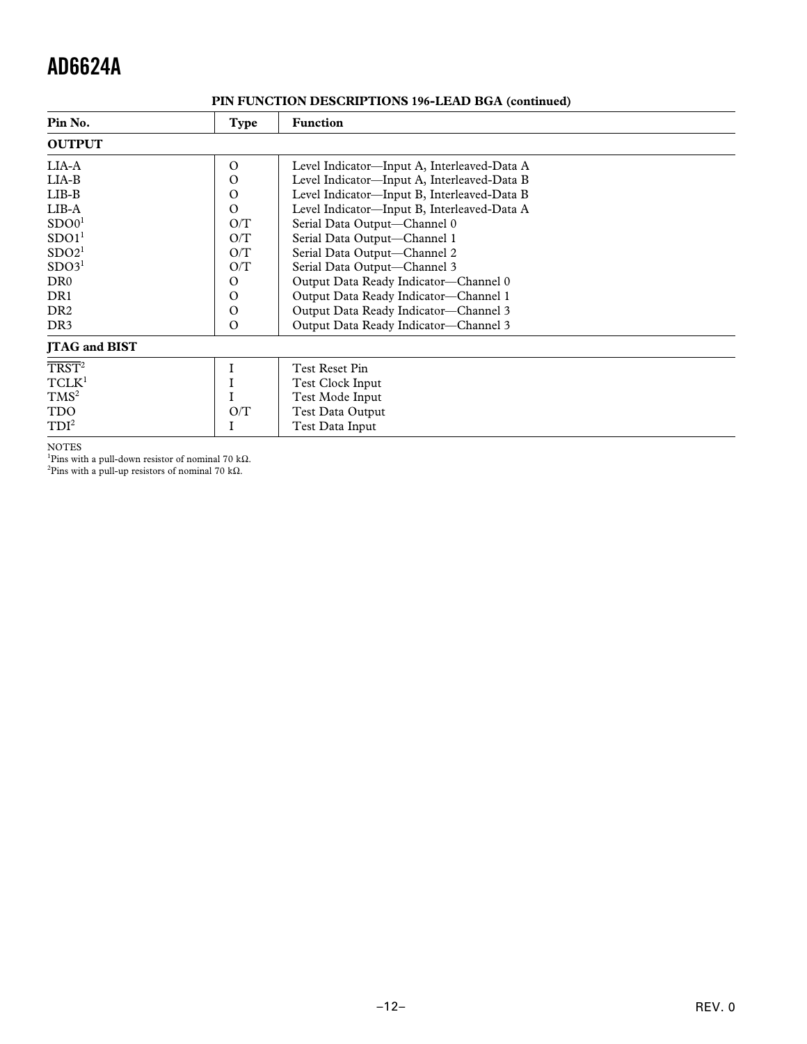**PIN FUNCTION DESCRIPTIONS 196-LEAD BGA (continued)**

| Pin No. | Type | Function |
|---|---|---|
| **OUTPUT** | | |
| LIA-A | O | Level Indicator—Input A, Interleaved-Data A |
| LIA-B | O | Level Indicator—Input A, Interleaved-Data B |
| LIB-B | O | Level Indicator—Input B, Interleaved-Data B |
| LIB-A | O | Level Indicator—Input B, Interleaved-Data A |
| SDO0[1] | O/T | Serial Data Output—Channel 0 |
| SDO1[1] | O/T | Serial Data Output—Channel 1 |
| SDO2[1] | O/T | Serial Data Output—Channel 2 |
| SDO3[1] | O/T | Serial Data Output—Channel 3 |
| DR0 | O | Output Data Ready Indicator—Channel 0 |
| DR1 | O | Output Data Ready Indicator—Channel 1 |
| DR2 | O | Output Data Ready Indicator—Channel 3 |
| DR3 | O | Output Data Ready Indicator—Channel 3 |
| **JTAG and BIST** | | |
| $\overline{\text{TRST}}$[2] | I | Test Reset Pin |
| TCLK[1] | I | Test Clock Input |
| TMS[2] | I | Test Mode Input |
| TDO | O/T | Test Data Output |
| TDI[2] | I | Test Data Input |

NOTES

[1]Pins with a pull-down resistor of nominal 70 kΩ.

[2]Pins with a pull-up resistors of nominal 70 kΩ.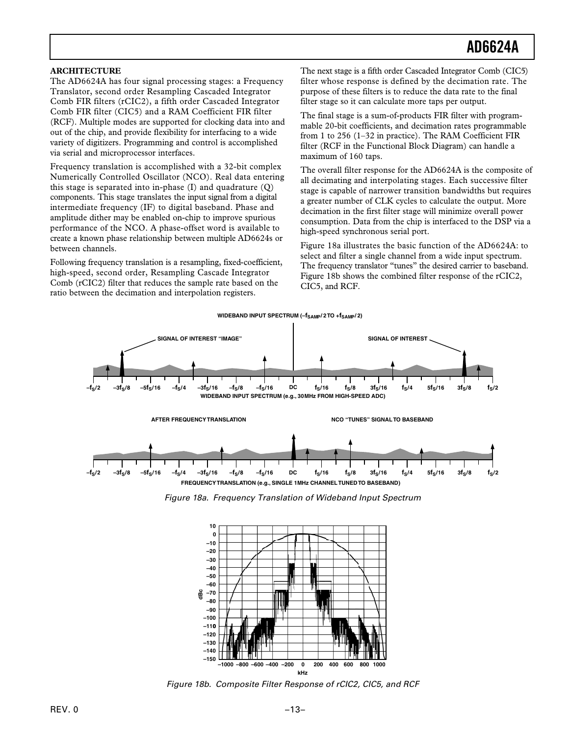## ARCHITECTURE

The AD6624A has four signal processing stages: a Frequency Translator, second order Resampling Cascaded Integrator Comb FIR filters (rCIC2), a fifth order Cascaded Integrator Comb FIR filter (CIC5) and a RAM Coefficient FIR filter (RCF). Multiple modes are supported for clocking data into and out of the chip, and provide flexibility for interfacing to a wide variety of digitizers. Programming and control is accomplished via serial and microprocessor interfaces.

Frequency translation is accomplished with a 32-bit complex Numerically Controlled Oscillator (NCO). Real data entering this stage is separated into in-phase (I) and quadrature (Q) components. This stage translates the input signal from a digital intermediate frequency (IF) to digital baseband. Phase and amplitude dither may be enabled on-chip to improve spurious performance of the NCO. A phase-offset word is available to create a known phase relationship between multiple AD6624s or between channels.

Following frequency translation is a resampling, fixed-coefficient, high-speed, second order, Resampling Cascade Integrator Comb (rCIC2) filter that reduces the sample rate based on the ratio between the decimation and interpolation registers.

The next stage is a fifth order Cascaded Integrator Comb (CIC5) filter whose response is defined by the decimation rate. The purpose of these filters is to reduce the data rate to the final filter stage so it can calculate more taps per output.

The final stage is a sum-of-products FIR filter with programmable 20-bit coefficients, and decimation rates programmable from 1 to 256 (1–32 in practice). The RAM Coefficient FIR filter (RCF in the Functional Block Diagram) can handle a maximum of 160 taps.

The overall filter response for the AD6624A is the composite of all decimating and interpolating stages. Each successive filter stage is capable of narrower transition bandwidths but requires a greater number of CLK cycles to calculate the output. More decimation in the first filter stage will minimize overall power consumption. Data from the chip is interfaced to the DSP via a high-speed synchronous serial port.

Figure 18a illustrates the basic function of the AD6624A: to select and filter a single channel from a wide input spectrum. The frequency translator "tunes" the desired carrier to baseband. Figure 18b shows the combined filter response of the rCIC2, CIC5, and RCF.

*Figure 18a. Frequency Translation of Wideband Input Spectrum*

*Figure 18b. Composite Filter Response of rCIC2, CIC5, and RCF*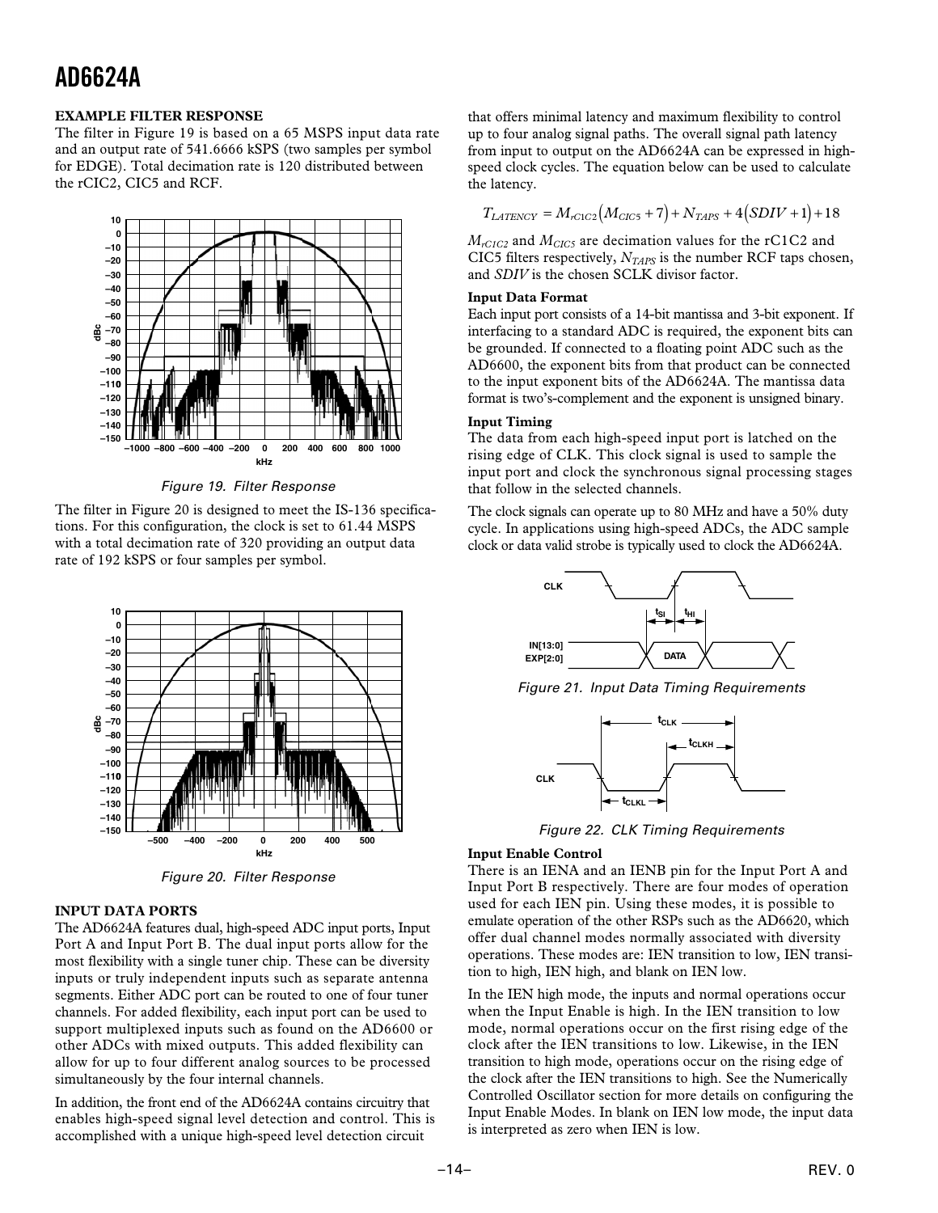## EXAMPLE FILTER RESPONSE

The filter in Figure 19 is based on a 65 MSPS input data rate and an output rate of 541.6666 kSPS (two samples per symbol for EDGE). Total decimation rate is 120 distributed between the rCIC2, CIC5 and RCF.

Figure 19. Filter Response

The filter in Figure 20 is designed to meet the IS-136 specifications. For this configuration, the clock is set to 61.44 MSPS with a total decimation rate of 320 providing an output data rate of 192 kSPS or four samples per symbol.

Figure 20. Filter Response

## INPUT DATA PORTS

The AD6624A features dual, high-speed ADC input ports, Input Port A and Input Port B. The dual input ports allow for the most flexibility with a single tuner chip. These can be diversity inputs or truly independent inputs such as separate antenna segments. Either ADC port can be routed to one of four tuner channels. For added flexibility, each input port can be used to support multiplexed inputs such as found on the AD6600 or other ADCs with mixed outputs. This added flexibility can allow for up to four different analog sources to be processed simultaneously by the four internal channels.

In addition, the front end of the AD6624A contains circuitry that enables high-speed signal level detection and control. This is accomplished with a unique high-speed level detection circuit that offers minimal latency and maximum flexibility to control up to four analog signal paths. The overall signal path latency from input to output on the AD6624A can be expressed in high-speed clock cycles. The equation below can be used to calculate the latency.

$$T_{LATENCY} = M_{rC1C2}\left(M_{CIC5} + 7\right) + N_{TAPS} + 4\left(SDIV + 1\right) + 18$$

$M_{rC1C2}$ and $M_{CIC5}$ are decimation values for the rC1C2 and CIC5 filters respectively, $N_{TAPS}$ is the number RCF taps chosen, and $SDIV$ is the chosen SCLK divisor factor.

### Input Data Format

Each input port consists of a 14-bit mantissa and 3-bit exponent. If interfacing to a standard ADC is required, the exponent bits can be grounded. If connected to a floating point ADC such as the AD6600, the exponent bits from that product can be connected to the input exponent bits of the AD6624A. The mantissa data format is two's-complement and the exponent is unsigned binary.

### Input Timing

The data from each high-speed input port is latched on the rising edge of CLK. This clock signal is used to sample the input port and clock the synchronous signal processing stages that follow in the selected channels.

The clock signals can operate up to 80 MHz and have a 50% duty cycle. In applications using high-speed ADCs, the ADC sample clock or data valid strobe is typically used to clock the AD6624A.

Figure 21. Input Data Timing Requirements

Figure 22. CLK Timing Requirements

### Input Enable Control

There is an IENA and an IENB pin for the Input Port A and Input Port B respectively. There are four modes of operation used for each IEN pin. Using these modes, it is possible to emulate operation of the other RSPs such as the AD6620, which offer dual channel modes normally associated with diversity operations. These modes are: IEN transition to low, IEN transition to high, IEN high, and blank on IEN low.

In the IEN high mode, the inputs and normal operations occur when the Input Enable is high. In the IEN transition to low mode, normal operations occur on the first rising edge of the clock after the IEN transitions to low. Likewise, in the IEN transition to high mode, operations occur on the rising edge of the clock after the IEN transitions to high. See the Numerically Controlled Oscillator section for more details on configuring the Input Enable Modes. In blank on IEN low mode, the input data is interpreted as zero when IEN is low.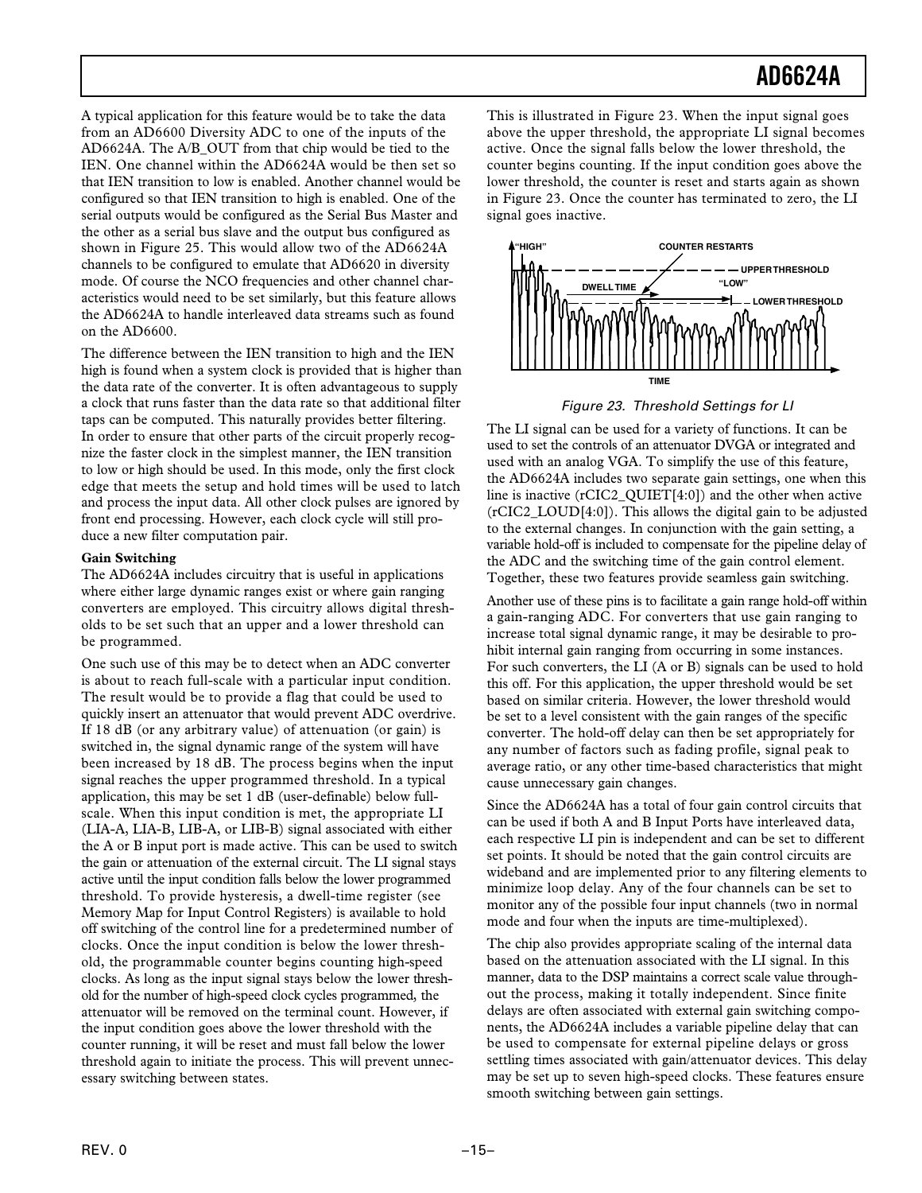A typical application for this feature would be to take the data from an AD6600 Diversity ADC to one of the inputs of the AD6624A. The A/B_OUT from that chip would be tied to the IEN. One channel within the AD6624A would be then set so that IEN transition to low is enabled. Another channel would be configured so that IEN transition to high is enabled. One of the serial outputs would be configured as the Serial Bus Master and the other as a serial bus slave and the output bus configured as shown in Figure 25. This would allow two of the AD6624A channels to be configured to emulate that AD6620 in diversity mode. Of course the NCO frequencies and other channel characteristics would need to be set similarly, but this feature allows the AD6624A to handle interleaved data streams such as found on the AD6600.

The difference between the IEN transition to high and the IEN high is found when a system clock is provided that is higher than the data rate of the converter. It is often advantageous to supply a clock that runs faster than the data rate so that additional filter taps can be computed. This naturally provides better filtering. In order to ensure that other parts of the circuit properly recognize the faster clock in the simplest manner, the IEN transition to low or high should be used. In this mode, only the first clock edge that meets the setup and hold times will be used to latch and process the input data. All other clock pulses are ignored by front end processing. However, each clock cycle will still produce a new filter computation pair.

**Gain Switching**

The AD6624A includes circuitry that is useful in applications where either large dynamic ranges exist or where gain ranging converters are employed. This circuitry allows digital thresholds to be set such that an upper and a lower threshold can be programmed.

One such use of this may be to detect when an ADC converter is about to reach full-scale with a particular input condition. The result would be to provide a flag that could be used to quickly insert an attenuator that would prevent ADC overdrive. If 18 dB (or any arbitrary value) of attenuation (or gain) is switched in, the signal dynamic range of the system will have been increased by 18 dB. The process begins when the input signal reaches the upper programmed threshold. In a typical application, this may be set 1 dB (user-definable) below full-scale. When this input condition is met, the appropriate LI (LIA-A, LIA-B, LIB-A, or LIB-B) signal associated with either the A or B input port is made active. This can be used to switch the gain or attenuation of the external circuit. The LI signal stays active until the input condition falls below the lower programmed threshold. To provide hysteresis, a dwell-time register (see Memory Map for Input Control Registers) is available to hold off switching of the control line for a predetermined number of clocks. Once the input condition is below the lower threshold, the programmable counter begins counting high-speed clocks. As long as the input signal stays below the lower threshold for the number of high-speed clock cycles programmed, the attenuator will be removed on the terminal count. However, if the input condition goes above the lower threshold with the counter running, it will be reset and must fall below the lower threshold again to initiate the process. This will prevent unnecessary switching between states.

This is illustrated in Figure 23. When the input signal goes above the upper threshold, the appropriate LI signal becomes active. Once the signal falls below the lower threshold, the counter begins counting. If the input condition goes above the lower threshold, the counter is reset and starts again as shown in Figure 23. Once the counter has terminated to zero, the LI signal goes inactive.

*Figure 23. Threshold Settings for LI*

The LI signal can be used for a variety of functions. It can be used to set the controls of an attenuator DVGA or integrated and used with an analog VGA. To simplify the use of this feature, the AD6624A includes two separate gain settings, one when this line is inactive (rCIC2_QUIET[4:0]) and the other when active (rCIC2_LOUD[4:0]). This allows the digital gain to be adjusted to the external changes. In conjunction with the gain setting, a variable hold-off is included to compensate for the pipeline delay of the ADC and the switching time of the gain control element. Together, these two features provide seamless gain switching.

Another use of these pins is to facilitate a gain range hold-off within a gain-ranging ADC. For converters that use gain ranging to increase total signal dynamic range, it may be desirable to prohibit internal gain ranging from occurring in some instances. For such converters, the LI (A or B) signals can be used to hold this off. For this application, the upper threshold would be set based on similar criteria. However, the lower threshold would be set to a level consistent with the gain ranges of the specific converter. The hold-off delay can then be set appropriately for any number of factors such as fading profile, signal peak to average ratio, or any other time-based characteristics that might cause unnecessary gain changes.

Since the AD6624A has a total of four gain control circuits that can be used if both A and B Input Ports have interleaved data, each respective LI pin is independent and can be set to different set points. It should be noted that the gain control circuits are wideband and are implemented prior to any filtering elements to minimize loop delay. Any of the four channels can be set to monitor any of the possible four input channels (two in normal mode and four when the inputs are time-multiplexed).

The chip also provides appropriate scaling of the internal data based on the attenuation associated with the LI signal. In this manner, data to the DSP maintains a correct scale value throughout the process, making it totally independent. Since finite delays are often associated with external gain switching components, the AD6624A includes a variable pipeline delay that can be used to compensate for external pipeline delays or gross settling times associated with gain/attenuator devices. This delay may be set up to seven high-speed clocks. These features ensure smooth switching between gain settings.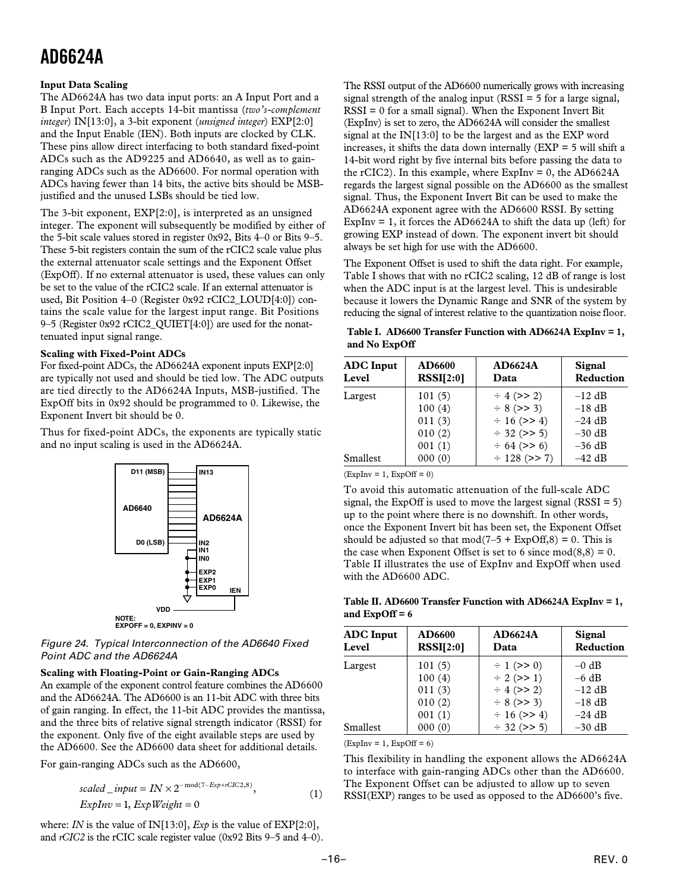**Input Data Scaling**

The AD6624A has two data input ports: an A Input Port and a B Input Port. Each accepts 14-bit mantissa (*two's-complement integer*) IN[13:0], a 3-bit exponent (*unsigned integer*) EXP[2:0] and the Input Enable (IEN). Both inputs are clocked by CLK. These pins allow direct interfacing to both standard fixed-point ADCs such as the AD9225 and AD6640, as well as to gain-ranging ADCs such as the AD6600. For normal operation with ADCs having fewer than 14 bits, the active bits should be MSB-justified and the unused LSBs should be tied low.

The 3-bit exponent, EXP[2:0], is interpreted as an unsigned integer. The exponent will subsequently be modified by either of the 5-bit scale values stored in register 0x92, Bits 4–0 or Bits 9–5. These 5-bit registers contain the sum of the rCIC2 scale value plus the external attenuator scale settings and the Exponent Offset (ExpOff). If no external attenuator is used, these values can only be set to the value of the rCIC2 scale. If an external attenuator is used, Bit Position 4–0 (Register 0x92 rCIC2_LOUD[4:0]) contains the scale value for the largest input range. Bit Positions 9–5 (Register 0x92 rCIC2_QUIET[4:0]) are used for the nonattenuated input signal range.

**Scaling with Fixed-Point ADCs**

For fixed-point ADCs, the AD6624A exponent inputs EXP[2:0] are typically not used and should be tied low. The ADC outputs are tied directly to the AD6624A Inputs, MSB-justified. The ExpOff bits in 0x92 should be programmed to 0. Likewise, the Exponent Invert bit should be 0.

Thus for fixed-point ADCs, the exponents are typically static and no input scaling is used in the AD6624A.

D11 (MSB) | IN13 | AD6640 | AD6624A | D0 (LSB) | IN2 | IN1 | IN0 | EXP2 | EXP1 | EXP0 | IEN | VDD

NOTE:
EXPOFF = 0, EXPINV = 0

*Figure 24. Typical Interconnection of the AD6640 Fixed Point ADC and the AD6624A*

**Scaling with Floating-Point or Gain-Ranging ADCs**

An example of the exponent control feature combines the AD6600 and the AD6624A. The AD6600 is an 11-bit ADC with three bits of gain ranging. In effect, the 11-bit ADC provides the mantissa, and the three bits of relative signal strength indicator (RSSI) for the exponent. Only five of the eight available steps are used by the AD6600. See the AD6600 data sheet for additional details.

For gain-ranging ADCs such as the AD6600,

$$scaled\_input = IN \times 2^{-\text{mod}(7-Exp+rCIC2,8)}, \tag{1}$$
$$ExpInv = 1,\ ExpWeight = 0$$

where: *IN* is the value of IN[13:0], *Exp* is the value of EXP[2:0], and *rCIC2* is the rCIC scale register value (0x92 Bits 9–5 and 4–0).

The RSSI output of the AD6600 numerically grows with increasing signal strength of the analog input (RSSI = 5 for a large signal, RSSI = 0 for a small signal). When the Exponent Invert Bit (ExpInv) is set to zero, the AD6624A will consider the smallest signal at the IN[13:0] to be the largest and as the EXP word increases, it shifts the data down internally (EXP = 5 will shift a 14-bit word right by five internal bits before passing the data to the rCIC2). In this example, where ExpInv = 0, the AD6624A regards the largest signal possible on the AD6600 as the smallest signal. Thus, the Exponent Invert Bit can be used to make the AD6624A exponent agree with the AD6600 RSSI. By setting ExpInv = 1, it forces the AD6624A to shift the data up (left) for growing EXP instead of down. The exponent invert bit should always be set high for use with the AD6600.

The Exponent Offset is used to shift the data right. For example, Table I shows that with no rCIC2 scaling, 12 dB of range is lost when the ADC input is at the largest level. This is undesirable because it lowers the Dynamic Range and SNR of the system by reducing the signal of interest relative to the quantization noise floor.

**Table I. AD6600 Transfer Function with AD6624A ExpInv = 1, and No ExpOff**

| ADC Input Level | AD6600 RSSI[2:0] | AD6624A Data | Signal Reduction |
|---|---|---|---|
| Largest | 101 (5) | ÷ 4 (>> 2) | –12 dB |
| | 100 (4) | ÷ 8 (>> 3) | –18 dB |
| | 011 (3) | ÷ 16 (>> 4) | –24 dB |
| | 010 (2) | ÷ 32 (>> 5) | –30 dB |
| | 001 (1) | ÷ 64 (>> 6) | –36 dB |
| Smallest | 000 (0) | ÷ 128 (>> 7) | –42 dB |

(ExpInv = 1, ExpOff = 0)

To avoid this automatic attenuation of the full-scale ADC signal, the ExpOff is used to move the largest signal (RSSI = 5) up to the point where there is no downshift. In other words, once the Exponent Invert bit has been set, the Exponent Offset should be adjusted so that mod(7–5 + ExpOff,8) = 0. This is the case when Exponent Offset is set to 6 since mod(8,8) = 0. Table II illustrates the use of ExpInv and ExpOff when used with the AD6600 ADC.

**Table II. AD6600 Transfer Function with AD6624A ExpInv = 1, and ExpOff = 6**

| ADC Input Level | AD6600 RSSI[2:0] | AD6624A Data | Signal Reduction |
|---|---|---|---|
| Largest | 101 (5) | ÷ 1 (>> 0) | –0 dB |
| | 100 (4) | ÷ 2 (>> 1) | –6 dB |
| | 011 (3) | ÷ 4 (>> 2) | –12 dB |
| | 010 (2) | ÷ 8 (>> 3) | –18 dB |
| | 001 (1) | ÷ 16 (>> 4) | –24 dB |
| Smallest | 000 (0) | ÷ 32 (>> 5) | –30 dB |

(ExpInv = 1, ExpOff = 6)

This flexibility in handling the exponent allows the AD6624A to interface with gain-ranging ADCs other than the AD6600. The Exponent Offset can be adjusted to allow up to seven RSSI(EXP) ranges to be used as opposed to the AD6600's five.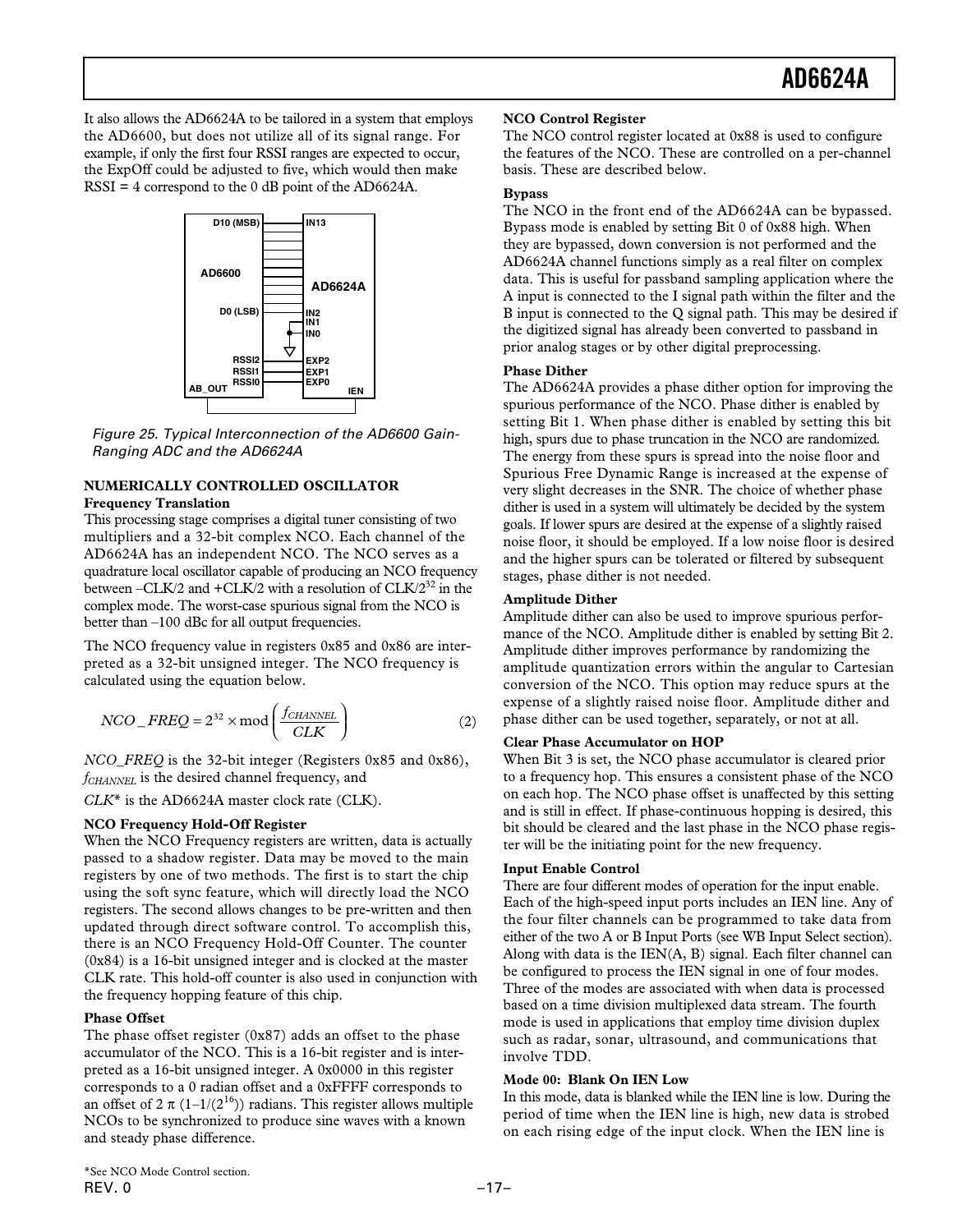It also allows the AD6624A to be tailored in a system that employs the AD6600, but does not utilize all of its signal range. For example, if only the first four RSSI ranges are expected to occur, the ExpOff could be adjusted to five, which would then make RSSI = 4 correspond to the 0 dB point of the AD6624A.

*Figure 25. Typical Interconnection of the AD6600 Gain-Ranging ADC and the AD6624A*

## NUMERICALLY CONTROLLED OSCILLATOR

### Frequency Translation

This processing stage comprises a digital tuner consisting of two multipliers and a 32-bit complex NCO. Each channel of the AD6624A has an independent NCO. The NCO serves as a quadrature local oscillator capable of producing an NCO frequency between –CLK/2 and +CLK/2 with a resolution of CLK/$2^{32}$ in the complex mode. The worst-case spurious signal from the NCO is better than –100 dBc for all output frequencies.

The NCO frequency value in registers 0x85 and 0x86 are interpreted as a 32-bit unsigned integer. The NCO frequency is calculated using the equation below.

$$NCO\_FREQ = 2^{32} \times \mathrm{mod}\left(\frac{f_{CHANNEL}}{CLK}\right) \tag{2}$$

*NCO_FREQ* is the 32-bit integer (Registers 0x85 and 0x86), $f_{CHANNEL}$ is the desired channel frequency, and

*CLK** is the AD6624A master clock rate (CLK).

### NCO Frequency Hold-Off Register

When the NCO Frequency registers are written, data is actually passed to a shadow register. Data may be moved to the main registers by one of two methods. The first is to start the chip using the soft sync feature, which will directly load the NCO registers. The second allows changes to be pre-written and then updated through direct software control. To accomplish this, there is an NCO Frequency Hold-Off Counter. The counter (0x84) is a 16-bit unsigned integer and is clocked at the master CLK rate. This hold-off counter is also used in conjunction with the frequency hopping feature of this chip.

### Phase Offset

The phase offset register (0x87) adds an offset to the phase accumulator of the NCO. This is a 16-bit register and is interpreted as a 16-bit unsigned integer. A 0x0000 in this register corresponds to a 0 radian offset and a 0xFFFF corresponds to an offset of $2\pi(1-1/(2^{16}))$ radians. This register allows multiple NCOs to be synchronized to produce sine waves with a known and steady phase difference.

*See NCO Mode Control section.

### NCO Control Register

The NCO control register located at 0x88 is used to configure the features of the NCO. These are controlled on a per-channel basis. These are described below.

### Bypass

The NCO in the front end of the AD6624A can be bypassed. Bypass mode is enabled by setting Bit 0 of 0x88 high. When they are bypassed, down conversion is not performed and the AD6624A channel functions simply as a real filter on complex data. This is useful for passband sampling application where the A input is connected to the I signal path within the filter and the B input is connected to the Q signal path. This may be desired if the digitized signal has already been converted to passband in prior analog stages or by other digital preprocessing.

### Phase Dither

The AD6624A provides a phase dither option for improving the spurious performance of the NCO. Phase dither is enabled by setting Bit 1. When phase dither is enabled by setting this bit high, spurs due to phase truncation in the NCO are randomized. The energy from these spurs is spread into the noise floor and Spurious Free Dynamic Range is increased at the expense of very slight decreases in the SNR. The choice of whether phase dither is used in a system will ultimately be decided by the system goals. If lower spurs are desired at the expense of a slightly raised noise floor, it should be employed. If a low noise floor is desired and the higher spurs can be tolerated or filtered by subsequent stages, phase dither is not needed.

### Amplitude Dither

Amplitude dither can also be used to improve spurious performance of the NCO. Amplitude dither is enabled by setting Bit 2. Amplitude dither improves performance by randomizing the amplitude quantization errors within the angular to Cartesian conversion of the NCO. This option may reduce spurs at the expense of a slightly raised noise floor. Amplitude dither and phase dither can be used together, separately, or not at all.

### Clear Phase Accumulator on HOP

When Bit 3 is set, the NCO phase accumulator is cleared prior to a frequency hop. This ensures a consistent phase of the NCO on each hop. The NCO phase offset is unaffected by this setting and is still in effect. If phase-continuous hopping is desired, this bit should be cleared and the last phase in the NCO phase register will be the initiating point for the new frequency.

### Input Enable Control

There are four different modes of operation for the input enable. Each of the high-speed input ports includes an IEN line. Any of the four filter channels can be programmed to take data from either of the two A or B Input Ports (see WB Input Select section). Along with data is the IEN(A, B) signal. Each filter channel can be configured to process the IEN signal in one of four modes. Three of the modes are associated with when data is processed based on a time division multiplexed data stream. The fourth mode is used in applications that employ time division duplex such as radar, sonar, ultrasound, and communications that involve TDD.

### Mode 00: Blank On IEN Low

In this mode, data is blanked while the IEN line is low. During the period of time when the IEN line is high, new data is strobed on each rising edge of the input clock. When the IEN line is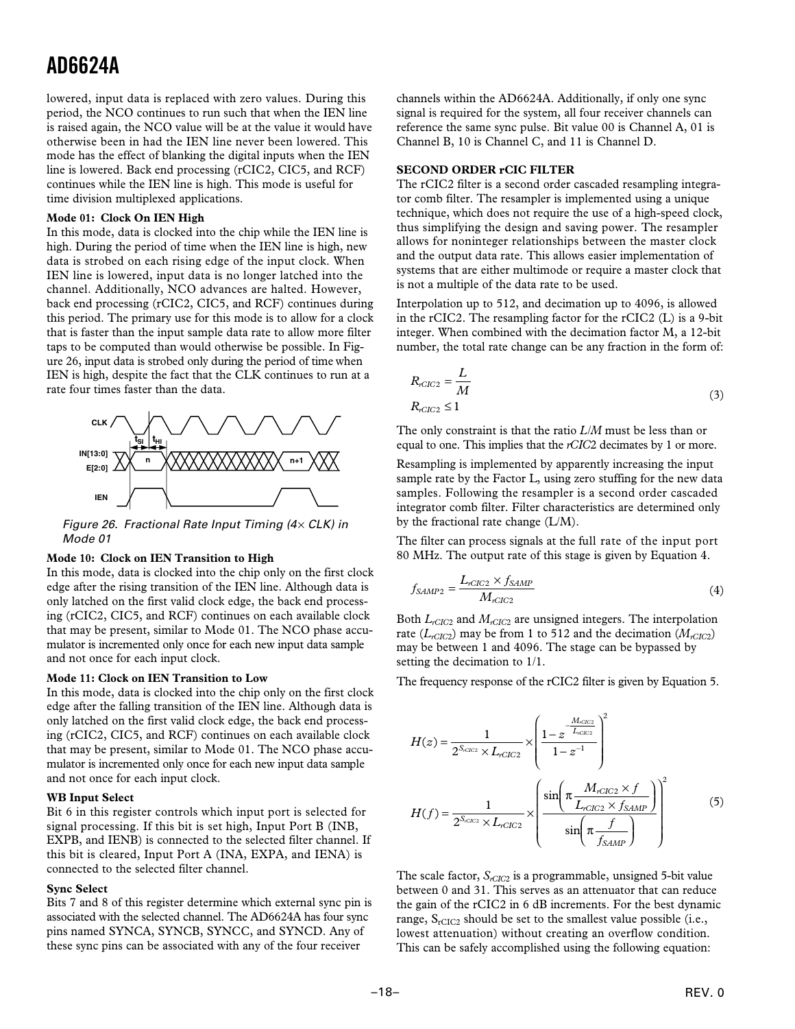lowered, input data is replaced with zero values. During this period, the NCO continues to run such that when the IEN line is raised again, the NCO value will be at the value it would have otherwise been in had the IEN line never been lowered. This mode has the effect of blanking the digital inputs when the IEN line is lowered. Back end processing (rCIC2, CIC5, and RCF) continues while the IEN line is high. This mode is useful for time division multiplexed applications.

**Mode 01: Clock On IEN High**

In this mode, data is clocked into the chip while the IEN line is high. During the period of time when the IEN line is high, new data is strobed on each rising edge of the input clock. When IEN line is lowered, input data is no longer latched into the channel. Additionally, NCO advances are halted. However, back end processing (rCIC2, CIC5, and RCF) continues during this period. The primary use for this mode is to allow for a clock that is faster than the input sample data rate to allow more filter taps to be computed than would otherwise be possible. In Figure 26, input data is strobed only during the period of time when IEN is high, despite the fact that the CLK continues to run at a rate four times faster than the data.

*Figure 26. Fractional Rate Input Timing (4× CLK) in Mode 01*

**Mode 10: Clock on IEN Transition to High**

In this mode, data is clocked into the chip only on the first clock edge after the rising transition of the IEN line. Although data is only latched on the first valid clock edge, the back end processing (rCIC2, CIC5, and RCF) continues on each available clock that may be present, similar to Mode 01. The NCO phase accumulator is incremented only once for each new input data sample and not once for each input clock.

**Mode 11: Clock on IEN Transition to Low**

In this mode, data is clocked into the chip only on the first clock edge after the falling transition of the IEN line. Although data is only latched on the first valid clock edge, the back end processing (rCIC2, CIC5, and RCF) continues on each available clock that may be present, similar to Mode 01. The NCO phase accumulator is incremented only once for each new input data sample and not once for each input clock.

**WB Input Select**

Bit 6 in this register controls which input port is selected for signal processing. If this bit is set high, Input Port B (INB, EXPB, and IENB) is connected to the selected filter channel. If this bit is cleared, Input Port A (INA, EXPA, and IENA) is connected to the selected filter channel.

**Sync Select**

Bits 7 and 8 of this register determine which external sync pin is associated with the selected channel. The AD6624A has four sync pins named SYNCA, SYNCB, SYNCC, and SYNCD. Any of these sync pins can be associated with any of the four receiver channels within the AD6624A. Additionally, if only one sync signal is required for the system, all four receiver channels can reference the same sync pulse. Bit value 00 is Channel A, 01 is Channel B, 10 is Channel C, and 11 is Channel D.

**SECOND ORDER rCIC FILTER**

The rCIC2 filter is a second order cascaded resampling integrator comb filter. The resampler is implemented using a unique technique, which does not require the use of a high-speed clock, thus simplifying the design and saving power. The resampler allows for noninteger relationships between the master clock and the output data rate. This allows easier implementation of systems that are either multimode or require a master clock that is not a multiple of the data rate to be used.

Interpolation up to 512, and decimation up to 4096, is allowed in the rCIC2. The resampling factor for the rCIC2 (L) is a 9-bit integer. When combined with the decimation factor M, a 12-bit number, the total rate change can be any fraction in the form of:

$$R_{rCIC2} = \frac{L}{M}$$
$$R_{rCIC2} \leq 1 \tag{3}$$

The only constraint is that the ratio *L/M* must be less than or equal to one. This implies that the *rCIC2* decimates by 1 or more.

Resampling is implemented by apparently increasing the input sample rate by the Factor L, using zero stuffing for the new data samples. Following the resampler is a second order cascaded integrator comb filter. Filter characteristics are determined only by the fractional rate change (L/M).

The filter can process signals at the full rate of the input port 80 MHz. The output rate of this stage is given by Equation 4.

$$f_{SAMP2} = \frac{L_{rCIC2} \times f_{SAMP}}{M_{rCIC2}} \tag{4}$$

Both $L_{rCIC2}$ and $M_{rCIC2}$ are unsigned integers. The interpolation rate ($L_{rCIC2}$) may be from 1 to 512 and the decimation ($M_{rCIC2}$) may be between 1 and 4096. The stage can be bypassed by setting the decimation to 1/1.

The frequency response of the rCIC2 filter is given by Equation 5.

$$H(z) = \frac{1}{2^{S_{rCIC2}} \times L_{rCIC2}} \times \left( \frac{1 - z^{-\frac{M_{rCIC2}}{L_{rCIC2}}}}{1 - z^{-1}} \right)^2$$

$$H(f) = \frac{1}{2^{S_{rCIC2}} \times L_{rCIC2}} \times \left( \frac{\sin\left(\pi \dfrac{M_{rCIC2} \times f}{L_{rCIC2} \times f_{SAMP}}\right)}{\sin\left(\pi \dfrac{f}{f_{SAMP}}\right)} \right)^2 \tag{5}$$

The scale factor, $S_{rCIC2}$ is a programmable, unsigned 5-bit value between 0 and 31. This serves as an attenuator that can reduce the gain of the rCIC2 in 6 dB increments. For the best dynamic range, $S_{rCIC2}$ should be set to the smallest value possible (i.e., lowest attenuation) without creating an overflow condition. This can be safely accomplished using the following equation: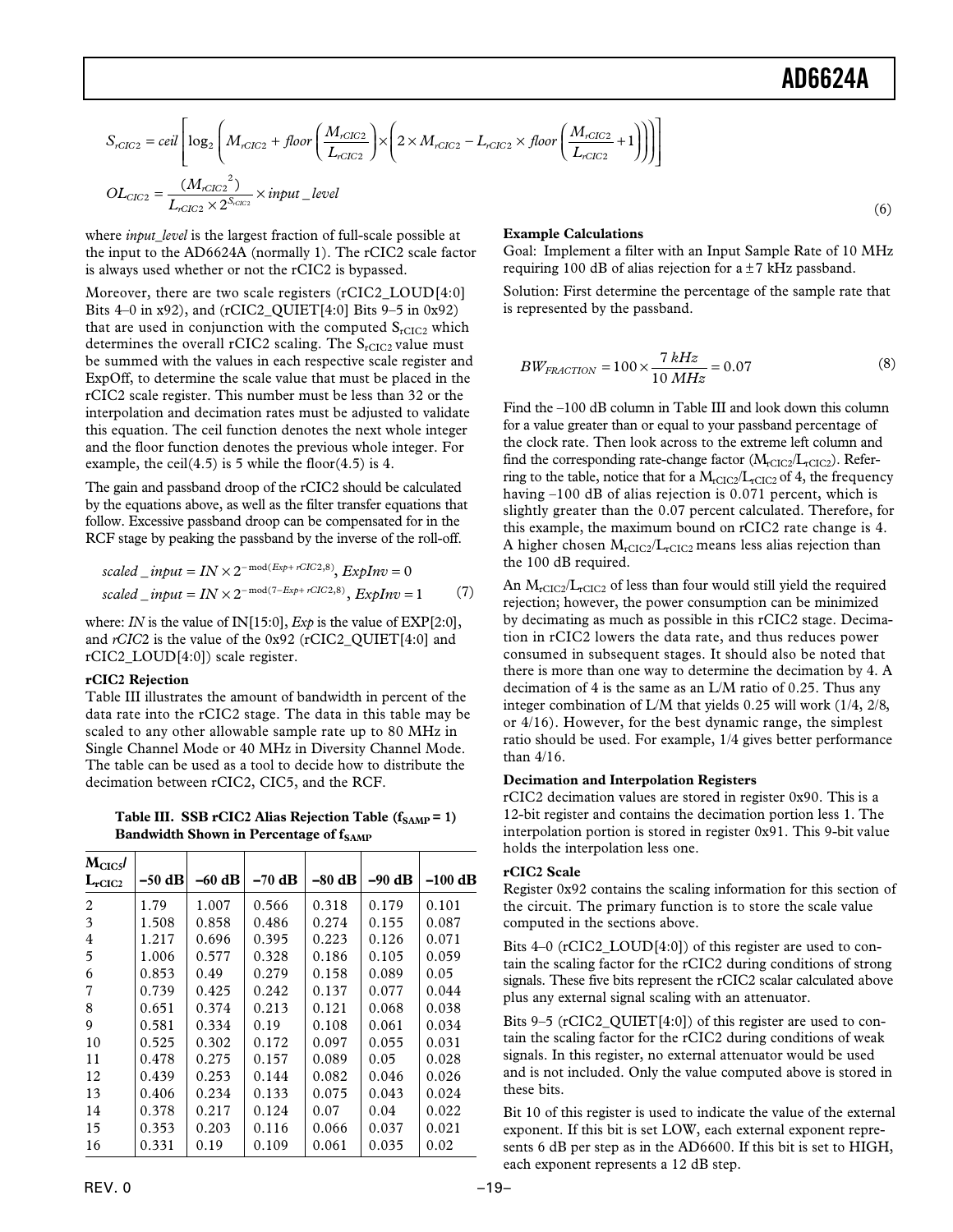$$S_{rCIC2} = ceil\left[\log_2\left(M_{rCIC2} + floor\left(\frac{M_{rCIC2}}{L_{rCIC2}}\right) \times \left(2 \times M_{rCIC2} - L_{rCIC2} \times floor\left(\frac{M_{rCIC2}}{L_{rCIC2}} + 1\right)\right)\right)\right]$$

$$OL_{CIC2} = \frac{(M_{rCIC2}{}^2)}{L_{rCIC2} \times 2^{S_{rCIC2}}} \times input\_level \tag{6}$$

where *input_level* is the largest fraction of full-scale possible at the input to the AD6624A (normally 1). The rCIC2 scale factor is always used whether or not the rCIC2 is bypassed.

Moreover, there are two scale registers (rCIC2_LOUD[4:0] Bits 4–0 in x92), and (rCIC2_QUIET[4:0] Bits 9–5 in 0x92) that are used in conjunction with the computed $S_{rCIC2}$ which determines the overall rCIC2 scaling. The $S_{rCIC2}$ value must be summed with the values in each respective scale register and ExpOff, to determine the scale value that must be placed in the rCIC2 scale register. This number must be less than 32 or the interpolation and decimation rates must be adjusted to validate this equation. The ceil function denotes the next whole integer and the floor function denotes the previous whole integer. For example, the ceil(4.5) is 5 while the floor(4.5) is 4.

The gain and passband droop of the rCIC2 should be calculated by the equations above, as well as the filter transfer equations that follow. Excessive passband droop can be compensated for in the RCF stage by peaking the passband by the inverse of the roll-off.

$$scaled\_input = IN \times 2^{-\text{mod}(Exp + rCIC2, 8)},\ ExpInv = 0$$
$$scaled\_input = IN \times 2^{-\text{mod}(7 - Exp + rCIC2, 8)},\ ExpInv = 1 \tag{7}$$

where: *IN* is the value of IN[15:0], *Exp* is the value of EXP[2:0], and *rCIC2* is the value of the 0x92 (rCIC2_QUIET[4:0] and rCIC2_LOUD[4:0]) scale register.

**rCIC2 Rejection**

Table III illustrates the amount of bandwidth in percent of the data rate into the rCIC2 stage. The data in this table may be scaled to any other allowable sample rate up to 80 MHz in Single Channel Mode or 40 MHz in Diversity Channel Mode. The table can be used as a tool to decide how to distribute the decimation between rCIC2, CIC5, and the RCF.

**Table III. SSB rCIC2 Alias Rejection Table ($f_{SAMP} = 1$) Bandwidth Shown in Percentage of $f_{SAMP}$**

| $M_{CIC5}/L_{rCIC2}$ | –50 dB | –60 dB | –70 dB | –80 dB | –90 dB | –100 dB |
|---|---|---|---|---|---|---|
| 2 | 1.79 | 1.007 | 0.566 | 0.318 | 0.179 | 0.101 |
| 3 | 1.508 | 0.858 | 0.486 | 0.274 | 0.155 | 0.087 |
| 4 | 1.217 | 0.696 | 0.395 | 0.223 | 0.126 | 0.071 |
| 5 | 1.006 | 0.577 | 0.328 | 0.186 | 0.105 | 0.059 |
| 6 | 0.853 | 0.49 | 0.279 | 0.158 | 0.089 | 0.05 |
| 7 | 0.739 | 0.425 | 0.242 | 0.137 | 0.077 | 0.044 |
| 8 | 0.651 | 0.374 | 0.213 | 0.121 | 0.068 | 0.038 |
| 9 | 0.581 | 0.334 | 0.19 | 0.108 | 0.061 | 0.034 |
| 10 | 0.525 | 0.302 | 0.172 | 0.097 | 0.055 | 0.031 |
| 11 | 0.478 | 0.275 | 0.157 | 0.089 | 0.05 | 0.028 |
| 12 | 0.439 | 0.253 | 0.144 | 0.082 | 0.046 | 0.026 |
| 13 | 0.406 | 0.234 | 0.133 | 0.075 | 0.043 | 0.024 |
| 14 | 0.378 | 0.217 | 0.124 | 0.07 | 0.04 | 0.022 |
| 15 | 0.353 | 0.203 | 0.116 | 0.066 | 0.037 | 0.021 |
| 16 | 0.331 | 0.19 | 0.109 | 0.061 | 0.035 | 0.02 |

**Example Calculations**

Goal: Implement a filter with an Input Sample Rate of 10 MHz requiring 100 dB of alias rejection for a ±7 kHz passband.

Solution: First determine the percentage of the sample rate that is represented by the passband.

$$BW_{FRACTION} = 100 \times \frac{7\ kHz}{10\ MHz} = 0.07 \tag{8}$$

Find the –100 dB column in Table III and look down this column for a value greater than or equal to your passband percentage of the clock rate. Then look across to the extreme left column and find the corresponding rate-change factor ($M_{rCIC2}/L_{rCIC2}$). Referring to the table, notice that for a $M_{rCIC2}/L_{rCIC2}$ of 4, the frequency having –100 dB of alias rejection is 0.071 percent, which is slightly greater than the 0.07 percent calculated. Therefore, for this example, the maximum bound on rCIC2 rate change is 4. A higher chosen $M_{rCIC2}/L_{rCIC2}$ means less alias rejection than the 100 dB required.

An $M_{rCIC2}/L_{rCIC2}$ of less than four would still yield the required rejection; however, the power consumption can be minimized by decimating as much as possible in this rCIC2 stage. Decimation in rCIC2 lowers the data rate, and thus reduces power consumed in subsequent stages. It should also be noted that there is more than one way to determine the decimation by 4. A decimation of 4 is the same as an L/M ratio of 0.25. Thus any integer combination of L/M that yields 0.25 will work (1/4, 2/8, or 4/16). However, for the best dynamic range, the simplest ratio should be used. For example, 1/4 gives better performance than 4/16.

**Decimation and Interpolation Registers**

rCIC2 decimation values are stored in register 0x90. This is a 12-bit register and contains the decimation portion less 1. The interpolation portion is stored in register 0x91. This 9-bit value holds the interpolation less one.

**rCIC2 Scale**

Register 0x92 contains the scaling information for this section of the circuit. The primary function is to store the scale value computed in the sections above.

Bits 4–0 (rCIC2_LOUD[4:0]) of this register are used to contain the scaling factor for the rCIC2 during conditions of strong signals. These five bits represent the rCIC2 scalar calculated above plus any external signal scaling with an attenuator.

Bits 9–5 (rCIC2_QUIET[4:0]) of this register are used to contain the scaling factor for the rCIC2 during conditions of weak signals. In this register, no external attenuator would be used and is not included. Only the value computed above is stored in these bits.

Bit 10 of this register is used to indicate the value of the external exponent. If this bit is set LOW, each external exponent represents 6 dB per step as in the AD6600. If this bit is set to HIGH, each exponent represents a 12 dB step.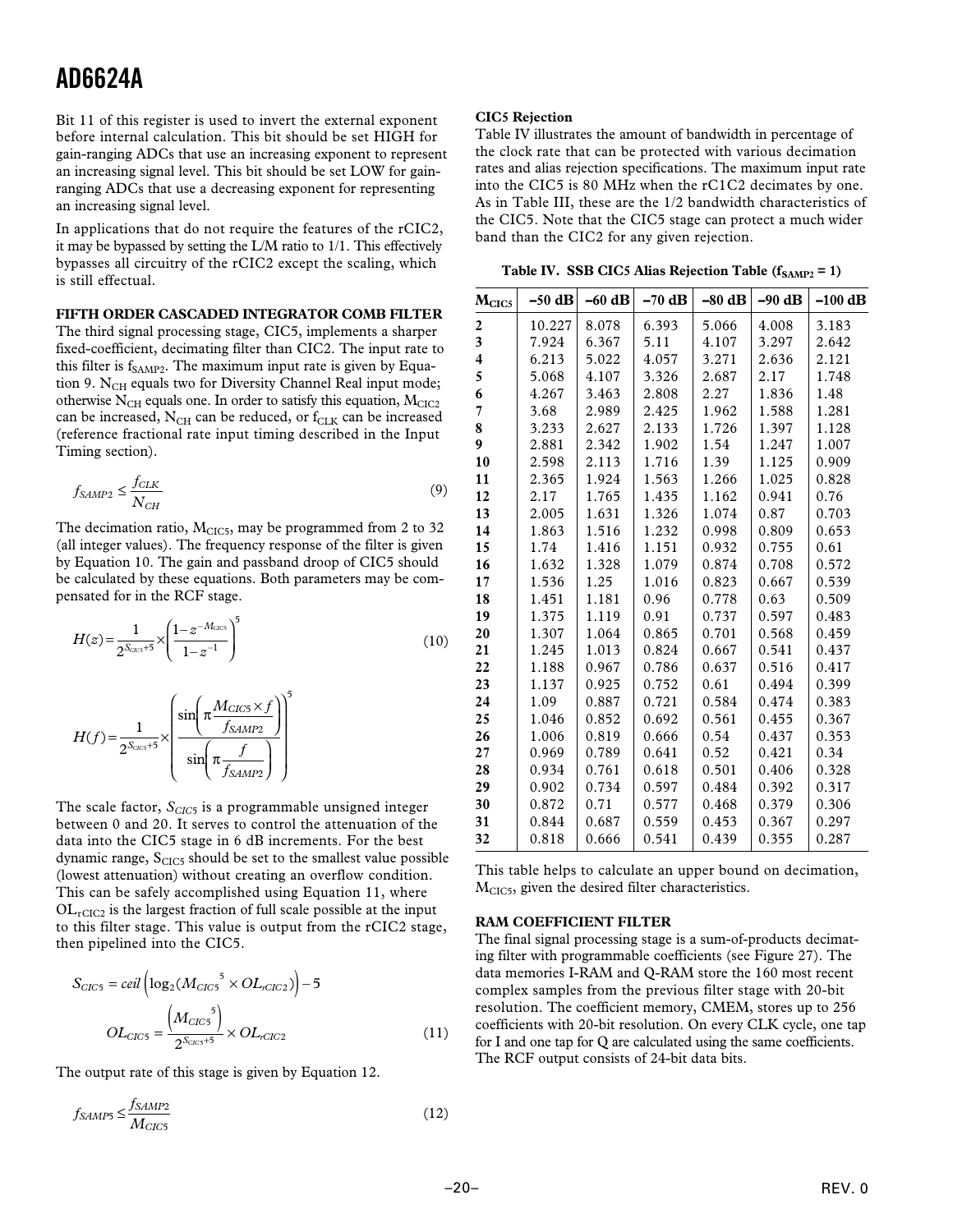Bit 11 of this register is used to invert the external exponent before internal calculation. This bit should be set HIGH for gain-ranging ADCs that use an increasing exponent to represent an increasing signal level. This bit should be set LOW for gain-ranging ADCs that use a decreasing exponent for representing an increasing signal level.

In applications that do not require the features of the rCIC2, it may be bypassed by setting the L/M ratio to 1/1. This effectively bypasses all circuitry of the rCIC2 except the scaling, which is still effectual.

### FIFTH ORDER CASCADED INTEGRATOR COMB FILTER

The third signal processing stage, CIC5, implements a sharper fixed-coefficient, decimating filter than CIC2. The input rate to this filter is $f_{SAMP2}$. The maximum input rate is given by Equation 9. $N_{CH}$ equals two for Diversity Channel Real input mode; otherwise $N_{CH}$ equals one. In order to satisfy this equation, $M_{CIC2}$ can be increased, $N_{CH}$ can be reduced, or $f_{CLK}$ can be increased (reference fractional rate input timing described in the Input Timing section).

$$f_{SAMP2} \le \frac{f_{CLK}}{N_{CH}} \qquad (9)$$

The decimation ratio, $M_{CIC5}$, may be programmed from 2 to 32 (all integer values). The frequency response of the filter is given by Equation 10. The gain and passband droop of CIC5 should be calculated by these equations. Both parameters may be compensated for in the RCF stage.

$$H(z) = \frac{1}{2^{S_{CIC5}+5}} \times \left( \frac{1 - z^{-M_{CIC5}}}{1 - z^{-1}} \right)^5 \qquad (10)$$

$$H(f) = \frac{1}{2^{S_{CIC5}+5}} \times \left( \frac{\sin\left(\pi \frac{M_{CIC5} \times f}{f_{SAMP2}}\right)}{\sin\left(\pi \frac{f}{f_{SAMP2}}\right)} \right)^5$$

The scale factor, $S_{CIC5}$ is a programmable unsigned integer between 0 and 20. It serves to control the attenuation of the data into the CIC5 stage in 6 dB increments. For the best dynamic range, $S_{CIC5}$ should be set to the smallest value possible (lowest attenuation) without creating an overflow condition. This can be safely accomplished using Equation 11, where $OL_{rCIC2}$ is the largest fraction of full scale possible at the input to this filter stage. This value is output from the rCIC2 stage, then pipelined into the CIC5.

$$S_{CIC5} = ceil\left(\log_2(M_{CIC5}{}^5 \times OL_{rCIC2})\right) - 5$$

$$OL_{CIC5} = \frac{\left(M_{CIC5}{}^5\right)}{2^{S_{CIC5}+5}} \times OL_{rCIC2} \qquad (11)$$

The output rate of this stage is given by Equation 12.

$$f_{SAMP5} \le \frac{f_{SAMP2}}{M_{CIC5}} \qquad (12)$$

**CIC5 Rejection**

Table IV illustrates the amount of bandwidth in percentage of the clock rate that can be protected with various decimation rates and alias rejection specifications. The maximum input rate into the CIC5 is 80 MHz when the rC1C2 decimates by one. As in Table III, these are the 1/2 bandwidth characteristics of the CIC5. Note that the CIC5 stage can protect a much wider band than the CIC2 for any given rejection.

**Table IV. SSB CIC5 Alias Rejection Table ($f_{SAMP2}$ = 1)**

| $M_{CIC5}$ | –50 dB | –60 dB | –70 dB | –80 dB | –90 dB | –100 dB |
|---|---|---|---|---|---|---|
| 2 | 10.227 | 8.078 | 6.393 | 5.066 | 4.008 | 3.183 |
| 3 | 7.924 | 6.367 | 5.11 | 4.107 | 3.297 | 2.642 |
| 4 | 6.213 | 5.022 | 4.057 | 3.271 | 2.636 | 2.121 |
| 5 | 5.068 | 4.107 | 3.326 | 2.687 | 2.17 | 1.748 |
| 6 | 4.267 | 3.463 | 2.808 | 2.27 | 1.836 | 1.48 |
| 7 | 3.68 | 2.989 | 2.425 | 1.962 | 1.588 | 1.281 |
| 8 | 3.233 | 2.627 | 2.133 | 1.726 | 1.397 | 1.128 |
| 9 | 2.881 | 2.342 | 1.902 | 1.54 | 1.247 | 1.007 |
| 10 | 2.598 | 2.113 | 1.716 | 1.39 | 1.125 | 0.909 |
| 11 | 2.365 | 1.924 | 1.563 | 1.266 | 1.025 | 0.828 |
| 12 | 2.17 | 1.765 | 1.435 | 1.162 | 0.941 | 0.76 |
| 13 | 2.005 | 1.631 | 1.326 | 1.074 | 0.87 | 0.703 |
| 14 | 1.863 | 1.516 | 1.232 | 0.998 | 0.809 | 0.653 |
| 15 | 1.74 | 1.416 | 1.151 | 0.932 | 0.755 | 0.61 |
| 16 | 1.632 | 1.328 | 1.079 | 0.874 | 0.708 | 0.572 |
| 17 | 1.536 | 1.25 | 1.016 | 0.823 | 0.667 | 0.539 |
| 18 | 1.451 | 1.181 | 0.96 | 0.778 | 0.63 | 0.509 |
| 19 | 1.375 | 1.119 | 0.91 | 0.737 | 0.597 | 0.483 |
| 20 | 1.307 | 1.064 | 0.865 | 0.701 | 0.568 | 0.459 |
| 21 | 1.245 | 1.013 | 0.824 | 0.667 | 0.541 | 0.437 |
| 22 | 1.188 | 0.967 | 0.786 | 0.637 | 0.516 | 0.417 |
| 23 | 1.137 | 0.925 | 0.752 | 0.61 | 0.494 | 0.399 |
| 24 | 1.09 | 0.887 | 0.721 | 0.584 | 0.474 | 0.383 |
| 25 | 1.046 | 0.852 | 0.692 | 0.561 | 0.455 | 0.367 |
| 26 | 1.006 | 0.819 | 0.666 | 0.54 | 0.437 | 0.353 |
| 27 | 0.969 | 0.789 | 0.641 | 0.52 | 0.421 | 0.34 |
| 28 | 0.934 | 0.761 | 0.618 | 0.501 | 0.406 | 0.328 |
| 29 | 0.902 | 0.734 | 0.597 | 0.484 | 0.392 | 0.317 |
| 30 | 0.872 | 0.71 | 0.577 | 0.468 | 0.379 | 0.306 |
| 31 | 0.844 | 0.687 | 0.559 | 0.453 | 0.367 | 0.297 |
| 32 | 0.818 | 0.666 | 0.541 | 0.439 | 0.355 | 0.287 |

This table helps to calculate an upper bound on decimation, $M_{CIC5}$, given the desired filter characteristics.

### RAM COEFFICIENT FILTER

The final signal processing stage is a sum-of-products decimating filter with programmable coefficients (see Figure 27). The data memories I-RAM and Q-RAM store the 160 most recent complex samples from the previous filter stage with 20-bit resolution. The coefficient memory, CMEM, stores up to 256 coefficients with 20-bit resolution. On every CLK cycle, one tap for I and one tap for Q are calculated using the same coefficients. The RCF output consists of 24-bit data bits.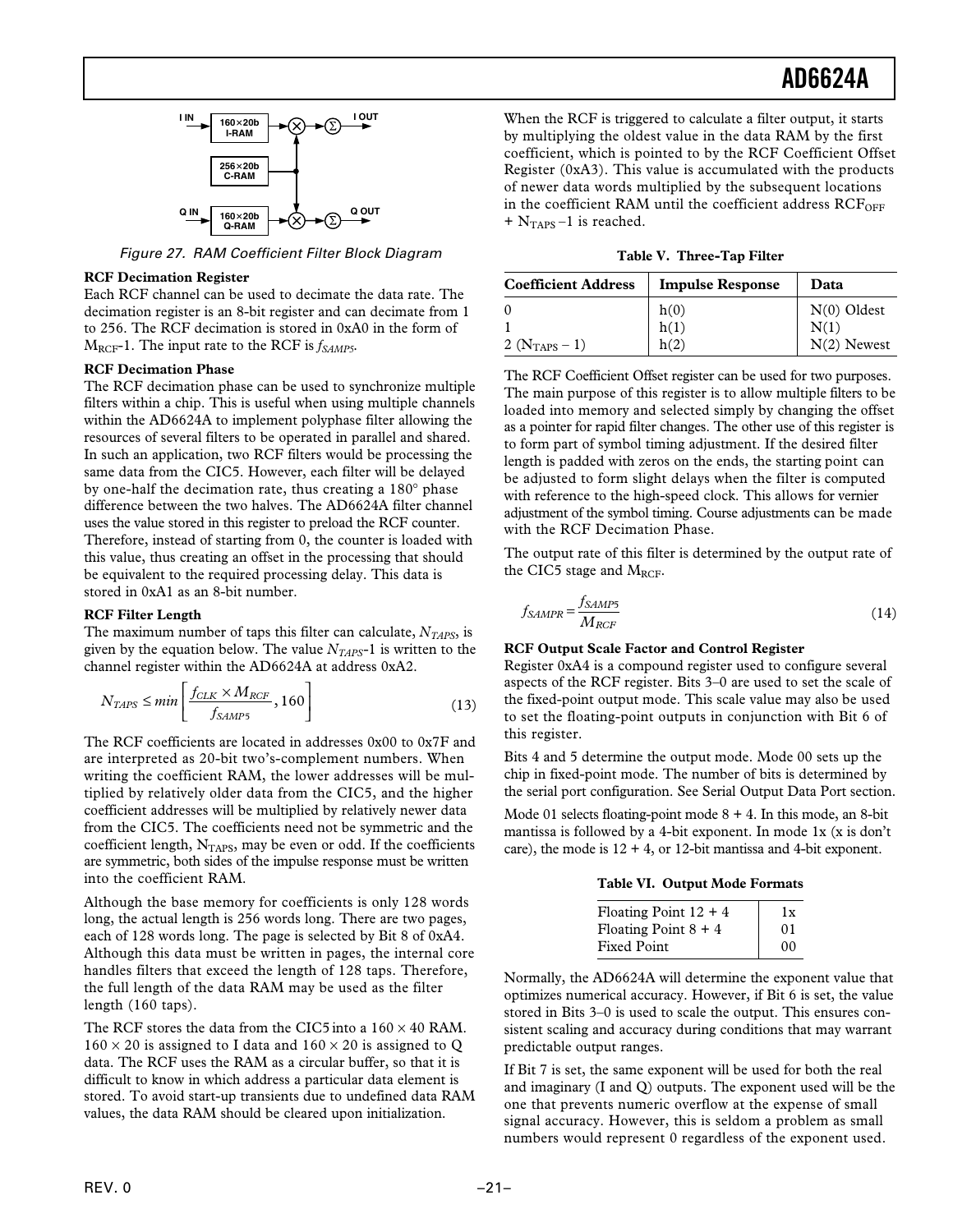Figure 27. RAM Coefficient Filter Block Diagram

**RCF Decimation Register**

Each RCF channel can be used to decimate the data rate. The decimation register is an 8-bit register and can decimate from 1 to 256. The RCF decimation is stored in 0xA0 in the form of $M_{RCF}$-1. The input rate to the RCF is $f_{SAMP5}$.

**RCF Decimation Phase**

The RCF decimation phase can be used to synchronize multiple filters within a chip. This is useful when using multiple channels within the AD6624A to implement polyphase filter allowing the resources of several filters to be operated in parallel and shared. In such an application, two RCF filters would be processing the same data from the CIC5. However, each filter will be delayed by one-half the decimation rate, thus creating a 180° phase difference between the two halves. The AD6624A filter channel uses the value stored in this register to preload the RCF counter. Therefore, instead of starting from 0, the counter is loaded with this value, thus creating an offset in the processing that should be equivalent to the required processing delay. This data is stored in 0xA1 as an 8-bit number.

**RCF Filter Length**

The maximum number of taps this filter can calculate, $N_{TAPS}$, is given by the equation below. The value $N_{TAPS}$-1 is written to the channel register within the AD6624A at address 0xA2.

$$N_{TAPS} \le min\left[\frac{f_{CLK} \times M_{RCF}}{f_{SAMP5}}, 160\right] \tag{13}$$

The RCF coefficients are located in addresses 0x00 to 0x7F and are interpreted as 20-bit two's-complement numbers. When writing the coefficient RAM, the lower addresses will be multiplied by relatively older data from the CIC5, and the higher coefficient addresses will be multiplied by relatively newer data from the CIC5. The coefficients need not be symmetric and the coefficient length, $N_{TAPS}$, may be even or odd. If the coefficients are symmetric, both sides of the impulse response must be written into the coefficient RAM.

Although the base memory for coefficients is only 128 words long, the actual length is 256 words long. There are two pages, each of 128 words long. The page is selected by Bit 8 of 0xA4. Although this data must be written in pages, the internal core handles filters that exceed the length of 128 taps. Therefore, the full length of the data RAM may be used as the filter length (160 taps).

The RCF stores the data from the CIC5 into a 160 × 40 RAM. 160 × 20 is assigned to I data and 160 × 20 is assigned to Q data. The RCF uses the RAM as a circular buffer, so that it is difficult to know in which address a particular data element is stored. To avoid start-up transients due to undefined data RAM values, the data RAM should be cleared upon initialization.

When the RCF is triggered to calculate a filter output, it starts by multiplying the oldest value in the data RAM by the first coefficient, which is pointed to by the RCF Coefficient Offset Register (0xA3). This value is accumulated with the products of newer data words multiplied by the subsequent locations in the coefficient RAM until the coefficient address $RCF_{OFF} + N_{TAPS} - 1$ is reached.

**Table V. Three-Tap Filter**

| Coefficient Address | Impulse Response | Data |
|---|---|---|
| 0 | h(0) | N(0) Oldest |
| 1 | h(1) | N(1) |
| 2 ($N_{TAPS} - 1$) | h(2) | N(2) Newest |

The RCF Coefficient Offset register can be used for two purposes. The main purpose of this register is to allow multiple filters to be loaded into memory and selected simply by changing the offset as a pointer for rapid filter changes. The other use of this register is to form part of symbol timing adjustment. If the desired filter length is padded with zeros on the ends, the starting point can be adjusted to form slight delays when the filter is computed with reference to the high-speed clock. This allows for vernier adjustment of the symbol timing. Course adjustments can be made with the RCF Decimation Phase.

The output rate of this filter is determined by the output rate of the CIC5 stage and $M_{RCF}$.

$$f_{SAMPR} = \frac{f_{SAMP5}}{M_{RCF}} \tag{14}$$

**RCF Output Scale Factor and Control Register**

Register 0xA4 is a compound register used to configure several aspects of the RCF register. Bits 3–0 are used to set the scale of the fixed-point output mode. This scale value may also be used to set the floating-point outputs in conjunction with Bit 6 of this register.

Bits 4 and 5 determine the output mode. Mode 00 sets up the chip in fixed-point mode. The number of bits is determined by the serial port configuration. See Serial Output Data Port section.

Mode 01 selects floating-point mode 8 + 4. In this mode, an 8-bit mantissa is followed by a 4-bit exponent. In mode 1x (x is don't care), the mode is 12 + 4, or 12-bit mantissa and 4-bit exponent.

**Table VI. Output Mode Formats**

| Format | Mode |
|---|---|
| Floating Point 12 + 4 | 1x |
| Floating Point 8 + 4 | 01 |
| Fixed Point | 00 |

Normally, the AD6624A will determine the exponent value that optimizes numerical accuracy. However, if Bit 6 is set, the value stored in Bits 3–0 is used to scale the output. This ensures consistent scaling and accuracy during conditions that may warrant predictable output ranges.

If Bit 7 is set, the same exponent will be used for both the real and imaginary (I and Q) outputs. The exponent used will be the one that prevents numeric overflow at the expense of small signal accuracy. However, this is seldom a problem as small numbers would represent 0 regardless of the exponent used.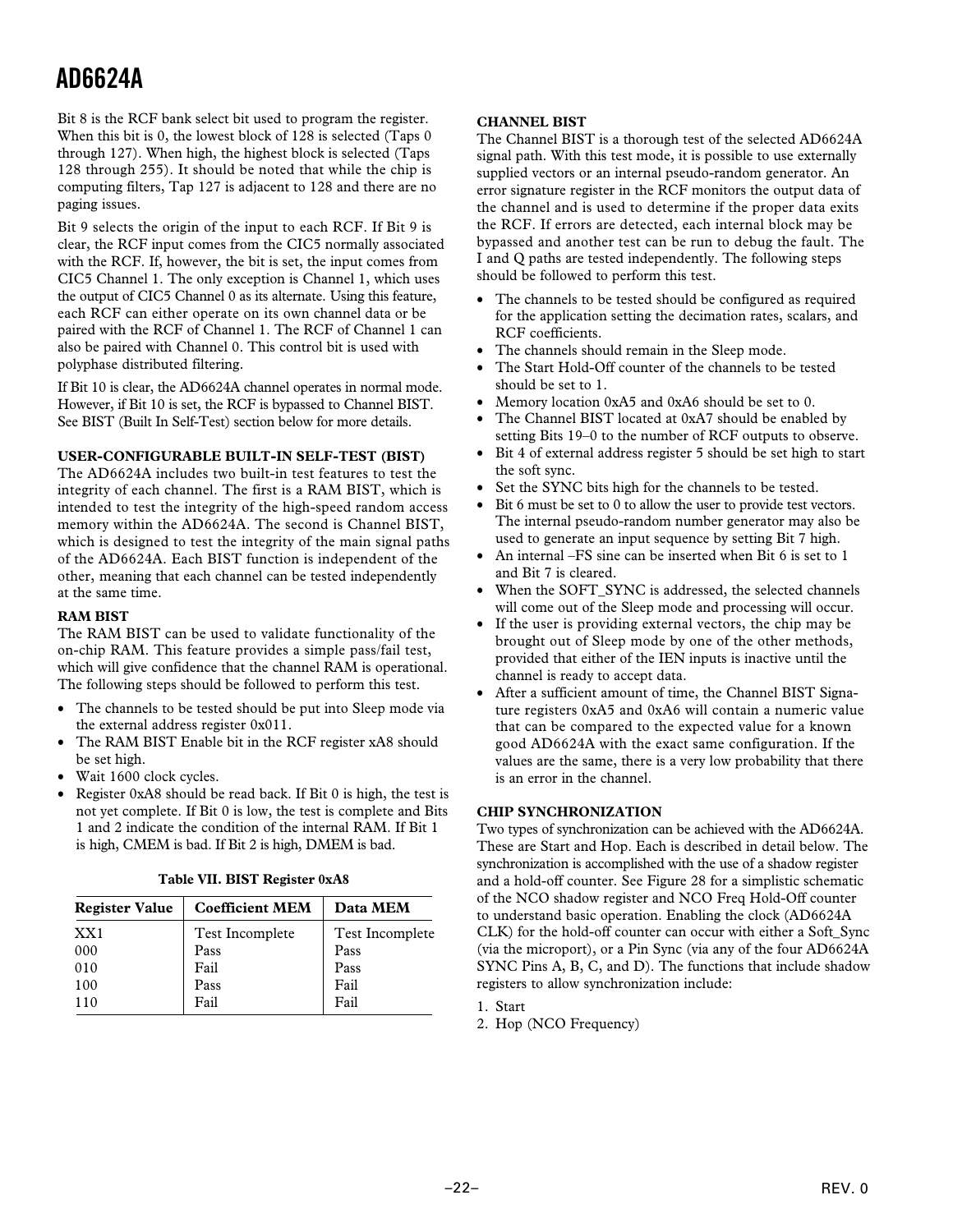Bit 8 is the RCF bank select bit used to program the register. When this bit is 0, the lowest block of 128 is selected (Taps 0 through 127). When high, the highest block is selected (Taps 128 through 255). It should be noted that while the chip is computing filters, Tap 127 is adjacent to 128 and there are no paging issues.

Bit 9 selects the origin of the input to each RCF. If Bit 9 is clear, the RCF input comes from the CIC5 normally associated with the RCF. If, however, the bit is set, the input comes from CIC5 Channel 1. The only exception is Channel 1, which uses the output of CIC5 Channel 0 as its alternate. Using this feature, each RCF can either operate on its own channel data or be paired with the RCF of Channel 1. The RCF of Channel 1 can also be paired with Channel 0. This control bit is used with polyphase distributed filtering.

If Bit 10 is clear, the AD6624A channel operates in normal mode. However, if Bit 10 is set, the RCF is bypassed to Channel BIST. See BIST (Built In Self-Test) section below for more details.

### USER-CONFIGURABLE BUILT-IN SELF-TEST (BIST)

The AD6624A includes two built-in test features to test the integrity of each channel. The first is a RAM BIST, which is intended to test the integrity of the high-speed random access memory within the AD6624A. The second is Channel BIST, which is designed to test the integrity of the main signal paths of the AD6624A. Each BIST function is independent of the other, meaning that each channel can be tested independently at the same time.

### RAM BIST

The RAM BIST can be used to validate functionality of the on-chip RAM. This feature provides a simple pass/fail test, which will give confidence that the channel RAM is operational. The following steps should be followed to perform this test.

- The channels to be tested should be put into Sleep mode via the external address register 0x011.
- The RAM BIST Enable bit in the RCF register xA8 should be set high.
- Wait 1600 clock cycles.
- Register 0xA8 should be read back. If Bit 0 is high, the test is not yet complete. If Bit 0 is low, the test is complete and Bits 1 and 2 indicate the condition of the internal RAM. If Bit 1 is high, CMEM is bad. If Bit 2 is high, DMEM is bad.

**Table VII. BIST Register 0xA8**

| Register Value | Coefficient MEM | Data MEM |
|---|---|---|
| XX1 | Test Incomplete | Test Incomplete |
| 000 | Pass | Pass |
| 010 | Fail | Pass |
| 100 | Pass | Fail |
| 110 | Fail | Fail |

### CHANNEL BIST

The Channel BIST is a thorough test of the selected AD6624A signal path. With this test mode, it is possible to use externally supplied vectors or an internal pseudo-random generator. An error signature register in the RCF monitors the output data of the channel and is used to determine if the proper data exits the RCF. If errors are detected, each internal block may be bypassed and another test can be run to debug the fault. The I and Q paths are tested independently. The following steps should be followed to perform this test.

- The channels to be tested should be configured as required for the application setting the decimation rates, scalars, and RCF coefficients.
- The channels should remain in the Sleep mode.
- The Start Hold-Off counter of the channels to be tested should be set to 1.
- Memory location 0xA5 and 0xA6 should be set to 0.
- The Channel BIST located at 0xA7 should be enabled by setting Bits 19–0 to the number of RCF outputs to observe.
- Bit 4 of external address register 5 should be set high to start the soft sync.
- Set the SYNC bits high for the channels to be tested.
- Bit 6 must be set to 0 to allow the user to provide test vectors. The internal pseudo-random number generator may also be used to generate an input sequence by setting Bit 7 high.
- An internal –FS sine can be inserted when Bit 6 is set to 1 and Bit 7 is cleared.
- When the SOFT_SYNC is addressed, the selected channels will come out of the Sleep mode and processing will occur.
- If the user is providing external vectors, the chip may be brought out of Sleep mode by one of the other methods, provided that either of the IEN inputs is inactive until the channel is ready to accept data.
- After a sufficient amount of time, the Channel BIST Signature registers 0xA5 and 0xA6 will contain a numeric value that can be compared to the expected value for a known good AD6624A with the exact same configuration. If the values are the same, there is a very low probability that there is an error in the channel.

### CHIP SYNCHRONIZATION

Two types of synchronization can be achieved with the AD6624A. These are Start and Hop. Each is described in detail below. The synchronization is accomplished with the use of a shadow register and a hold-off counter. See Figure 28 for a simplistic schematic of the NCO shadow register and NCO Freq Hold-Off counter to understand basic operation. Enabling the clock (AD6624A CLK) for the hold-off counter can occur with either a Soft_Sync (via the microport), or a Pin Sync (via any of the four AD6624A SYNC Pins A, B, C, and D). The functions that include shadow registers to allow synchronization include:

1. Start
2. Hop (NCO Frequency)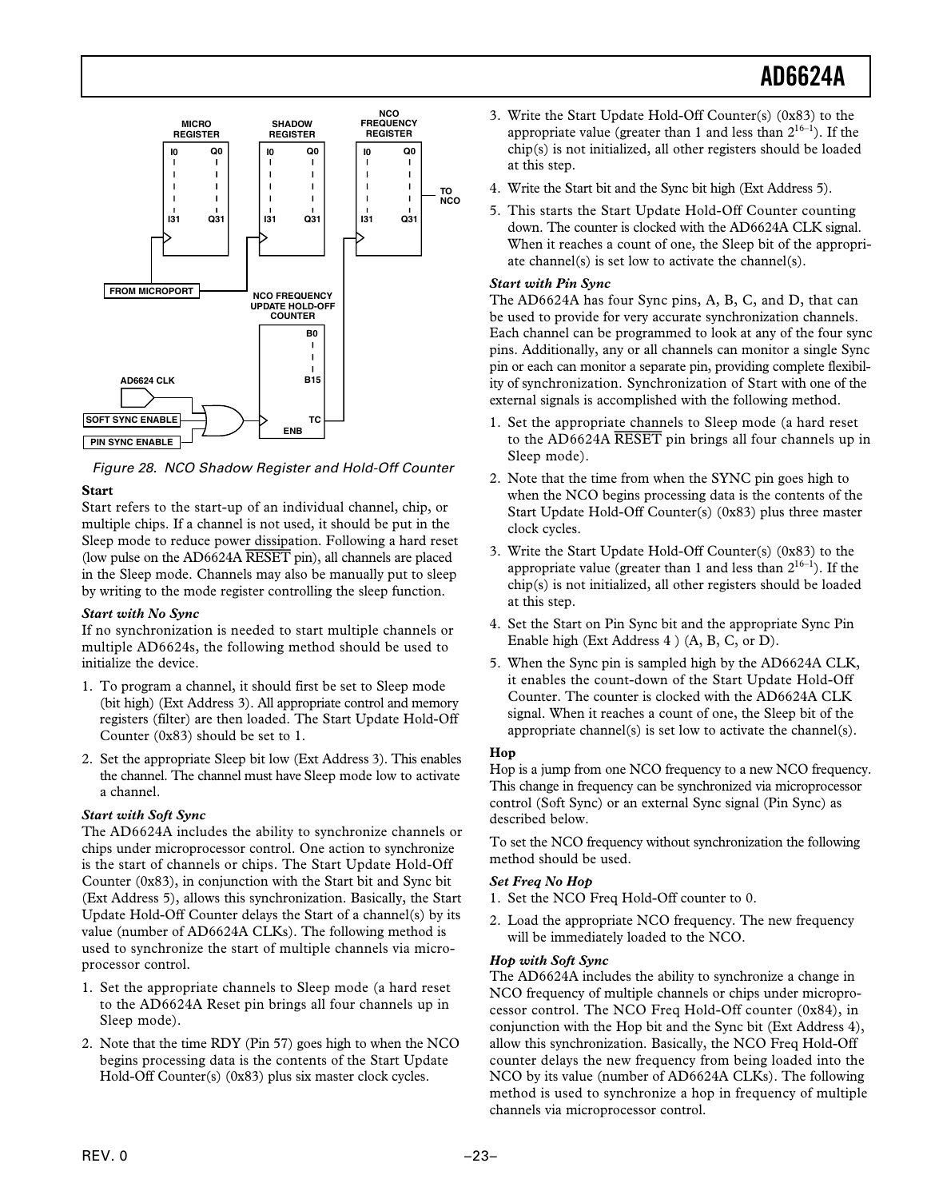Figure 28. NCO Shadow Register and Hold-Off Counter

**Start**

Start refers to the start-up of an individual channel, chip, or multiple chips. If a channel is not used, it should be put in the Sleep mode to reduce power dissipation. Following a hard reset (low pulse on the AD6624A RESET pin), all channels are placed in the Sleep mode. Channels may also be manually put to sleep by writing to the mode register controlling the sleep function.

***Start with No Sync***

If no synchronization is needed to start multiple channels or multiple AD6624s, the following method should be used to initialize the device.

1. To program a channel, it should first be set to Sleep mode (bit high) (Ext Address 3). All appropriate control and memory registers (filter) are then loaded. The Start Update Hold-Off Counter (0x83) should be set to 1.
2. Set the appropriate Sleep bit low (Ext Address 3). This enables the channel. The channel must have Sleep mode low to activate a channel.

***Start with Soft Sync***

The AD6624A includes the ability to synchronize channels or chips under microprocessor control. One action to synchronize is the start of channels or chips. The Start Update Hold-Off Counter (0x83), in conjunction with the Start bit and Sync bit (Ext Address 5), allows this synchronization. Basically, the Start Update Hold-Off Counter delays the Start of a channel(s) by its value (number of AD6624A CLKs). The following method is used to synchronize the start of multiple channels via microprocessor control.

1. Set the appropriate channels to Sleep mode (a hard reset to the AD6624A Reset pin brings all four channels up in Sleep mode).
2. Note that the time RDY (Pin 57) goes high to when the NCO begins processing data is the contents of the Start Update Hold-Off Counter(s) (0x83) plus six master clock cycles.
3. Write the Start Update Hold-Off Counter(s) (0x83) to the appropriate value (greater than 1 and less than $2^{16-1}$). If the chip(s) is not initialized, all other registers should be loaded at this step.
4. Write the Start bit and the Sync bit high (Ext Address 5).
5. This starts the Start Update Hold-Off Counter counting down. The counter is clocked with the AD6624A CLK signal. When it reaches a count of one, the Sleep bit of the appropriate channel(s) is set low to activate the channel(s).

***Start with Pin Sync***

The AD6624A has four Sync pins, A, B, C, and D, that can be used to provide for very accurate synchronization channels. Each channel can be programmed to look at any of the four sync pins. Additionally, any or all channels can monitor a single Sync pin or each can monitor a separate pin, providing complete flexibility of synchronization. Synchronization of Start with one of the external signals is accomplished with the following method.

1. Set the appropriate channels to Sleep mode (a hard reset to the AD6624A RESET pin brings all four channels up in Sleep mode).
2. Note that the time from when the SYNC pin goes high to when the NCO begins processing data is the contents of the Start Update Hold-Off Counter(s) (0x83) plus three master clock cycles.
3. Write the Start Update Hold-Off Counter(s) (0x83) to the appropriate value (greater than 1 and less than $2^{16-1}$). If the chip(s) is not initialized, all other registers should be loaded at this step.
4. Set the Start on Pin Sync bit and the appropriate Sync Pin Enable high (Ext Address 4 ) (A, B, C, or D).
5. When the Sync pin is sampled high by the AD6624A CLK, it enables the count-down of the Start Update Hold-Off Counter. The counter is clocked with the AD6624A CLK signal. When it reaches a count of one, the Sleep bit of the appropriate channel(s) is set low to activate the channel(s).

**Hop**

Hop is a jump from one NCO frequency to a new NCO frequency. This change in frequency can be synchronized via microprocessor control (Soft Sync) or an external Sync signal (Pin Sync) as described below.

To set the NCO frequency without synchronization the following method should be used.

***Set Freq No Hop***

1. Set the NCO Freq Hold-Off counter to 0.
2. Load the appropriate NCO frequency. The new frequency will be immediately loaded to the NCO.

***Hop with Soft Sync***

The AD6624A includes the ability to synchronize a change in NCO frequency of multiple channels or chips under microprocessor control. The NCO Freq Hold-Off counter (0x84), in conjunction with the Hop bit and the Sync bit (Ext Address 4), allow this synchronization. Basically, the NCO Freq Hold-Off counter delays the new frequency from being loaded into the NCO by its value (number of AD6624A CLKs). The following method is used to synchronize a hop in frequency of multiple channels via microprocessor control.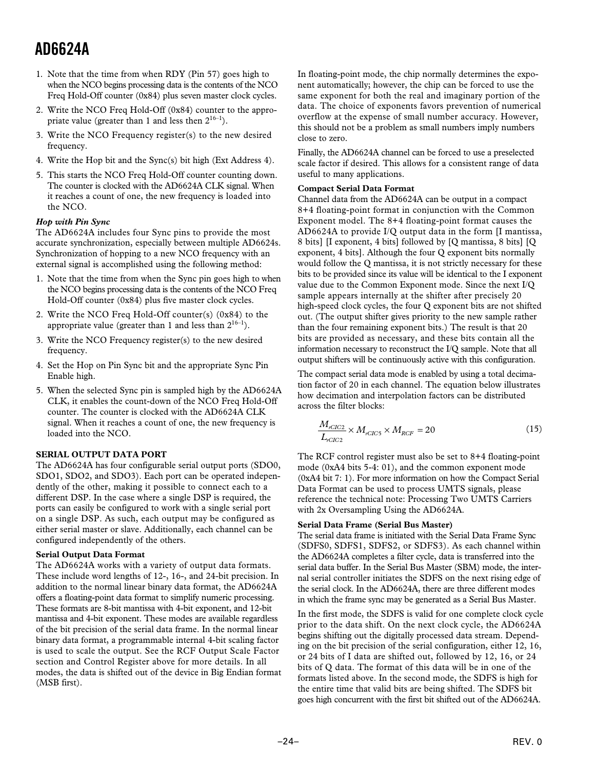1. Note that the time from when RDY (Pin 57) goes high to when the NCO begins processing data is the contents of the NCO Freq Hold-Off counter (0x84) plus seven master clock cycles.
2. Write the NCO Freq Hold-Off (0x84) counter to the appropriate value (greater than 1 and less then $2^{16-1}$).
3. Write the NCO Frequency register(s) to the new desired frequency.
4. Write the Hop bit and the Sync(s) bit high (Ext Address 4).
5. This starts the NCO Freq Hold-Off counter counting down. The counter is clocked with the AD6624A CLK signal. When it reaches a count of one, the new frequency is loaded into the NCO.

***Hop with Pin Sync***

The AD6624A includes four Sync pins to provide the most accurate synchronization, especially between multiple AD6624s. Synchronization of hopping to a new NCO frequency with an external signal is accomplished using the following method:

1. Note that the time from when the Sync pin goes high to when the NCO begins processing data is the contents of the NCO Freq Hold-Off counter (0x84) plus five master clock cycles.
2. Write the NCO Freq Hold-Off counter(s) (0x84) to the appropriate value (greater than 1 and less than $2^{16-1}$).
3. Write the NCO Frequency register(s) to the new desired frequency.
4. Set the Hop on Pin Sync bit and the appropriate Sync Pin Enable high.
5. When the selected Sync pin is sampled high by the AD6624A CLK, it enables the count-down of the NCO Freq Hold-Off counter. The counter is clocked with the AD6624A CLK signal. When it reaches a count of one, the new frequency is loaded into the NCO.

**SERIAL OUTPUT DATA PORT**

The AD6624A has four configurable serial output ports (SDO0, SDO1, SDO2, and SDO3). Each port can be operated independently of the other, making it possible to connect each to a different DSP. In the case where a single DSP is required, the ports can easily be configured to work with a single serial port on a single DSP. As such, each output may be configured as either serial master or slave. Additionally, each channel can be configured independently of the others.

**Serial Output Data Format**

The AD6624A works with a variety of output data formats. These include word lengths of 12-, 16-, and 24-bit precision. In addition to the normal linear binary data format, the AD6624A offers a floating-point data format to simplify numeric processing. These formats are 8-bit mantissa with 4-bit exponent, and 12-bit mantissa and 4-bit exponent. These modes are available regardless of the bit precision of the serial data frame. In the normal linear binary data format, a programmable internal 4-bit scaling factor is used to scale the output. See the RCF Output Scale Factor section and Control Register above for more details. In all modes, the data is shifted out of the device in Big Endian format (MSB first).

In floating-point mode, the chip normally determines the exponent automatically; however, the chip can be forced to use the same exponent for both the real and imaginary portion of the data. The choice of exponents favors prevention of numerical overflow at the expense of small number accuracy. However, this should not be a problem as small numbers imply numbers close to zero.

Finally, the AD6624A channel can be forced to use a preselected scale factor if desired. This allows for a consistent range of data useful to many applications.

**Compact Serial Data Format**

Channel data from the AD6624A can be output in a compact 8+4 floating-point format in conjunction with the Common Exponent model. The 8+4 floating-point format causes the AD6624A to provide I/Q output data in the form [I mantissa, 8 bits] [I exponent, 4 bits] followed by [Q mantissa, 8 bits] [Q exponent, 4 bits]. Although the four Q exponent bits normally would follow the Q mantissa, it is not strictly necessary for these bits to be provided since its value will be identical to the I exponent value due to the Common Exponent mode. Since the next I/Q sample appears internally at the shifter after precisely 20 high-speed clock cycles, the four Q exponent bits are not shifted out. (The output shifter gives priority to the new sample rather than the four remaining exponent bits.) The result is that 20 bits are provided as necessary, and these bits contain all the information necessary to reconstruct the I/Q sample. Note that all output shifters will be continuously active with this configuration.

The compact serial data mode is enabled by using a total decimation factor of 20 in each channel. The equation below illustrates how decimation and interpolation factors can be distributed across the filter blocks:

$$\frac{M_{rCIC2}}{L_{rCIC2}} \times M_{rCIC5} \times M_{RCF} = 20 \tag{15}$$

The RCF control register must also be set to 8+4 floating-point mode (0xA4 bits 5-4: 01), and the common exponent mode (0xA4 bit 7: 1). For more information on how the Compact Serial Data Format can be used to process UMTS signals, please reference the technical note: Processing Two UMTS Carriers with 2x Oversampling Using the AD6624A.

**Serial Data Frame (Serial Bus Master)**

The serial data frame is initiated with the Serial Data Frame Sync (SDFS0, SDFS1, SDFS2, or SDFS3). As each channel within the AD6624A completes a filter cycle, data is transferred into the serial data buffer. In the Serial Bus Master (SBM) mode, the internal serial controller initiates the SDFS on the next rising edge of the serial clock. In the AD6624A, there are three different modes in which the frame sync may be generated as a Serial Bus Master.

In the first mode, the SDFS is valid for one complete clock cycle prior to the data shift. On the next clock cycle, the AD6624A begins shifting out the digitally processed data stream. Depending on the bit precision of the serial configuration, either 12, 16, or 24 bits of I data are shifted out, followed by 12, 16, or 24 bits of Q data. The format of this data will be in one of the formats listed above. In the second mode, the SDFS is high for the entire time that valid bits are being shifted. The SDFS bit goes high concurrent with the first bit shifted out of the AD6624A.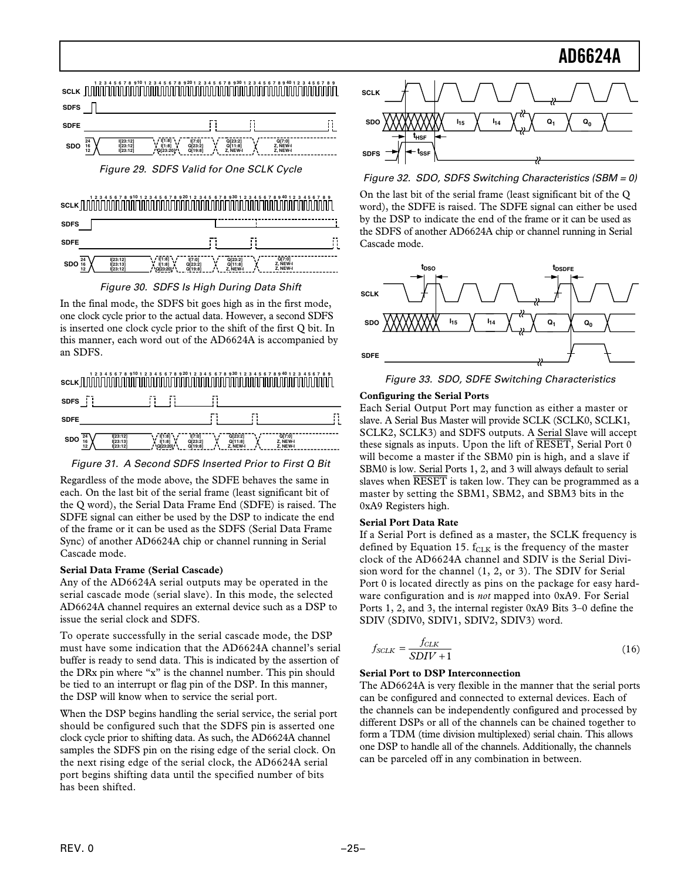Figure 29. SDFS Valid for One SCLK Cycle

Figure 30. SDFS Is High During Data Shift

In the final mode, the SDFS bit goes high as in the first mode, one clock cycle prior to the actual data. However, a second SDFS is inserted one clock cycle prior to the shift of the first Q bit. In this manner, each word out of the AD6624A is accompanied by an SDFS.

Figure 31. A Second SDFS Inserted Prior to First Q Bit

Regardless of the mode above, the SDFE behaves the same in each. On the last bit of the serial frame (least significant bit of the Q word), the Serial Data Frame End (SDFE) is raised. The SDFE signal can either be used by the DSP to indicate the end of the frame or it can be used as the SDFS (Serial Data Frame Sync) of another AD6624A chip or channel running in Serial Cascade mode.

**Serial Data Frame (Serial Cascade)**

Any of the AD6624A serial outputs may be operated in the serial cascade mode (serial slave). In this mode, the selected AD6624A channel requires an external device such as a DSP to issue the serial clock and SDFS.

To operate successfully in the serial cascade mode, the DSP must have some indication that the AD6624A channel's serial buffer is ready to send data. This is indicated by the assertion of the DRx pin where "x" is the channel number. This pin should be tied to an interrupt or flag pin of the DSP. In this manner, the DSP will know when to service the serial port.

When the DSP begins handling the serial service, the serial port should be configured such that the SDFS pin is asserted one clock cycle prior to shifting data. As such, the AD6624A channel samples the SDFS pin on the rising edge of the serial clock. On the next rising edge of the serial clock, the AD6624A serial port begins shifting data until the specified number of bits has been shifted.

Figure 32. SDO, SDFS Switching Characteristics (SBM = 0)

On the last bit of the serial frame (least significant bit of the Q word), the SDFE is raised. The SDFE signal can either be used by the DSP to indicate the end of the frame or it can be used as the SDFS of another AD6624A chip or channel running in Serial Cascade mode.

Figure 33. SDO, SDFE Switching Characteristics

**Configuring the Serial Ports**

Each Serial Output Port may function as either a master or slave. A Serial Bus Master will provide SCLK (SCLK0, SCLK1, SCLK2, SCLK3) and SDFS outputs. A Serial Slave will accept these signals as inputs. Upon the lift of $\overline{\text{RESET}}$, Serial Port 0 will become a master if the SBM0 pin is high, and a slave if SBM0 is low. Serial Ports 1, 2, and 3 will always default to serial slaves when $\overline{\text{RESET}}$ is taken low. They can be programmed as a master by setting the SBM1, SBM2, and SBM3 bits in the 0xA9 Registers high.

**Serial Port Data Rate**

If a Serial Port is defined as a master, the SCLK frequency is defined by Equation 15. $f_{CLK}$ is the frequency of the master clock of the AD6624A channel and SDIV is the Serial Division word for the channel (1, 2, or 3). The SDIV for Serial Port 0 is located directly as pins on the package for easy hardware configuration and is *not* mapped into 0xA9. For Serial Ports 1, 2, and 3, the internal register 0xA9 Bits 3–0 define the SDIV (SDIV0, SDIV1, SDIV2, SDIV3) word.

$$f_{SCLK} = \frac{f_{CLK}}{SDIV + 1} \tag{16}$$

**Serial Port to DSP Interconnection**

The AD6624A is very flexible in the manner that the serial ports can be configured and connected to external devices. Each of the channels can be independently configured and processed by different DSPs or all of the channels can be chained together to form a TDM (time division multiplexed) serial chain. This allows one DSP to handle all of the channels. Additionally, the channels can be parceled off in any combination in between.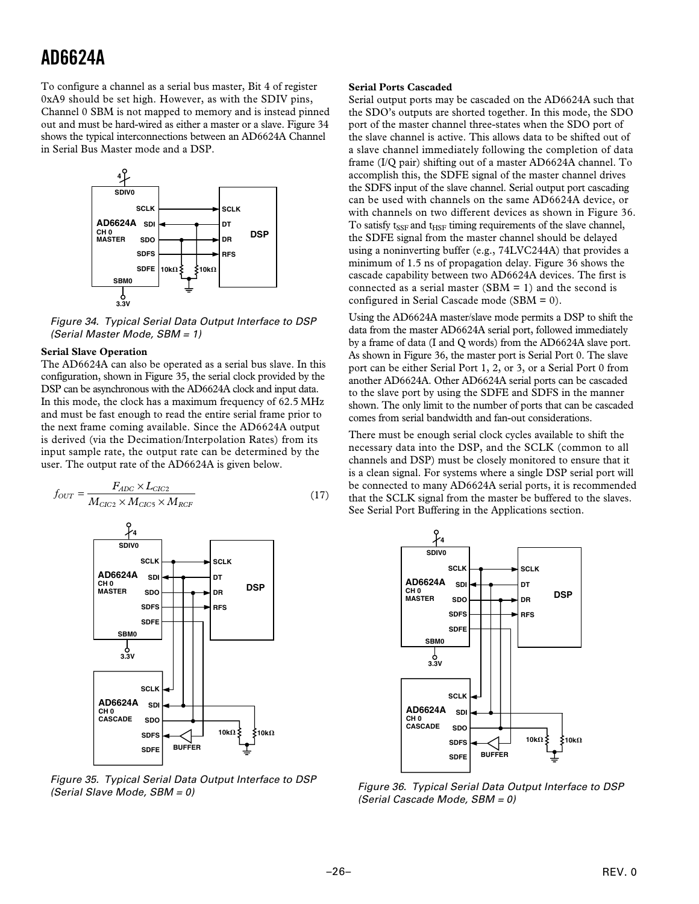To configure a channel as a serial bus master, Bit 4 of register 0xA9 should be set high. However, as with the SDIV pins, Channel 0 SBM is not mapped to memory and is instead pinned out and must be hard-wired as either a master or a slave. Figure 34 shows the typical interconnections between an AD6624A Channel in Serial Bus Master mode and a DSP.

*Figure 34. Typical Serial Data Output Interface to DSP (Serial Master Mode, SBM = 1)*

**Serial Slave Operation**

The AD6624A can also be operated as a serial bus slave. In this configuration, shown in Figure 35, the serial clock provided by the DSP can be asynchronous with the AD6624A clock and input data. In this mode, the clock has a maximum frequency of 62.5 MHz and must be fast enough to read the entire serial frame prior to the next frame coming available. Since the AD6624A output is derived (via the Decimation/Interpolation Rates) from its input sample rate, the output rate can be determined by the user. The output rate of the AD6624A is given below.

$$f_{OUT} = \frac{F_{ADC} \times L_{CIC2}}{M_{CIC2} \times M_{CIC5} \times M_{RCF}} \tag{17}$$

*Figure 35. Typical Serial Data Output Interface to DSP (Serial Slave Mode, SBM = 0)*

**Serial Ports Cascaded**

Serial output ports may be cascaded on the AD6624A such that the SDO's outputs are shorted together. In this mode, the SDO port of the master channel three-states when the SDO port of the slave channel is active. This allows data to be shifted out of a slave channel immediately following the completion of data frame (I/Q pair) shifting out of a master AD6624A channel. To accomplish this, the SDFE signal of the master channel drives the SDFS input of the slave channel. Serial output port cascading can be used with channels on the same AD6624A device, or with channels on two different devices as shown in Figure 36. To satisfy $t_{SSF}$ and $t_{HSF}$ timing requirements of the slave channel, the SDFE signal from the master channel should be delayed using a noninverting buffer (e.g., 74LVC244A) that provides a minimum of 1.5 ns of propagation delay. Figure 36 shows the cascade capability between two AD6624A devices. The first is connected as a serial master (SBM = 1) and the second is configured in Serial Cascade mode (SBM = 0).

Using the AD6624A master/slave mode permits a DSP to shift the data from the master AD6624A serial port, followed immediately by a frame of data (I and Q words) from the AD6624A slave port. As shown in Figure 36, the master port is Serial Port 0. The slave port can be either Serial Port 1, 2, or 3, or a Serial Port 0 from another AD6624A. Other AD6624A serial ports can be cascaded to the slave port by using the SDFE and SDFS in the manner shown. The only limit to the number of ports that can be cascaded comes from serial bandwidth and fan-out considerations.

There must be enough serial clock cycles available to shift the necessary data into the DSP, and the SCLK (common to all channels and DSP) must be closely monitored to ensure that it is a clean signal. For systems where a single DSP serial port will be connected to many AD6624A serial ports, it is recommended that the SCLK signal from the master be buffered to the slaves. See Serial Port Buffering in the Applications section.

*Figure 36. Typical Serial Data Output Interface to DSP (Serial Cascade Mode, SBM = 0)*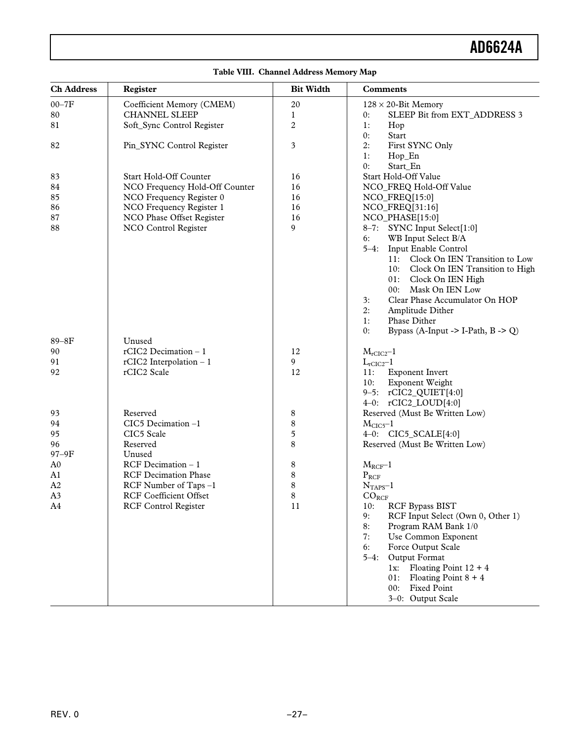**Table VIII. Channel Address Memory Map**

| Ch Address | Register | Bit Width | Comments |
|---|---|---|---|
| 00–7F | Coefficient Memory (CMEM) | 20 | 128 × 20-Bit Memory |
| 80 | CHANNEL SLEEP | 1 | 0: SLEEP Bit from EXT_ADDRESS 3 |
| 81 | Soft_Sync Control Register | 2 | 1: Hop<br>0: Start |
| 82 | Pin_SYNC Control Register | 3 | 2: First SYNC Only<br>1: Hop_En<br>0: Start_En |
| 83 | Start Hold-Off Counter | 16 | Start Hold-Off Value |
| 84 | NCO Frequency Hold-Off Counter | 16 | NCO_FREQ Hold-Off Value |
| 85 | NCO Frequency Register 0 | 16 | NCO_FREQ[15:0] |
| 86 | NCO Frequency Register 1 | 16 | NCO_FREQ[31:16] |
| 87 | NCO Phase Offset Register | 16 | NCO_PHASE[15:0] |
| 88 | NCO Control Register | 9 | 8–7: SYNC Input Select[1:0]<br>6: WB Input Select B/A<br>5–4: Input Enable Control<br>11: Clock On IEN Transition to Low<br>10: Clock On IEN Transition to High<br>01: Clock On IEN High<br>00: Mask On IEN Low<br>3: Clear Phase Accumulator On HOP<br>2: Amplitude Dither<br>1: Phase Dither<br>0: Bypass (A-Input -> I-Path, B -> Q) |
| 89–8F | Unused | | |
| 90 | rCIC2 Decimation – 1 | 12 | $M_{rCIC2}–1$ |
| 91 | rCIC2 Interpolation – 1 | 9 | $L_{rCIC2}–1$ |
| 92 | rCIC2 Scale | 12 | 11: Exponent Invert<br>10: Exponent Weight<br>9–5: rCIC2_QUIET[4:0]<br>4–0: rCIC2_LOUD[4:0] |
| 93 | Reserved | 8 | Reserved (Must Be Written Low) |
| 94 | CIC5 Decimation –1 | 8 | $M_{CIC5}–1$ |
| 95 | CIC5 Scale | 5 | 4–0: CIC5_SCALE[4:0] |
| 96 | Reserved | 8 | Reserved (Must Be Written Low) |
| 97–9F | Unused | | |
| A0 | RCF Decimation – 1 | 8 | $M_{RCF}–1$ |
| A1 | RCF Decimation Phase | 8 | $P_{RCF}$ |
| A2 | RCF Number of Taps –1 | 8 | $N_{TAPS}–1$ |
| A3 | RCF Coefficient Offset | 8 | $CO_{RCF}$ |
| A4 | RCF Control Register | 11 | 10: RCF Bypass BIST<br>9: RCF Input Select (Own 0, Other 1)<br>8: Program RAM Bank 1/0<br>7: Use Common Exponent<br>6: Force Output Scale<br>5–4: Output Format<br>1x: Floating Point 12 + 4<br>01: Floating Point 8 + 4<br>00: Fixed Point<br>3–0: Output Scale |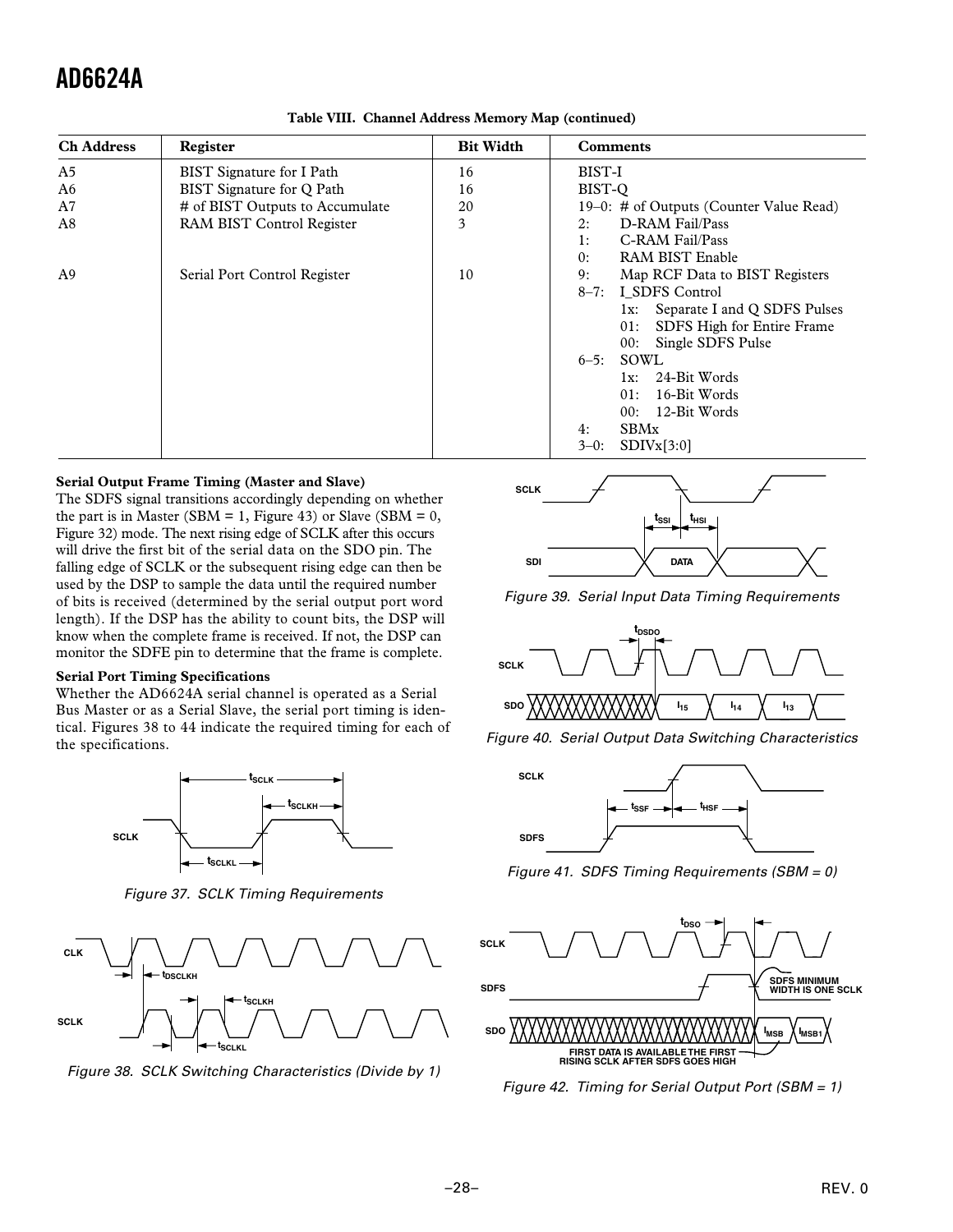**Table VIII. Channel Address Memory Map (continued)**

| Ch Address | Register | Bit Width | Comments |
|---|---|---|---|
| A5 | BIST Signature for I Path | 16 | BIST-I |
| A6 | BIST Signature for Q Path | 16 | BIST-Q |
| A7 | # of BIST Outputs to Accumulate | 20 | 19–0: # of Outputs (Counter Value Read) |
| A8 | RAM BIST Control Register | 3 | 2: D-RAM Fail/Pass<br>1: C-RAM Fail/Pass<br>0: RAM BIST Enable |
| A9 | Serial Port Control Register | 10 | 9: Map RCF Data to BIST Registers<br>8–7: I_SDFS Control<br>1x: Separate I and Q SDFS Pulses<br>01: SDFS High for Entire Frame<br>00: Single SDFS Pulse<br>6–5: SOWL<br>1x: 24-Bit Words<br>01: 16-Bit Words<br>00: 12-Bit Words<br>4: SBMx<br>3–0: SDIVx[3:0] |

**Serial Output Frame Timing (Master and Slave)**

The SDFS signal transitions accordingly depending on whether the part is in Master (SBM = 1, Figure 43) or Slave (SBM = 0, Figure 32) mode. The next rising edge of SCLK after this occurs will drive the first bit of the serial data on the SDO pin. The falling edge of SCLK or the subsequent rising edge can then be used by the DSP to sample the data until the required number of bits is received (determined by the serial output port word length). If the DSP has the ability to count bits, the DSP will know when the complete frame is received. If not, the DSP can monitor the SDFE pin to determine that the frame is complete.

**Serial Port Timing Specifications**

Whether the AD6624A serial channel is operated as a Serial Bus Master or as a Serial Slave, the serial port timing is identical. Figures 38 to 44 indicate the required timing for each of the specifications.

*Figure 37. SCLK Timing Requirements*

*Figure 38. SCLK Switching Characteristics (Divide by 1)*

*Figure 39. Serial Input Data Timing Requirements*

*Figure 40. Serial Output Data Switching Characteristics*

*Figure 41. SDFS Timing Requirements (SBM = 0)*

*Figure 42. Timing for Serial Output Port (SBM = 1)*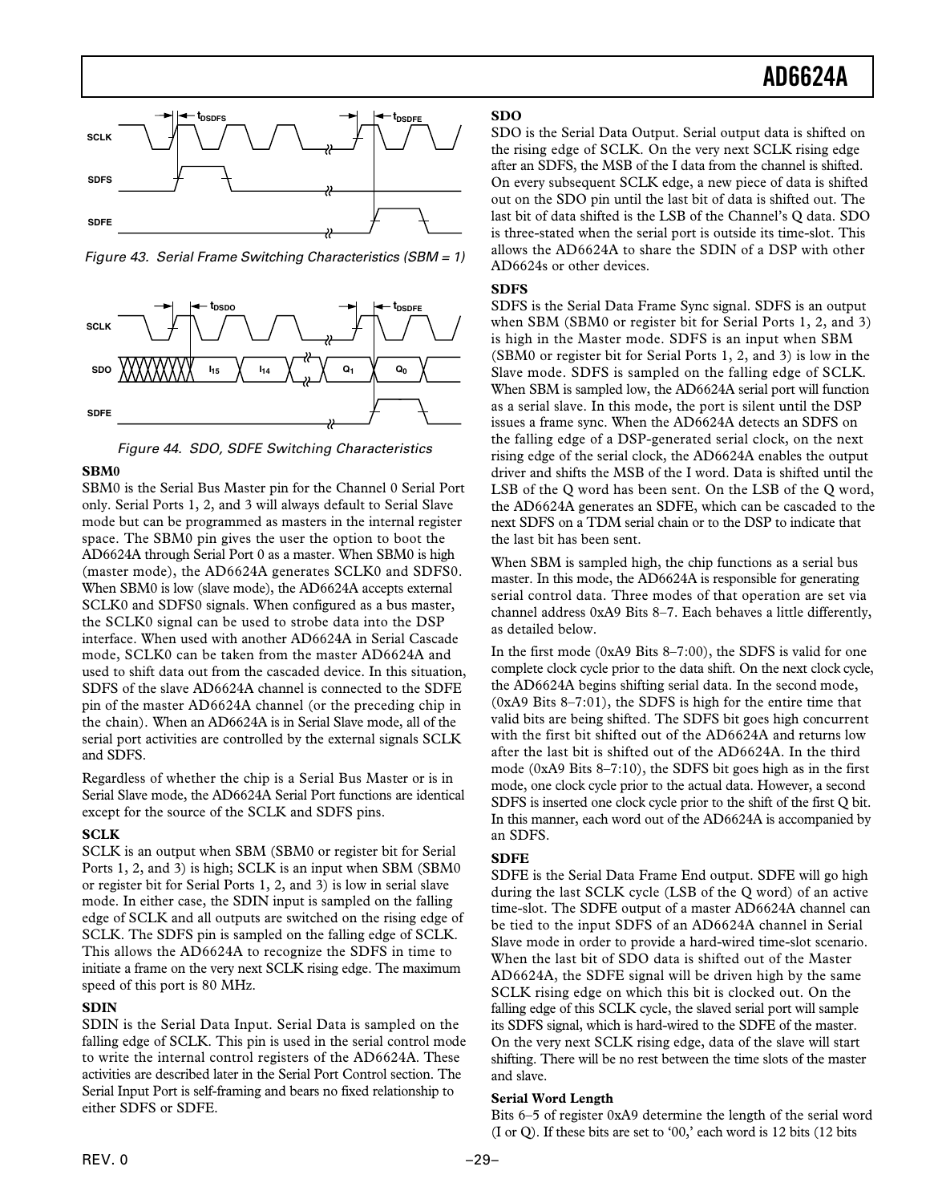Figure 43. Serial Frame Switching Characteristics (SBM = 1)

Figure 44. SDO, SDFE Switching Characteristics

**SBM0**

SBM0 is the Serial Bus Master pin for the Channel 0 Serial Port only. Serial Ports 1, 2, and 3 will always default to Serial Slave mode but can be programmed as masters in the internal register space. The SBM0 pin gives the user the option to boot the AD6624A through Serial Port 0 as a master. When SBM0 is high (master mode), the AD6624A generates SCLK0 and SDFS0. When SBM0 is low (slave mode), the AD6624A accepts external SCLK0 and SDFS0 signals. When configured as a bus master, the SCLK0 signal can be used to strobe data into the DSP interface. When used with another AD6624A in Serial Cascade mode, SCLK0 can be taken from the master AD6624A and used to shift data out from the cascaded device. In this situation, SDFS of the slave AD6624A channel is connected to the SDFE pin of the master AD6624A channel (or the preceding chip in the chain). When an AD6624A is in Serial Slave mode, all of the serial port activities are controlled by the external signals SCLK and SDFS.

Regardless of whether the chip is a Serial Bus Master or is in Serial Slave mode, the AD6624A Serial Port functions are identical except for the source of the SCLK and SDFS pins.

**SCLK**

SCLK is an output when SBM (SBM0 or register bit for Serial Ports 1, 2, and 3) is high; SCLK is an input when SBM (SBM0 or register bit for Serial Ports 1, 2, and 3) is low in serial slave mode. In either case, the SDIN input is sampled on the falling edge of SCLK and all outputs are switched on the rising edge of SCLK. The SDFS pin is sampled on the falling edge of SCLK. This allows the AD6624A to recognize the SDFS in time to initiate a frame on the very next SCLK rising edge. The maximum speed of this port is 80 MHz.

**SDIN**

SDIN is the Serial Data Input. Serial Data is sampled on the falling edge of SCLK. This pin is used in the serial control mode to write the internal control registers of the AD6624A. These activities are described later in the Serial Port Control section. The Serial Input Port is self-framing and bears no fixed relationship to either SDFS or SDFE.

**SDO**

SDO is the Serial Data Output. Serial output data is shifted on the rising edge of SCLK. On the very next SCLK rising edge after an SDFS, the MSB of the I data from the channel is shifted. On every subsequent SCLK edge, a new piece of data is shifted out on the SDO pin until the last bit of data is shifted out. The last bit of data shifted is the LSB of the Channel's Q data. SDO is three-stated when the serial port is outside its time-slot. This allows the AD6624A to share the SDIN of a DSP with other AD6624s or other devices.

**SDFS**

SDFS is the Serial Data Frame Sync signal. SDFS is an output when SBM (SBM0 or register bit for Serial Ports 1, 2, and 3) is high in the Master mode. SDFS is an input when SBM (SBM0 or register bit for Serial Ports 1, 2, and 3) is low in the Slave mode. SDFS is sampled on the falling edge of SCLK. When SBM is sampled low, the AD6624A serial port will function as a serial slave. In this mode, the port is silent until the DSP issues a frame sync. When the AD6624A detects an SDFS on the falling edge of a DSP-generated serial clock, on the next rising edge of the serial clock, the AD6624A enables the output driver and shifts the MSB of the I word. Data is shifted until the LSB of the Q word has been sent. On the LSB of the Q word, the AD6624A generates an SDFE, which can be cascaded to the next SDFS on a TDM serial chain or to the DSP to indicate that the last bit has been sent.

When SBM is sampled high, the chip functions as a serial bus master. In this mode, the AD6624A is responsible for generating serial control data. Three modes of that operation are set via channel address 0xA9 Bits 8–7. Each behaves a little differently, as detailed below.

In the first mode (0xA9 Bits 8–7:00), the SDFS is valid for one complete clock cycle prior to the data shift. On the next clock cycle, the AD6624A begins shifting serial data. In the second mode, (0xA9 Bits 8–7:01), the SDFS is high for the entire time that valid bits are being shifted. The SDFS bit goes high concurrent with the first bit shifted out of the AD6624A and returns low after the last bit is shifted out of the AD6624A. In the third mode (0xA9 Bits 8–7:10), the SDFS bit goes high as in the first mode, one clock cycle prior to the actual data. However, a second SDFS is inserted one clock cycle prior to the shift of the first Q bit. In this manner, each word out of the AD6624A is accompanied by an SDFS.

**SDFE**

SDFE is the Serial Data Frame End output. SDFE will go high during the last SCLK cycle (LSB of the Q word) of an active time-slot. The SDFE output of a master AD6624A channel can be tied to the input SDFS of an AD6624A channel in Serial Slave mode in order to provide a hard-wired time-slot scenario. When the last bit of SDO data is shifted out of the Master AD6624A, the SDFE signal will be driven high by the same SCLK rising edge on which this bit is clocked out. On the falling edge of this SCLK cycle, the slaved serial port will sample its SDFS signal, which is hard-wired to the SDFE of the master. On the very next SCLK rising edge, data of the slave will start shifting. There will be no rest between the time slots of the master and slave.

**Serial Word Length**

Bits 6–5 of register 0xA9 determine the length of the serial word (I or Q). If these bits are set to '00,' each word is 12 bits (12 bits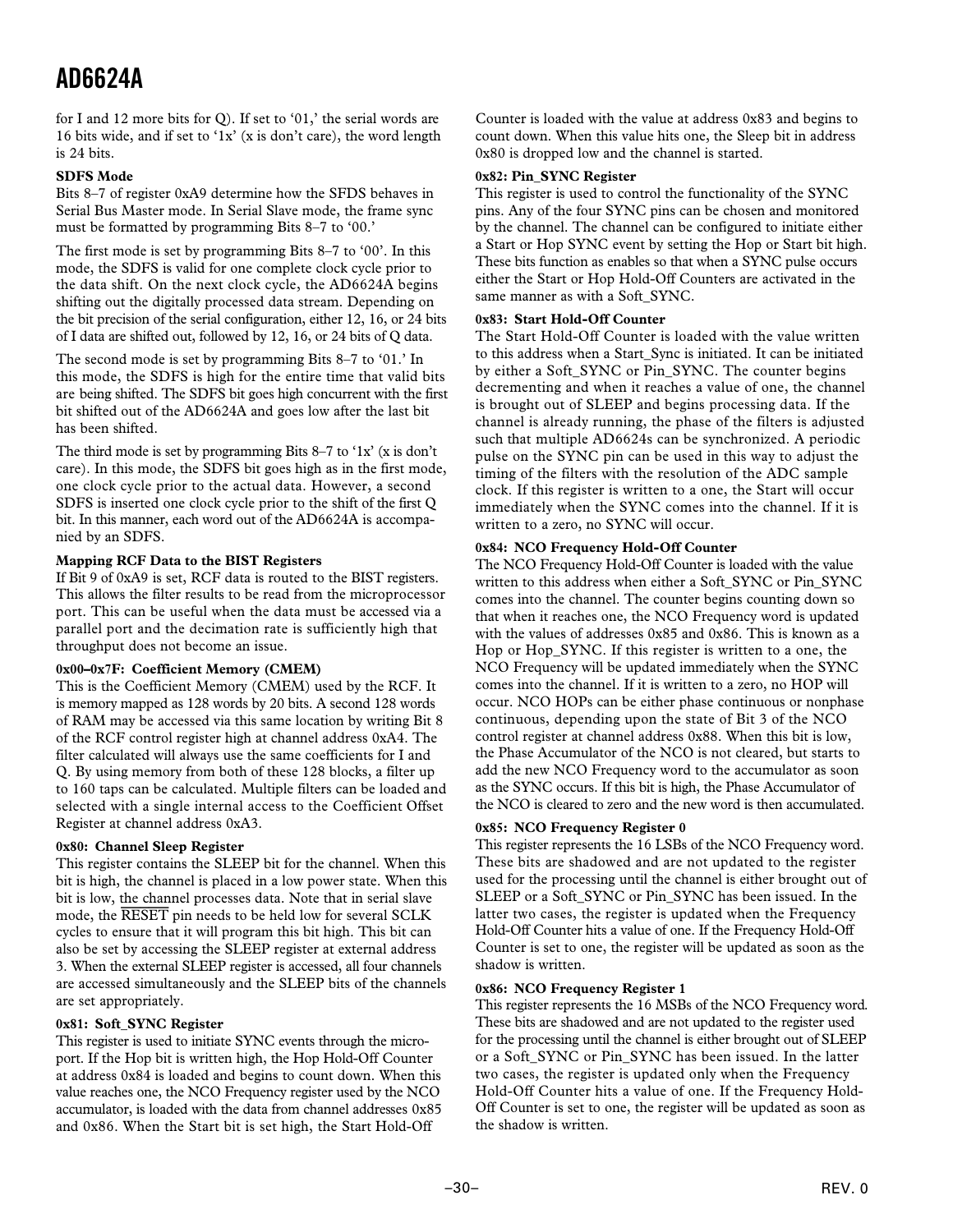for I and 12 more bits for Q). If set to '01,' the serial words are 16 bits wide, and if set to '1x' (x is don't care), the word length is 24 bits.

**SDFS Mode**

Bits 8–7 of register 0xA9 determine how the SFDS behaves in Serial Bus Master mode. In Serial Slave mode, the frame sync must be formatted by programming Bits 8–7 to '00.'

The first mode is set by programming Bits 8–7 to '00'. In this mode, the SDFS is valid for one complete clock cycle prior to the data shift. On the next clock cycle, the AD6624A begins shifting out the digitally processed data stream. Depending on the bit precision of the serial configuration, either 12, 16, or 24 bits of I data are shifted out, followed by 12, 16, or 24 bits of Q data.

The second mode is set by programming Bits 8–7 to '01.' In this mode, the SDFS is high for the entire time that valid bits are being shifted. The SDFS bit goes high concurrent with the first bit shifted out of the AD6624A and goes low after the last bit has been shifted.

The third mode is set by programming Bits 8–7 to '1x' (x is don't care). In this mode, the SDFS bit goes high as in the first mode, one clock cycle prior to the actual data. However, a second SDFS is inserted one clock cycle prior to the shift of the first Q bit. In this manner, each word out of the AD6624A is accompanied by an SDFS.

**Mapping RCF Data to the BIST Registers**

If Bit 9 of 0xA9 is set, RCF data is routed to the BIST registers. This allows the filter results to be read from the microprocessor port. This can be useful when the data must be accessed via a parallel port and the decimation rate is sufficiently high that throughput does not become an issue.

**0x00–0x7F: Coefficient Memory (CMEM)**

This is the Coefficient Memory (CMEM) used by the RCF. It is memory mapped as 128 words by 20 bits. A second 128 words of RAM may be accessed via this same location by writing Bit 8 of the RCF control register high at channel address 0xA4. The filter calculated will always use the same coefficients for I and Q. By using memory from both of these 128 blocks, a filter up to 160 taps can be calculated. Multiple filters can be loaded and selected with a single internal access to the Coefficient Offset Register at channel address 0xA3.

**0x80: Channel Sleep Register**

This register contains the SLEEP bit for the channel. When this bit is high, the channel is placed in a low power state. When this bit is low, the channel processes data. Note that in serial slave mode, the $\overline{\text{RESET}}$ pin needs to be held low for several SCLK cycles to ensure that it will program this bit high. This bit can also be set by accessing the SLEEP register at external address 3. When the external SLEEP register is accessed, all four channels are accessed simultaneously and the SLEEP bits of the channels are set appropriately.

**0x81: Soft_SYNC Register**

This register is used to initiate SYNC events through the microport. If the Hop bit is written high, the Hop Hold-Off Counter at address 0x84 is loaded and begins to count down. When this value reaches one, the NCO Frequency register used by the NCO accumulator, is loaded with the data from channel addresses 0x85 and 0x86. When the Start bit is set high, the Start Hold-Off Counter is loaded with the value at address 0x83 and begins to count down. When this value hits one, the Sleep bit in address 0x80 is dropped low and the channel is started.

**0x82: Pin_SYNC Register**

This register is used to control the functionality of the SYNC pins. Any of the four SYNC pins can be chosen and monitored by the channel. The channel can be configured to initiate either a Start or Hop SYNC event by setting the Hop or Start bit high. These bits function as enables so that when a SYNC pulse occurs either the Start or Hop Hold-Off Counters are activated in the same manner as with a Soft_SYNC.

**0x83: Start Hold-Off Counter**

The Start Hold-Off Counter is loaded with the value written to this address when a Start_Sync is initiated. It can be initiated by either a Soft_SYNC or Pin_SYNC. The counter begins decrementing and when it reaches a value of one, the channel is brought out of SLEEP and begins processing data. If the channel is already running, the phase of the filters is adjusted such that multiple AD6624s can be synchronized. A periodic pulse on the SYNC pin can be used in this way to adjust the timing of the filters with the resolution of the ADC sample clock. If this register is written to a one, the Start will occur immediately when the SYNC comes into the channel. If it is written to a zero, no SYNC will occur.

**0x84: NCO Frequency Hold-Off Counter**

The NCO Frequency Hold-Off Counter is loaded with the value written to this address when either a Soft_SYNC or Pin_SYNC comes into the channel. The counter begins counting down so that when it reaches one, the NCO Frequency word is updated with the values of addresses 0x85 and 0x86. This is known as a Hop or Hop_SYNC. If this register is written to a one, the NCO Frequency will be updated immediately when the SYNC comes into the channel. If it is written to a zero, no HOP will occur. NCO HOPs can be either phase continuous or nonphase continuous, depending upon the state of Bit 3 of the NCO control register at channel address 0x88. When this bit is low, the Phase Accumulator of the NCO is not cleared, but starts to add the new NCO Frequency word to the accumulator as soon as the SYNC occurs. If this bit is high, the Phase Accumulator of the NCO is cleared to zero and the new word is then accumulated.

**0x85: NCO Frequency Register 0**

This register represents the 16 LSBs of the NCO Frequency word. These bits are shadowed and are not updated to the register used for the processing until the channel is either brought out of SLEEP or a Soft_SYNC or Pin_SYNC has been issued. In the latter two cases, the register is updated when the Frequency Hold-Off Counter hits a value of one. If the Frequency Hold-Off Counter is set to one, the register will be updated as soon as the shadow is written.

**0x86: NCO Frequency Register 1**

This register represents the 16 MSBs of the NCO Frequency word. These bits are shadowed and are not updated to the register used for the processing until the channel is either brought out of SLEEP or a Soft_SYNC or Pin_SYNC has been issued. In the latter two cases, the register is updated only when the Frequency Hold-Off Counter hits a value of one. If the Frequency Hold-Off Counter is set to one, the register will be updated as soon as the shadow is written.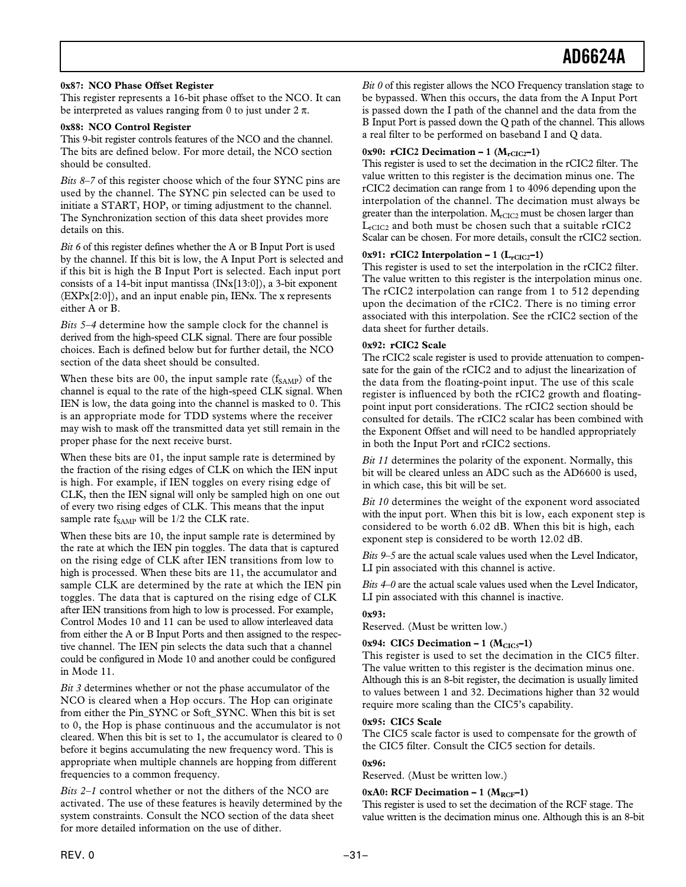**0x87: NCO Phase Offset Register**

This register represents a 16-bit phase offset to the NCO. It can be interpreted as values ranging from 0 to just under 2 π.

**0x88: NCO Control Register**

This 9-bit register controls features of the NCO and the channel. The bits are defined below. For more detail, the NCO section should be consulted.

*Bits 8–7* of this register choose which of the four SYNC pins are used by the channel. The SYNC pin selected can be used to initiate a START, HOP, or timing adjustment to the channel. The Synchronization section of this data sheet provides more details on this.

*Bit 6* of this register defines whether the A or B Input Port is used by the channel. If this bit is low, the A Input Port is selected and if this bit is high the B Input Port is selected. Each input port consists of a 14-bit input mantissa (INx[13:0]), a 3-bit exponent (EXPx[2:0]), and an input enable pin, IENx. The x represents either A or B.

*Bits 5–4* determine how the sample clock for the channel is derived from the high-speed CLK signal. There are four possible choices. Each is defined below but for further detail, the NCO section of the data sheet should be consulted.

When these bits are 00, the input sample rate ($f_{SAMP}$) of the channel is equal to the rate of the high-speed CLK signal. When IEN is low, the data going into the channel is masked to 0. This is an appropriate mode for TDD systems where the receiver may wish to mask off the transmitted data yet still remain in the proper phase for the next receive burst.

When these bits are 01, the input sample rate is determined by the fraction of the rising edges of CLK on which the IEN input is high. For example, if IEN toggles on every rising edge of CLK, then the IEN signal will only be sampled high on one out of every two rising edges of CLK. This means that the input sample rate $f_{SAMP}$ will be 1/2 the CLK rate.

When these bits are 10, the input sample rate is determined by the rate at which the IEN pin toggles. The data that is captured on the rising edge of CLK after IEN transitions from low to high is processed. When these bits are 11, the accumulator and sample CLK are determined by the rate at which the IEN pin toggles. The data that is captured on the rising edge of CLK after IEN transitions from high to low is processed. For example, Control Modes 10 and 11 can be used to allow interleaved data from either the A or B Input Ports and then assigned to the respective channel. The IEN pin selects the data such that a channel could be configured in Mode 10 and another could be configured in Mode 11.

*Bit 3* determines whether or not the phase accumulator of the NCO is cleared when a Hop occurs. The Hop can originate from either the Pin_SYNC or Soft_SYNC. When this bit is set to 0, the Hop is phase continuous and the accumulator is not cleared. When this bit is set to 1, the accumulator is cleared to 0 before it begins accumulating the new frequency word. This is appropriate when multiple channels are hopping from different frequencies to a common frequency.

*Bits 2–1* control whether or not the dithers of the NCO are activated. The use of these features is heavily determined by the system constraints. Consult the NCO section of the data sheet for more detailed information on the use of dither.

*Bit 0* of this register allows the NCO Frequency translation stage to be bypassed. When this occurs, the data from the A Input Port is passed down the I path of the channel and the data from the B Input Port is passed down the Q path of the channel. This allows a real filter to be performed on baseband I and Q data.

**0x90: rCIC2 Decimation – 1 ($M_{rCIC2}$–1)**

This register is used to set the decimation in the rCIC2 filter. The value written to this register is the decimation minus one. The rCIC2 decimation can range from 1 to 4096 depending upon the interpolation of the channel. The decimation must always be greater than the interpolation. $M_{rCIC2}$ must be chosen larger than $L_{rCIC2}$ and both must be chosen such that a suitable rCIC2 Scalar can be chosen. For more details, consult the rCIC2 section.

**0x91: rCIC2 Interpolation – 1 ($L_{rCIC2}$–1)**

This register is used to set the interpolation in the rCIC2 filter. The value written to this register is the interpolation minus one. The rCIC2 interpolation can range from 1 to 512 depending upon the decimation of the rCIC2. There is no timing error associated with this interpolation. See the rCIC2 section of the data sheet for further details.

**0x92: rCIC2 Scale**

The rCIC2 scale register is used to provide attenuation to compensate for the gain of the rCIC2 and to adjust the linearization of the data from the floating-point input. The use of this scale register is influenced by both the rCIC2 growth and floating-point input port considerations. The rCIC2 section should be consulted for details. The rCIC2 scalar has been combined with the Exponent Offset and will need to be handled appropriately in both the Input Port and rCIC2 sections.

*Bit 11* determines the polarity of the exponent. Normally, this bit will be cleared unless an ADC such as the AD6600 is used, in which case, this bit will be set.

*Bit 10* determines the weight of the exponent word associated with the input port. When this bit is low, each exponent step is considered to be worth 6.02 dB. When this bit is high, each exponent step is considered to be worth 12.02 dB.

*Bits 9–5* are the actual scale values used when the Level Indicator, LI pin associated with this channel is active.

*Bits 4–0* are the actual scale values used when the Level Indicator, LI pin associated with this channel is inactive.

**0x93:**

Reserved. (Must be written low.)

**0x94: CIC5 Decimation – 1 ($M_{CIC5}$–1)**

This register is used to set the decimation in the CIC5 filter. The value written to this register is the decimation minus one. Although this is an 8-bit register, the decimation is usually limited to values between 1 and 32. Decimations higher than 32 would require more scaling than the CIC5's capability.

**0x95: CIC5 Scale**

The CIC5 scale factor is used to compensate for the growth of the CIC5 filter. Consult the CIC5 section for details.

**0x96:**

Reserved. (Must be written low.)

**0xA0: RCF Decimation – 1 ($M_{RCF}$–1)**

This register is used to set the decimation of the RCF stage. The value written is the decimation minus one. Although this is an 8-bit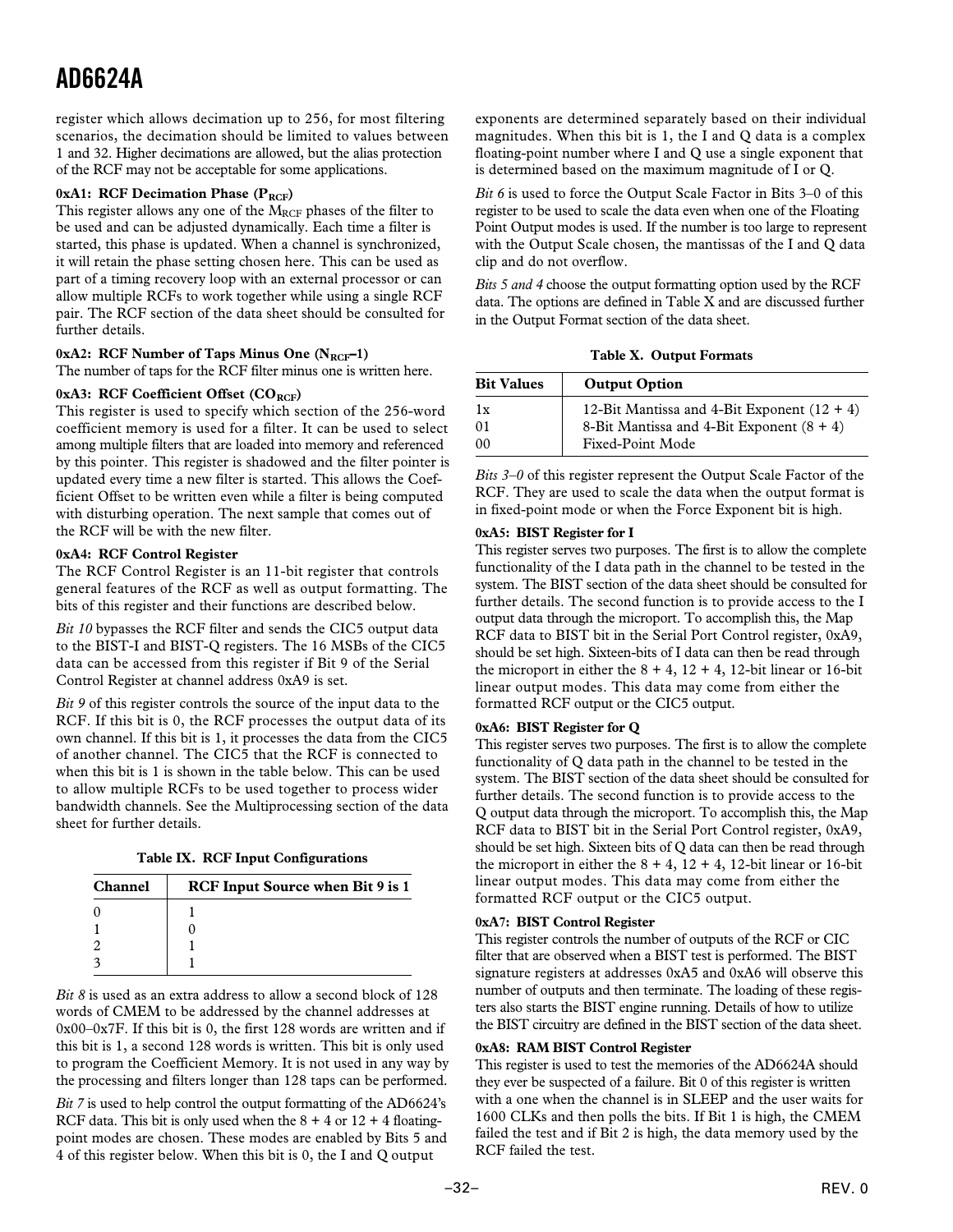register which allows decimation up to 256, for most filtering scenarios, the decimation should be limited to values between 1 and 32. Higher decimations are allowed, but the alias protection of the RCF may not be acceptable for some applications.

**0xA1: RCF Decimation Phase ($P_{RCF}$)**

This register allows any one of the $M_{RCF}$ phases of the filter to be used and can be adjusted dynamically. Each time a filter is started, this phase is updated. When a channel is synchronized, it will retain the phase setting chosen here. This can be used as part of a timing recovery loop with an external processor or can allow multiple RCFs to work together while using a single RCF pair. The RCF section of the data sheet should be consulted for further details.

**0xA2: RCF Number of Taps Minus One ($N_{RCF}$–1)**

The number of taps for the RCF filter minus one is written here.

**0xA3: RCF Coefficient Offset ($CO_{RCF}$)**

This register is used to specify which section of the 256-word coefficient memory is used for a filter. It can be used to select among multiple filters that are loaded into memory and referenced by this pointer. This register is shadowed and the filter pointer is updated every time a new filter is started. This allows the Coefficient Offset to be written even while a filter is being computed with disturbing operation. The next sample that comes out of the RCF will be with the new filter.

**0xA4: RCF Control Register**

The RCF Control Register is an 11-bit register that controls general features of the RCF as well as output formatting. The bits of this register and their functions are described below.

*Bit 10* bypasses the RCF filter and sends the CIC5 output data to the BIST-I and BIST-Q registers. The 16 MSBs of the CIC5 data can be accessed from this register if Bit 9 of the Serial Control Register at channel address 0xA9 is set.

*Bit 9* of this register controls the source of the input data to the RCF. If this bit is 0, the RCF processes the output data of its own channel. If this bit is 1, it processes the data from the CIC5 of another channel. The CIC5 that the RCF is connected to when this bit is 1 is shown in the table below. This can be used to allow multiple RCFs to be used together to process wider bandwidth channels. See the Multiprocessing section of the data sheet for further details.

**Table IX. RCF Input Configurations**

| Channel | RCF Input Source when Bit 9 is 1 |
|---|---|
| 0 | 1 |
| 1 | 0 |
| 2 | 1 |
| 3 | 1 |

*Bit 8* is used as an extra address to allow a second block of 128 words of CMEM to be addressed by the channel addresses at 0x00–0x7F. If this bit is 0, the first 128 words are written and if this bit is 1, a second 128 words is written. This bit is only used to program the Coefficient Memory. It is not used in any way by the processing and filters longer than 128 taps can be performed.

*Bit 7* is used to help control the output formatting of the AD6624's RCF data. This bit is only used when the 8 + 4 or 12 + 4 floating-point modes are chosen. These modes are enabled by Bits 5 and 4 of this register below. When this bit is 0, the I and Q output exponents are determined separately based on their individual magnitudes. When this bit is 1, the I and Q data is a complex floating-point number where I and Q use a single exponent that is determined based on the maximum magnitude of I or Q.

*Bit 6* is used to force the Output Scale Factor in Bits 3–0 of this register to be used to scale the data even when one of the Floating Point Output modes is used. If the number is too large to represent with the Output Scale chosen, the mantissas of the I and Q data clip and do not overflow.

*Bits 5 and 4* choose the output formatting option used by the RCF data. The options are defined in Table X and are discussed further in the Output Format section of the data sheet.

**Table X. Output Formats**

| Bit Values | Output Option |
|---|---|
| 1x | 12-Bit Mantissa and 4-Bit Exponent (12 + 4) |
| 01 | 8-Bit Mantissa and 4-Bit Exponent (8 + 4) |
| 00 | Fixed-Point Mode |

*Bits 3–0* of this register represent the Output Scale Factor of the RCF. They are used to scale the data when the output format is in fixed-point mode or when the Force Exponent bit is high.

**0xA5: BIST Register for I**

This register serves two purposes. The first is to allow the complete functionality of the I data path in the channel to be tested in the system. The BIST section of the data sheet should be consulted for further details. The second function is to provide access to the I output data through the microport. To accomplish this, the Map RCF data to BIST bit in the Serial Port Control register, 0xA9, should be set high. Sixteen-bits of I data can then be read through the microport in either the 8 + 4, 12 + 4, 12-bit linear or 16-bit linear output modes. This data may come from either the formatted RCF output or the CIC5 output.

**0xA6: BIST Register for Q**

This register serves two purposes. The first is to allow the complete functionality of Q data path in the channel to be tested in the system. The BIST section of the data sheet should be consulted for further details. The second function is to provide access to the Q output data through the microport. To accomplish this, the Map RCF data to BIST bit in the Serial Port Control register, 0xA9, should be set high. Sixteen bits of Q data can then be read through the microport in either the 8 + 4, 12 + 4, 12-bit linear or 16-bit linear output modes. This data may come from either the formatted RCF output or the CIC5 output.

**0xA7: BIST Control Register**

This register controls the number of outputs of the RCF or CIC filter that are observed when a BIST test is performed. The BIST signature registers at addresses 0xA5 and 0xA6 will observe this number of outputs and then terminate. The loading of these registers also starts the BIST engine running. Details of how to utilize the BIST circuitry are defined in the BIST section of the data sheet.

**0xA8: RAM BIST Control Register**

This register is used to test the memories of the AD6624A should they ever be suspected of a failure. Bit 0 of this register is written with a one when the channel is in SLEEP and the user waits for 1600 CLKs and then polls the bits. If Bit 1 is high, the CMEM failed the test and if Bit 2 is high, the data memory used by the RCF failed the test.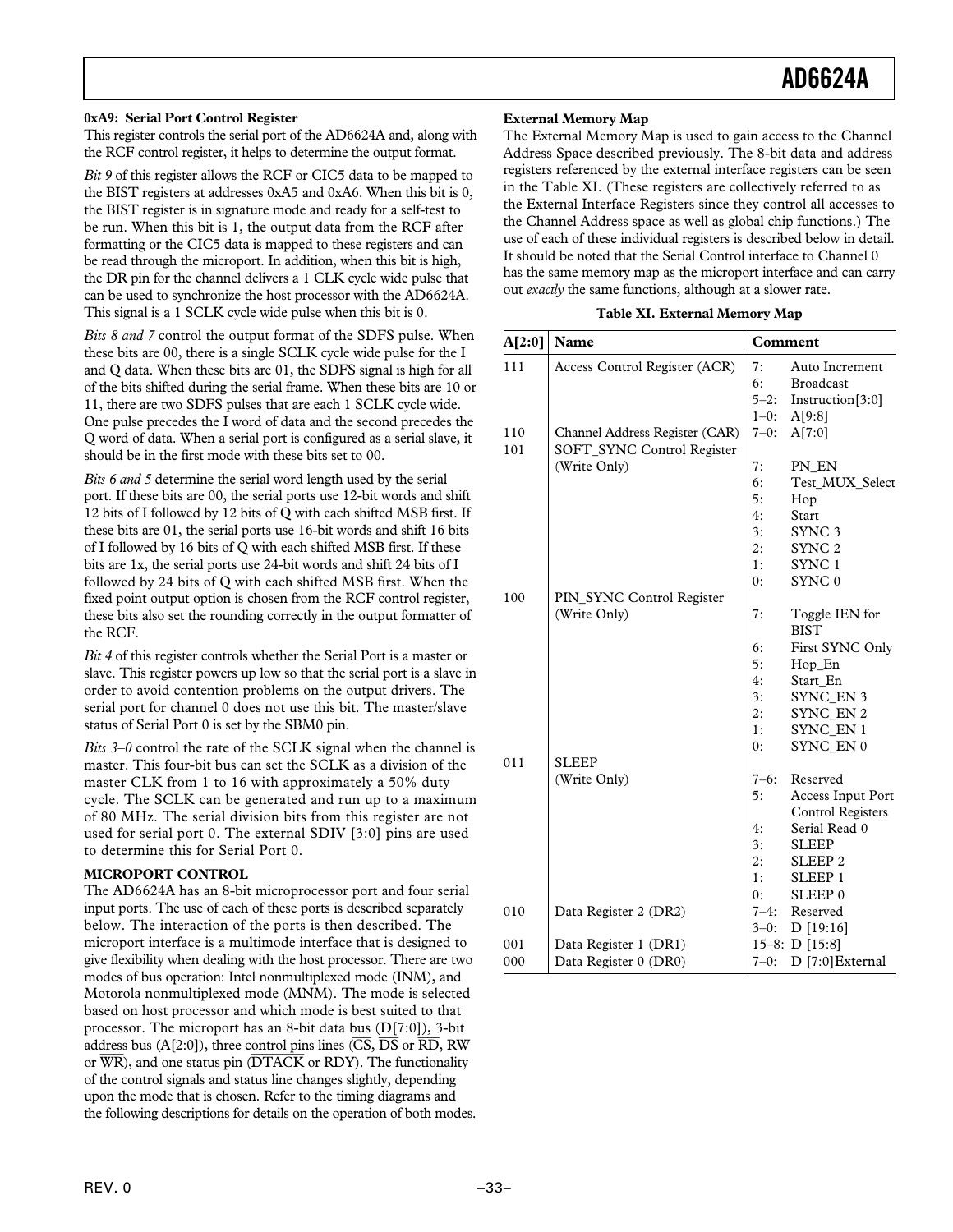**0xA9: Serial Port Control Register**

This register controls the serial port of the AD6624A and, along with the RCF control register, it helps to determine the output format.

*Bit 9* of this register allows the RCF or CIC5 data to be mapped to the BIST registers at addresses 0xA5 and 0xA6. When this bit is 0, the BIST register is in signature mode and ready for a self-test to be run. When this bit is 1, the output data from the RCF after formatting or the CIC5 data is mapped to these registers and can be read through the microport. In addition, when this bit is high, the DR pin for the channel delivers a 1 CLK cycle wide pulse that can be used to synchronize the host processor with the AD6624A. This signal is a 1 SCLK cycle wide pulse when this bit is 0.

*Bits 8 and 7* control the output format of the SDFS pulse. When these bits are 00, there is a single SCLK cycle wide pulse for the I and Q data. When these bits are 01, the SDFS signal is high for all of the bits shifted during the serial frame. When these bits are 10 or 11, there are two SDFS pulses that are each 1 SCLK cycle wide. One pulse precedes the I word of data and the second precedes the Q word of data. When a serial port is configured as a serial slave, it should be in the first mode with these bits set to 00.

*Bits 6 and 5* determine the serial word length used by the serial port. If these bits are 00, the serial ports use 12-bit words and shift 12 bits of I followed by 12 bits of Q with each shifted MSB first. If these bits are 01, the serial ports use 16-bit words and shift 16 bits of I followed by 16 bits of Q with each shifted MSB first. If these bits are 1x, the serial ports use 24-bit words and shift 24 bits of I followed by 24 bits of Q with each shifted MSB first. When the fixed point output option is chosen from the RCF control register, these bits also set the rounding correctly in the output formatter of the RCF.

*Bit 4* of this register controls whether the Serial Port is a master or slave. This register powers up low so that the serial port is a slave in order to avoid contention problems on the output drivers. The serial port for channel 0 does not use this bit. The master/slave status of Serial Port 0 is set by the SBM0 pin.

*Bits 3–0* control the rate of the SCLK signal when the channel is master. This four-bit bus can set the SCLK as a division of the master CLK from 1 to 16 with approximately a 50% duty cycle. The SCLK can be generated and run up to a maximum of 80 MHz. The serial division bits from this register are not used for serial port 0. The external SDIV [3:0] pins are used to determine this for Serial Port 0.

**MICROPORT CONTROL**

The AD6624A has an 8-bit microprocessor port and four serial input ports. The use of each of these ports is described separately below. The interaction of the ports is then described. The microport interface is a multimode interface that is designed to give flexibility when dealing with the host processor. There are two modes of bus operation: Intel nonmultiplexed mode (INM), and Motorola nonmultiplexed mode (MNM). The mode is selected based on host processor and which mode is best suited to that processor. The microport has an 8-bit data bus (D[7:0]), 3-bit address bus (A[2:0]), three control pins lines (CS, DS or RD, RW or WR), and one status pin (DTACK or RDY). The functionality of the control signals and status line changes slightly, depending upon the mode that is chosen. Refer to the timing diagrams and the following descriptions for details on the operation of both modes.

**External Memory Map**

The External Memory Map is used to gain access to the Channel Address Space described previously. The 8-bit data and address registers referenced by the external interface registers can be seen in the Table XI. (These registers are collectively referred to as the External Interface Registers since they control all accesses to the Channel Address space as well as global chip functions.) The use of each of these individual registers is described below in detail. It should be noted that the Serial Control interface to Channel 0 has the same memory map as the microport interface and can carry out *exactly* the same functions, although at a slower rate.

**Table XI. External Memory Map**

| A[2:0] | Name | Comment |
|---|---|---|
| 111 | Access Control Register (ACR) | 7: Auto Increment<br>6: Broadcast<br>5–2: Instruction[3:0]<br>1–0: A[9:8] |
| 110 | Channel Address Register (CAR) | 7–0: A[7:0] |
| 101 | SOFT_SYNC Control Register (Write Only) | 7: PN_EN<br>6: Test_MUX_Select<br>5: Hop<br>4: Start<br>3: SYNC 3<br>2: SYNC 2<br>1: SYNC 1<br>0: SYNC 0 |
| 100 | PIN_SYNC Control Register (Write Only) | 7: Toggle IEN for BIST<br>6: First SYNC Only<br>5: Hop_En<br>4: Start_En<br>3: SYNC_EN 3<br>2: SYNC_EN 2<br>1: SYNC_EN 1<br>0: SYNC_EN 0 |
| 011 | SLEEP (Write Only) | 7–6: Reserved<br>5: Access Input Port Control Registers<br>4: Serial Read 0<br>3: SLEEP<br>2: SLEEP 2<br>1: SLEEP 1<br>0: SLEEP 0 |
| 010 | Data Register 2 (DR2) | 7–4: Reserved<br>3–0: D [19:16] |
| 001 | Data Register 1 (DR1) | 15–8: D [15:8] |
| 000 | Data Register 0 (DR0) | 7–0: D [7:0]External |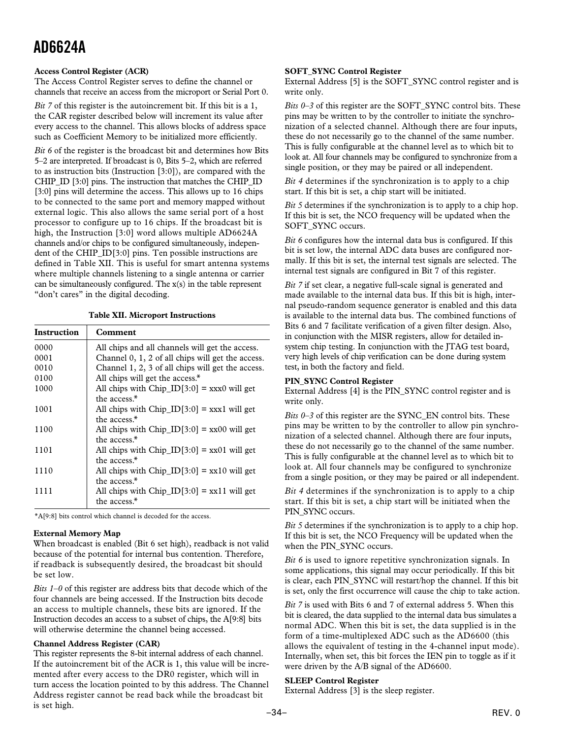### Access Control Register (ACR)

The Access Control Register serves to define the channel or channels that receive an access from the microport or Serial Port 0.

*Bit 7* of this register is the autoincrement bit. If this bit is a 1, the CAR register described below will increment its value after every access to the channel. This allows blocks of address space such as Coefficient Memory to be initialized more efficiently.

*Bit 6* of the register is the broadcast bit and determines how Bits 5–2 are interpreted. If broadcast is 0, Bits 5–2, which are referred to as instruction bits (Instruction [3:0]), are compared with the CHIP_ID [3:0] pins. The instruction that matches the CHIP_ID [3:0] pins will determine the access. This allows up to 16 chips to be connected to the same port and memory mapped without external logic. This also allows the same serial port of a host processor to configure up to 16 chips. If the broadcast bit is high, the Instruction [3:0] word allows multiple AD6624A channels and/or chips to be configured simultaneously, independent of the CHIP_ID[3:0] pins. Ten possible instructions are defined in Table XII. This is useful for smart antenna systems where multiple channels listening to a single antenna or carrier can be simultaneously configured. The x(s) in the table represent "don't cares" in the digital decoding.

**Table XII. Microport Instructions**

| Instruction | Comment |
|---|---|
| 0000 | All chips and all channels will get the access. |
| 0001 | Channel 0, 1, 2 of all chips will get the access. |
| 0010 | Channel 1, 2, 3 of all chips will get the access. |
| 0100 | All chips will get the access.* |
| 1000 | All chips with Chip_ID[3:0] = xxx0 will get the access.* |
| 1001 | All chips with Chip_ID[3:0] = xxx1 will get the access.* |
| 1100 | All chips with Chip_ID[3:0] = xx00 will get the access.* |
| 1101 | All chips with Chip_ID[3:0] = xx01 will get the access.* |
| 1110 | All chips with Chip_ID[3:0] = xx10 will get the access.* |
| 1111 | All chips with Chip_ID[3:0] = xx11 will get the access.* |

*A[9:8] bits control which channel is decoded for the access.

### External Memory Map

When broadcast is enabled (Bit 6 set high), readback is not valid because of the potential for internal bus contention. Therefore, if readback is subsequently desired, the broadcast bit should be set low.

*Bits 1–0* of this register are address bits that decode which of the four channels are being accessed. If the Instruction bits decode an access to multiple channels, these bits are ignored. If the Instruction decodes an access to a subset of chips, the A[9:8] bits will otherwise determine the channel being accessed.

### Channel Address Register (CAR)

This register represents the 8-bit internal address of each channel. If the autoincrement bit of the ACR is 1, this value will be incremented after every access to the DR0 register, which will in turn access the location pointed to by this address. The Channel Address register cannot be read back while the broadcast bit is set high.

### SOFT_SYNC Control Register

External Address [5] is the SOFT_SYNC control register and is write only.

*Bits 0–3* of this register are the SOFT_SYNC control bits. These pins may be written to by the controller to initiate the synchronization of a selected channel. Although there are four inputs, these do not necessarily go to the channel of the same number. This is fully configurable at the channel level as to which bit to look at. All four channels may be configured to synchronize from a single position, or they may be paired or all independent.

*Bit 4* determines if the synchronization is to apply to a chip start. If this bit is set, a chip start will be initiated.

*Bit 5* determines if the synchronization is to apply to a chip hop. If this bit is set, the NCO frequency will be updated when the SOFT_SYNC occurs.

*Bit 6* configures how the internal data bus is configured. If this bit is set low, the internal ADC data buses are configured normally. If this bit is set, the internal test signals are selected. The internal test signals are configured in Bit 7 of this register.

*Bit 7* if set clear, a negative full-scale signal is generated and made available to the internal data bus. If this bit is high, internal pseudo-random sequence generator is enabled and this data is available to the internal data bus. The combined functions of Bits 6 and 7 facilitate verification of a given filter design. Also, in conjunction with the MISR registers, allow for detailed in-system chip testing. In conjunction with the JTAG test board, very high levels of chip verification can be done during system test, in both the factory and field.

### PIN_SYNC Control Register

External Address [4] is the PIN_SYNC control register and is write only.

*Bits 0–3* of this register are the SYNC_EN control bits. These pins may be written to by the controller to allow pin synchronization of a selected channel. Although there are four inputs, these do not necessarily go to the channel of the same number. This is fully configurable at the channel level as to which bit to look at. All four channels may be configured to synchronize from a single position, or they may be paired or all independent.

*Bit 4* determines if the synchronization is to apply to a chip start. If this bit is set, a chip start will be initiated when the PIN_SYNC occurs.

*Bit 5* determines if the synchronization is to apply to a chip hop. If this bit is set, the NCO Frequency will be updated when the when the PIN_SYNC occurs.

*Bit 6* is used to ignore repetitive synchronization signals. In some applications, this signal may occur periodically. If this bit is clear, each PIN_SYNC will restart/hop the channel. If this bit is set, only the first occurrence will cause the chip to take action.

*Bit 7* is used with Bits 6 and 7 of external address 5. When this bit is cleared, the data supplied to the internal data bus simulates a normal ADC. When this bit is set, the data supplied is in the form of a time-multiplexed ADC such as the AD6600 (this allows the equivalent of testing in the 4-channel input mode). Internally, when set, this bit forces the IEN pin to toggle as if it were driven by the A/B signal of the AD6600.

### SLEEP Control Register

External Address [3] is the sleep register.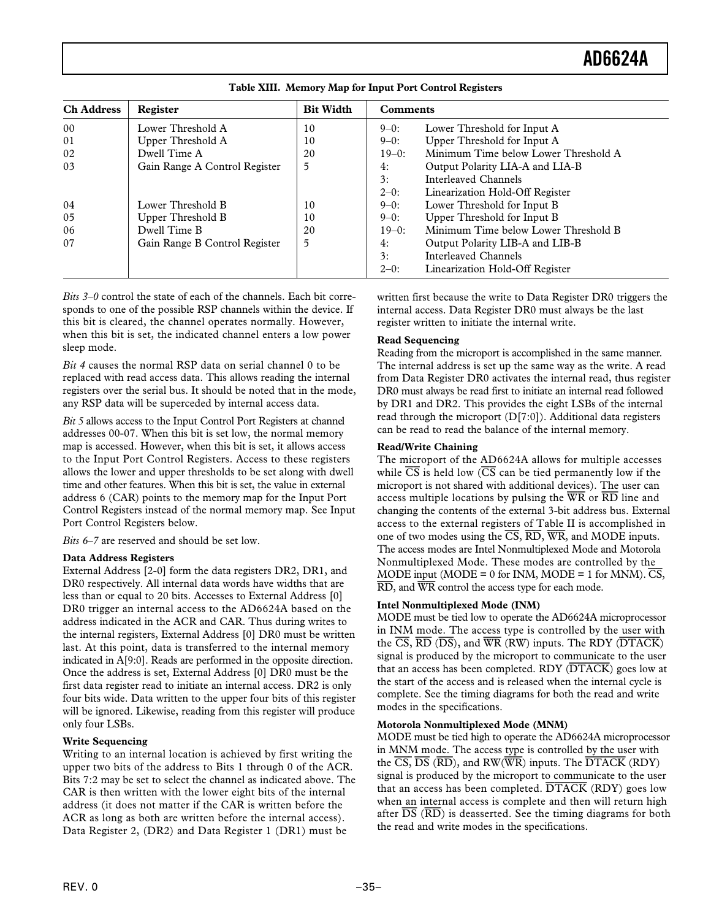**Table XIII. Memory Map for Input Port Control Registers**

| Ch Address | Register | Bit Width | Comments |
|---|---|---|---|
| 00 | Lower Threshold A | 10 | 9–0: Lower Threshold for Input A |
| 01 | Upper Threshold A | 10 | 9–0: Upper Threshold for Input A |
| 02 | Dwell Time A | 20 | 19–0: Minimum Time below Lower Threshold A |
| 03 | Gain Range A Control Register | 5 | 4: Output Polarity LIA-A and LIA-B<br>3: Interleaved Channels<br>2–0: Linearization Hold-Off Register |
| 04 | Lower Threshold B | 10 | 9–0: Lower Threshold for Input B |
| 05 | Upper Threshold B | 10 | 9–0: Upper Threshold for Input B |
| 06 | Dwell Time B | 20 | 19–0: Minimum Time below Lower Threshold B |
| 07 | Gain Range B Control Register | 5 | 4: Output Polarity LIB-A and LIB-B<br>3: Interleaved Channels<br>2–0: Linearization Hold-Off Register |

*Bits 3–0* control the state of each of the channels. Each bit corresponds to one of the possible RSP channels within the device. If this bit is cleared, the channel operates normally. However, when this bit is set, the indicated channel enters a low power sleep mode.

*Bit 4* causes the normal RSP data on serial channel 0 to be replaced with read access data. This allows reading the internal registers over the serial bus. It should be noted that in the mode, any RSP data will be superceded by internal access data.

*Bit 5* allows access to the Input Control Port Registers at channel addresses 00-07. When this bit is set low, the normal memory map is accessed. However, when this bit is set, it allows access to the Input Port Control Registers. Access to these registers allows the lower and upper thresholds to be set along with dwell time and other features. When this bit is set, the value in external address 6 (CAR) points to the memory map for the Input Port Control Registers instead of the normal memory map. See Input Port Control Registers below.

*Bits 6–7* are reserved and should be set low.

**Data Address Registers**

External Address [2-0] form the data registers DR2, DR1, and DR0 respectively. All internal data words have widths that are less than or equal to 20 bits. Accesses to External Address [0] DR0 trigger an internal access to the AD6624A based on the address indicated in the ACR and CAR. Thus during writes to the internal registers, External Address [0] DR0 must be written last. At this point, data is transferred to the internal memory indicated in A[9:0]. Reads are performed in the opposite direction. Once the address is set, External Address [0] DR0 must be the first data register read to initiate an internal access. DR2 is only four bits wide. Data written to the upper four bits of this register will be ignored. Likewise, reading from this register will produce only four LSBs.

**Write Sequencing**

Writing to an internal location is achieved by first writing the upper two bits of the address to Bits 1 through 0 of the ACR. Bits 7:2 may be set to select the channel as indicated above. The CAR is then written with the lower eight bits of the internal address (it does not matter if the CAR is written before the ACR as long as both are written before the internal access). Data Register 2, (DR2) and Data Register 1 (DR1) must be written first because the write to Data Register DR0 triggers the internal access. Data Register DR0 must always be the last register written to initiate the internal write.

**Read Sequencing**

Reading from the microport is accomplished in the same manner. The internal address is set up the same way as the write. A read from Data Register DR0 activates the internal read, thus register DR0 must always be read first to initiate an internal read followed by DR1 and DR2. This provides the eight LSBs of the internal read through the microport (D[7:0]). Additional data registers can be read to read the balance of the internal memory.

**Read/Write Chaining**

The microport of the AD6624A allows for multiple accesses while $\overline{CS}$ is held low ($\overline{CS}$ can be tied permanently low if the microport is not shared with additional devices). The user can access multiple locations by pulsing the $\overline{WR}$ or $\overline{RD}$ line and changing the contents of the external 3-bit address bus. External access to the external registers of Table II is accomplished in one of two modes using the $\overline{CS}$, $\overline{RD}$, $\overline{WR}$, and MODE inputs. The access modes are Intel Nonmultiplexed Mode and Motorola Nonmultiplexed Mode. These modes are controlled by the MODE input (MODE = 0 for INM, MODE = 1 for MNM). $\overline{CS}$, $\overline{RD}$, and $\overline{WR}$ control the access type for each mode.

**Intel Nonmultiplexed Mode (INM)**

MODE must be tied low to operate the AD6624A microprocessor in INM mode. The access type is controlled by the user with the $\overline{CS}$, $\overline{RD}$ ($\overline{DS}$), and $\overline{WR}$ (RW) inputs. The RDY ($\overline{DTACK}$) signal is produced by the microport to communicate to the user that an access has been completed. RDY ($\overline{DTACK}$) goes low at the start of the access and is released when the internal cycle is complete. See the timing diagrams for both the read and write modes in the specifications.

**Motorola Nonmultiplexed Mode (MNM)**

MODE must be tied high to operate the AD6624A microprocessor in MNM mode. The access type is controlled by the user with the $\overline{CS}$, $\overline{DS}$ ($\overline{RD}$), and RW($\overline{WR}$) inputs. The $\overline{DTACK}$ (RDY) signal is produced by the microport to communicate to the user that an access has been completed. $\overline{DTACK}$ (RDY) goes low when an internal access is complete and then will return high after $\overline{DS}$ ($\overline{RD}$) is deasserted. See the timing diagrams for both the read and write modes in the specifications.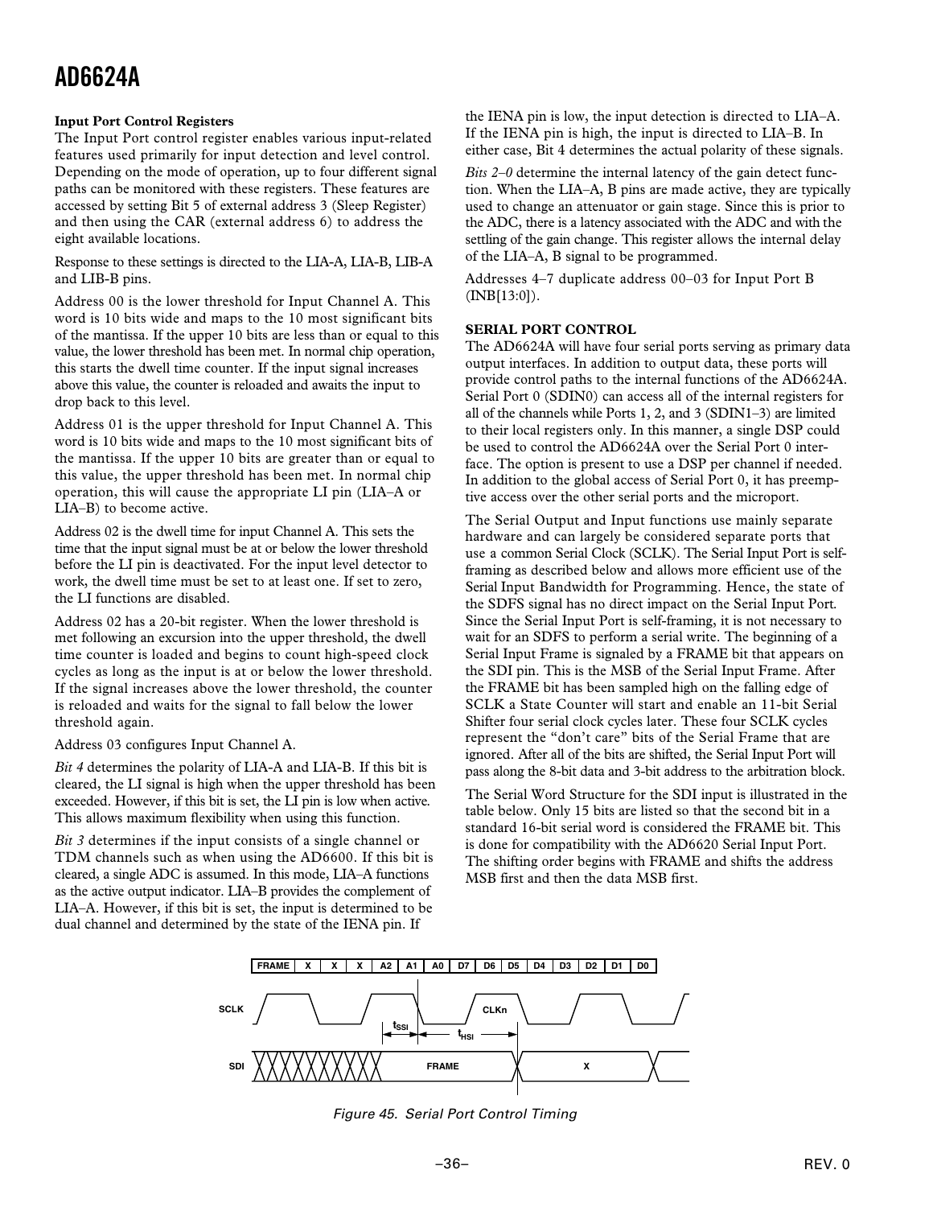### Input Port Control Registers

The Input Port control register enables various input-related features used primarily for input detection and level control. Depending on the mode of operation, up to four different signal paths can be monitored with these registers. These features are accessed by setting Bit 5 of external address 3 (Sleep Register) and then using the CAR (external address 6) to address the eight available locations.

Response to these settings is directed to the LIA-A, LIA-B, LIB-A and LIB-B pins.

Address 00 is the lower threshold for Input Channel A. This word is 10 bits wide and maps to the 10 most significant bits of the mantissa. If the upper 10 bits are less than or equal to this value, the lower threshold has been met. In normal chip operation, this starts the dwell time counter. If the input signal increases above this value, the counter is reloaded and awaits the input to drop back to this level.

Address 01 is the upper threshold for Input Channel A. This word is 10 bits wide and maps to the 10 most significant bits of the mantissa. If the upper 10 bits are greater than or equal to this value, the upper threshold has been met. In normal chip operation, this will cause the appropriate LI pin (LIA–A or LIA–B) to become active.

Address 02 is the dwell time for input Channel A. This sets the time that the input signal must be at or below the lower threshold before the LI pin is deactivated. For the input level detector to work, the dwell time must be set to at least one. If set to zero, the LI functions are disabled.

Address 02 has a 20-bit register. When the lower threshold is met following an excursion into the upper threshold, the dwell time counter is loaded and begins to count high-speed clock cycles as long as the input is at or below the lower threshold. If the signal increases above the lower threshold, the counter is reloaded and waits for the signal to fall below the lower threshold again.

Address 03 configures Input Channel A.

*Bit 4* determines the polarity of LIA-A and LIA-B. If this bit is cleared, the LI signal is high when the upper threshold has been exceeded. However, if this bit is set, the LI pin is low when active. This allows maximum flexibility when using this function.

*Bit 3* determines if the input consists of a single channel or TDM channels such as when using the AD6600. If this bit is cleared, a single ADC is assumed. In this mode, LIA–A functions as the active output indicator. LIA–B provides the complement of LIA–A. However, if this bit is set, the input is determined to be dual channel and determined by the state of the IENA pin. If the IENA pin is low, the input detection is directed to LIA–A. If the IENA pin is high, the input is directed to LIA–B. In either case, Bit 4 determines the actual polarity of these signals.

*Bits 2–0* determine the internal latency of the gain detect function. When the LIA–A, B pins are made active, they are typically used to change an attenuator or gain stage. Since this is prior to the ADC, there is a latency associated with the ADC and with the settling of the gain change. This register allows the internal delay of the LIA–A, B signal to be programmed.

Addresses 4–7 duplicate address 00–03 for Input Port B (INB[13:0]).

### SERIAL PORT CONTROL

The AD6624A will have four serial ports serving as primary data output interfaces. In addition to output data, these ports will provide control paths to the internal functions of the AD6624A. Serial Port 0 (SDIN0) can access all of the internal registers for all of the channels while Ports 1, 2, and 3 (SDIN1–3) are limited to their local registers only. In this manner, a single DSP could be used to control the AD6624A over the Serial Port 0 interface. The option is present to use a DSP per channel if needed. In addition to the global access of Serial Port 0, it has preemptive access over the other serial ports and the microport.

The Serial Output and Input functions use mainly separate hardware and can largely be considered separate ports that use a common Serial Clock (SCLK). The Serial Input Port is self-framing as described below and allows more efficient use of the Serial Input Bandwidth for Programming. Hence, the state of the SDFS signal has no direct impact on the Serial Input Port. Since the Serial Input Port is self-framing, it is not necessary to wait for an SDFS to perform a serial write. The beginning of a Serial Input Frame is signaled by a FRAME bit that appears on the SDI pin. This is the MSB of the Serial Input Frame. After the FRAME bit has been sampled high on the falling edge of SCLK a State Counter will start and enable an 11-bit Serial Shifter four serial clock cycles later. These four SCLK cycles represent the "don't care" bits of the Serial Frame that are ignored. After all of the bits are shifted, the Serial Input Port will pass along the 8-bit data and 3-bit address to the arbitration block.

The Serial Word Structure for the SDI input is illustrated in the table below. Only 15 bits are listed so that the second bit in a standard 16-bit serial word is considered the FRAME bit. This is done for compatibility with the AD6620 Serial Input Port. The shifting order begins with FRAME and shifts the address MSB first and then the data MSB first.

| FRAME | X | X | X | A2 | A1 | A0 | D7 | D6 | D5 | D4 | D3 | D2 | D1 | D0 |
|---|---|---|---|---|---|---|---|---|---|---|---|---|---|---|

Figure 45. Serial Port Control Timing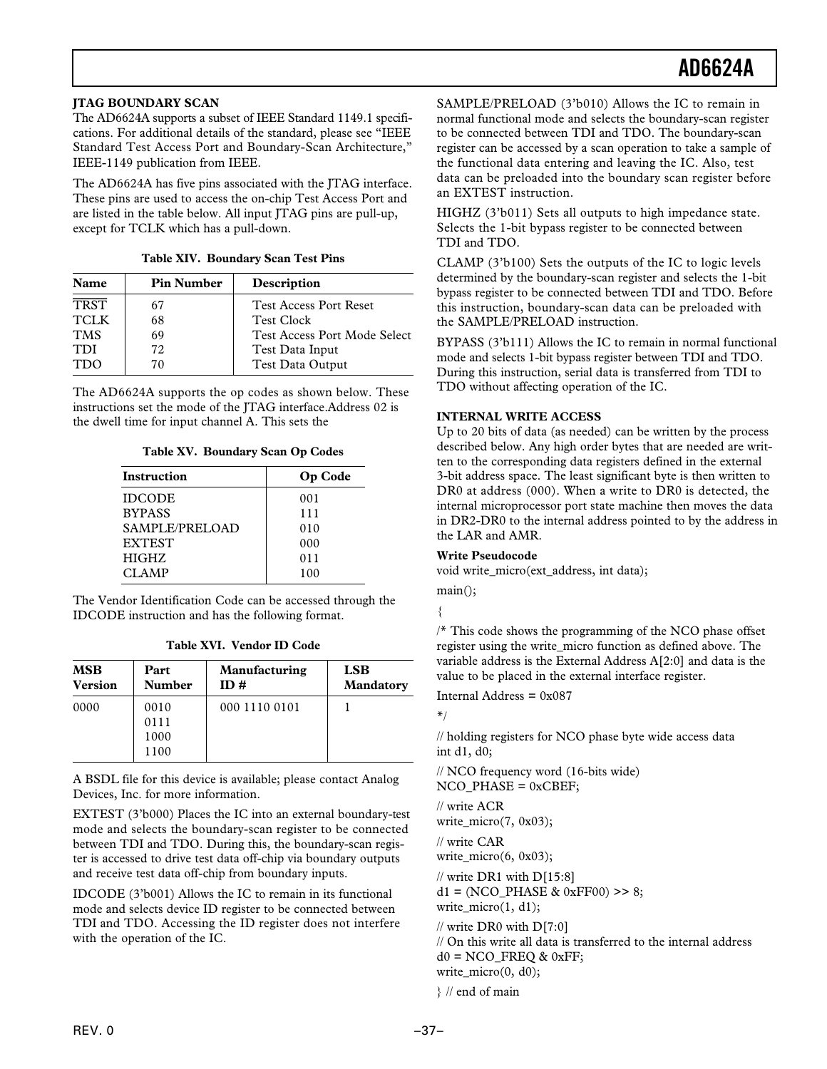### JTAG BOUNDARY SCAN

The AD6624A supports a subset of IEEE Standard 1149.1 specifications. For additional details of the standard, please see "IEEE Standard Test Access Port and Boundary-Scan Architecture," IEEE-1149 publication from IEEE.

The AD6624A has five pins associated with the JTAG interface. These pins are used to access the on-chip Test Access Port and are listed in the table below. All input JTAG pins are pull-up, except for TCLK which has a pull-down.

**Table XIV. Boundary Scan Test Pins**

| Name | Pin Number | Description |
|---|---|---|
| $\overline{\text{TRST}}$ | 67 | Test Access Port Reset |
| TCLK | 68 | Test Clock |
| TMS | 69 | Test Access Port Mode Select |
| TDI | 72 | Test Data Input |
| TDO | 70 | Test Data Output |

The AD6624A supports the op codes as shown below. These instructions set the mode of the JTAG interface.Address 02 is the dwell time for input channel A. This sets the

**Table XV. Boundary Scan Op Codes**

| Instruction | Op Code |
|---|---|
| IDCODE | 001 |
| BYPASS | 111 |
| SAMPLE/PRELOAD | 010 |
| EXTEST | 000 |
| HIGHZ | 011 |
| CLAMP | 100 |

The Vendor Identification Code can be accessed through the IDCODE instruction and has the following format.

**Table XVI. Vendor ID Code**

| MSB Version | Part Number | Manufacturing ID # | LSB Mandatory |
|---|---|---|---|
| 0000 | 0010 0111 1000 1100 | 000 1110 0101 | 1 |

A BSDL file for this device is available; please contact Analog Devices, Inc. for more information.

EXTEST (3'b000) Places the IC into an external boundary-test mode and selects the boundary-scan register to be connected between TDI and TDO. During this, the boundary-scan register is accessed to drive test data off-chip via boundary outputs and receive test data off-chip from boundary inputs.

IDCODE (3'b001) Allows the IC to remain in its functional mode and selects device ID register to be connected between TDI and TDO. Accessing the ID register does not interfere with the operation of the IC.

SAMPLE/PRELOAD (3'b010) Allows the IC to remain in normal functional mode and selects the boundary-scan register to be connected between TDI and TDO. The boundary-scan register can be accessed by a scan operation to take a sample of the functional data entering and leaving the IC. Also, test data can be preloaded into the boundary scan register before an EXTEST instruction.

HIGHZ (3'b011) Sets all outputs to high impedance state. Selects the 1-bit bypass register to be connected between TDI and TDO.

CLAMP (3'b100) Sets the outputs of the IC to logic levels determined by the boundary-scan register and selects the 1-bit bypass register to be connected between TDI and TDO. Before this instruction, boundary-scan data can be preloaded with the SAMPLE/PRELOAD instruction.

BYPASS (3'b111) Allows the IC to remain in normal functional mode and selects 1-bit bypass register between TDI and TDO. During this instruction, serial data is transferred from TDI to TDO without affecting operation of the IC.

### INTERNAL WRITE ACCESS

Up to 20 bits of data (as needed) can be written by the process described below. Any high order bytes that are needed are written to the corresponding data registers defined in the external 3-bit address space. The least significant byte is then written to DR0 at address (000). When a write to DR0 is detected, the internal microprocessor port state machine then moves the data in DR2-DR0 to the internal address pointed to by the address in the LAR and AMR.

**Write Pseudocode**

```
void write_micro(ext_address, int data);

main();

{

/* This code shows the programming of the NCO phase offset register using the write_micro function as defined above. The variable address is the External Address A[2:0] and data is the value to be placed in the external interface register.

Internal Address = 0x087

*/

// holding registers for NCO phase byte wide access data
int d1, d0;

// NCO frequency word (16-bits wide)
NCO_PHASE = 0xCBEF;

// write ACR
write_micro(7, 0x03);

// write CAR
write_micro(6, 0x03);

// write DR1 with D[15:8]
d1 = (NCO_PHASE & 0xFF00) >> 8;
write_micro(1, d1);

// write DR0 with D[7:0]
// On this write all data is transferred to the internal address
d0 = NCO_FREQ & 0xFF;
write_micro(0, d0);

} // end of main
```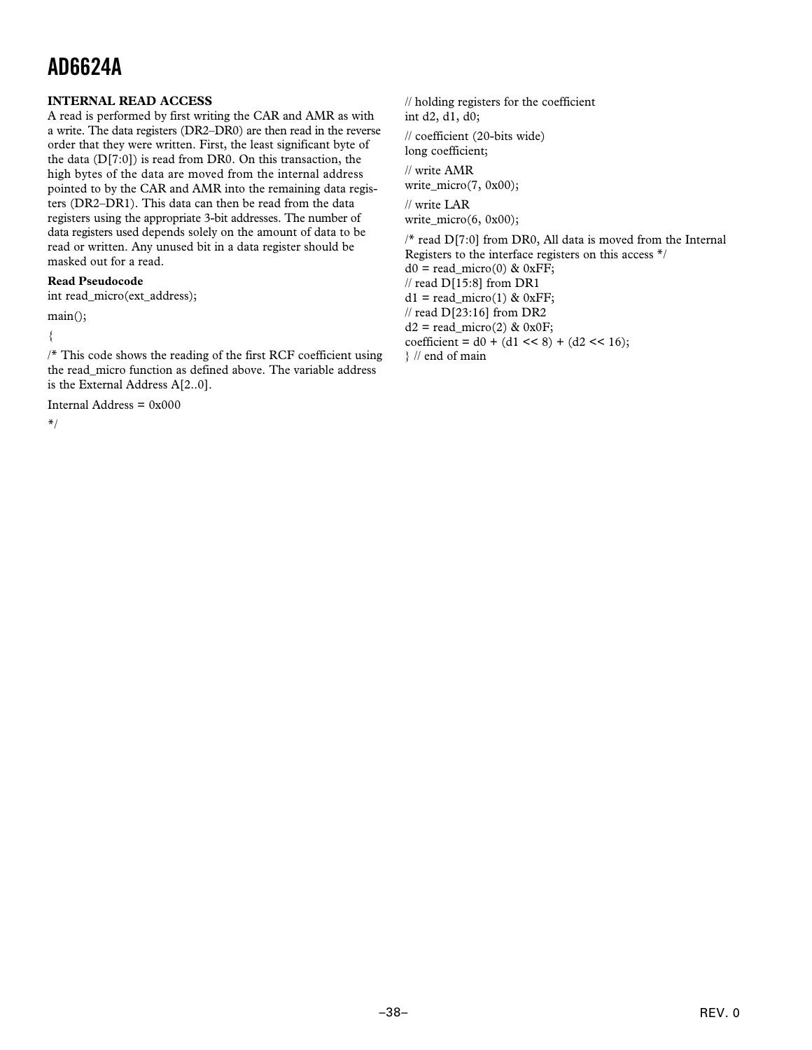## INTERNAL READ ACCESS

A read is performed by first writing the CAR and AMR as with a write. The data registers (DR2–DR0) are then read in the reverse order that they were written. First, the least significant byte of the data (D[7:0]) is read from DR0. On this transaction, the high bytes of the data are moved from the internal address pointed to by the CAR and AMR into the remaining data registers (DR2–DR1). This data can then be read from the data registers using the appropriate 3-bit addresses. The number of data registers used depends solely on the amount of data to be read or written. Any unused bit in a data register should be masked out for a read.

**Read Pseudocode**

```
int read_micro(ext_address);

main();

{

/* This code shows the reading of the first RCF coefficient using
the read_micro function as defined above. The variable address
is the External Address A[2..0].

Internal Address = 0x000

*/

// holding registers for the coefficient
int d2, d1, d0;

// coefficient (20-bits wide)
long coefficient;

// write AMR
write_micro(7, 0x00);

// write LAR
write_micro(6, 0x00);

/* read D[7:0] from DR0, All data is moved from the Internal
Registers to the interface registers on this access */
d0 = read_micro(0) & 0xFF;
// read D[15:8] from DR1
d1 = read_micro(1) & 0xFF;
// read D[23:16] from DR2
d2 = read_micro(2) & 0x0F;
coefficient = d0 + (d1 << 8) + (d2 << 16);
} // end of main
```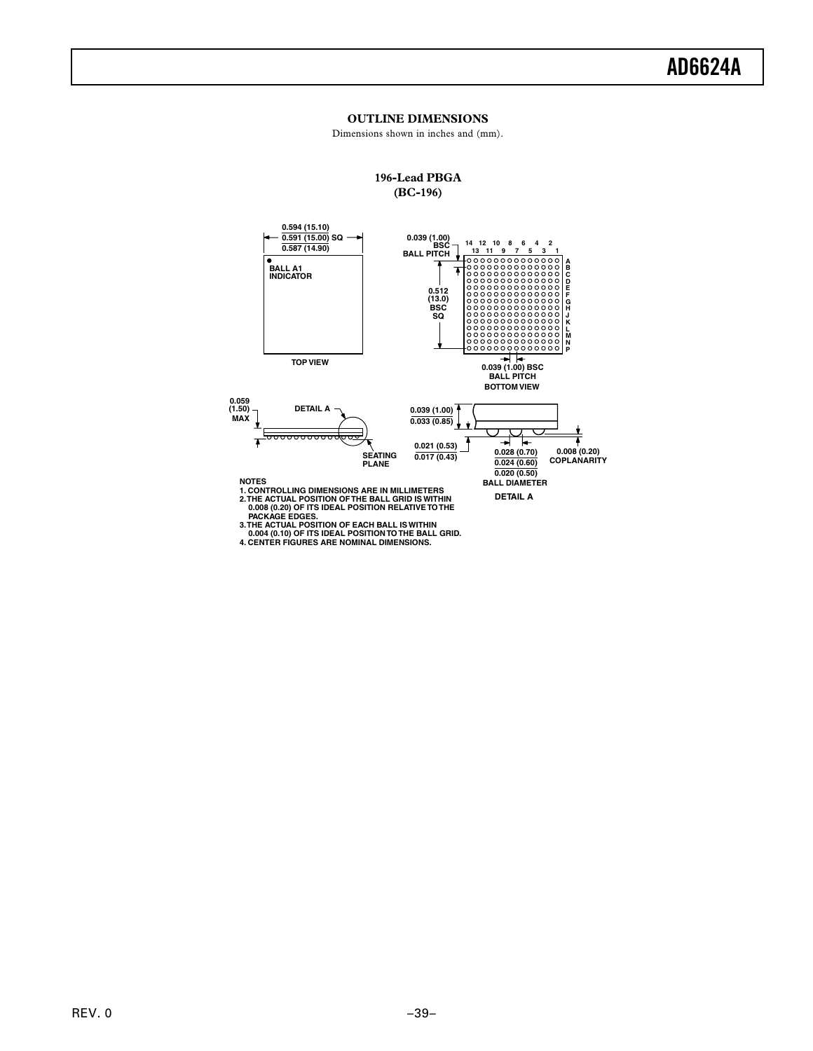## OUTLINE DIMENSIONS

Dimensions shown in inches and (mm).

### 196-Lead PBGA (BC-196)

0.594 (15.10)
0.591 (15.00) SQ
0.587 (14.90)

BALL A1 INDICATOR

TOP VIEW

0.039 (1.00) BSC BALL PITCH

14 12 10 8 6 4 2
13 11 9 7 5 3 1

A B C D E F G H J K L M N P

0.512 (13.0) BSC SQ

0.039 (1.00) BSC BALL PITCH

BOTTOM VIEW

0.059 (1.50) MAX

DETAIL A

SEATING PLANE

0.039 (1.00)
0.033 (0.85)

0.021 (0.53)
0.017 (0.43)

0.028 (0.70)
0.024 (0.60)
0.020 (0.50)
BALL DIAMETER

0.008 (0.20) COPLANARITY

DETAIL A

NOTES
1. CONTROLLING DIMENSIONS ARE IN MILLIMETERS
2. THE ACTUAL POSITION OF THE BALL GRID IS WITHIN 0.008 (0.20) OF ITS IDEAL POSITION RELATIVE TO THE PACKAGE EDGES.
3. THE ACTUAL POSITION OF EACH BALL IS WITHIN 0.004 (0.10) OF ITS IDEAL POSITION TO THE BALL GRID.
4. CENTER FIGURES ARE NOMINAL DIMENSIONS.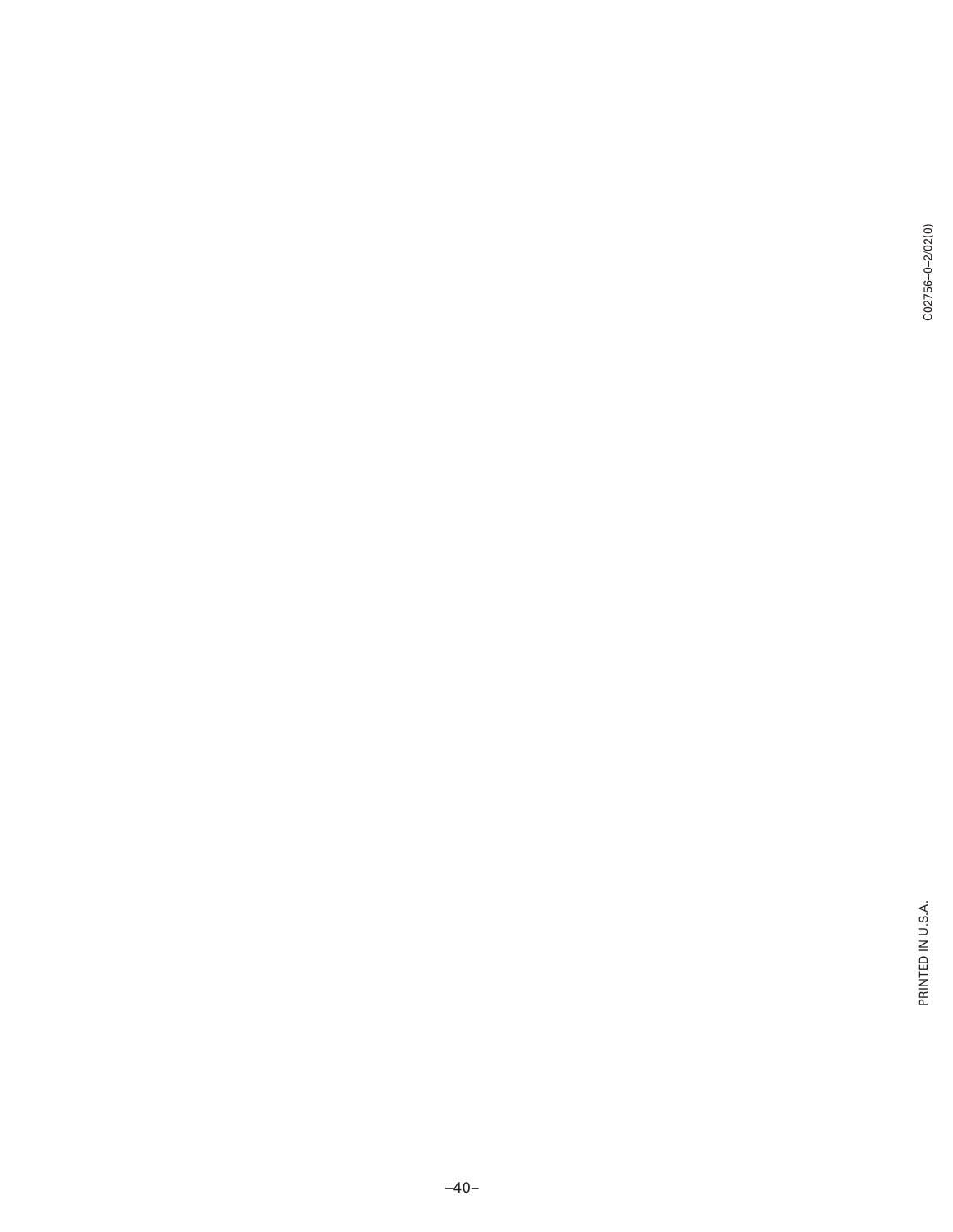C02756–0–2/02(0)

PRINTED IN U.S.A.